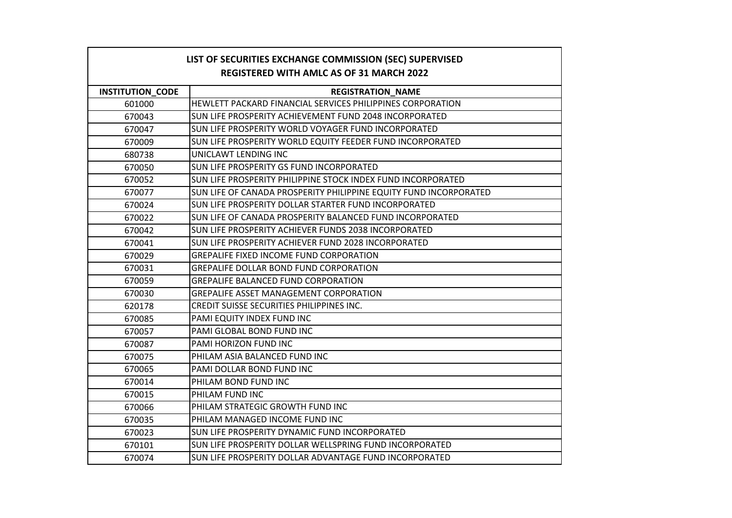| LIST OF SECURITIES EXCHANGE COMMISSION (SEC) SUPERVISED REGISTERED WITH AMLC AS OF 31 MARCH 2022 | |
|---|---|
| **INSTITUTION_CODE** | **REGISTRATION_NAME** |
| 601000 | HEWLETT PACKARD FINANCIAL SERVICES PHILIPPINES CORPORATION |
| 670043 | SUN LIFE PROSPERITY ACHIEVEMENT FUND 2048 INCORPORATED |
| 670047 | SUN LIFE PROSPERITY WORLD VOYAGER FUND INCORPORATED |
| 670009 | SUN LIFE PROSPERITY WORLD EQUITY FEEDER FUND INCORPORATED |
| 680738 | UNICLAWT LENDING INC |
| 670050 | SUN LIFE PROSPERITY GS FUND INCORPORATED |
| 670052 | SUN LIFE PROSPERITY PHILIPPINE STOCK INDEX FUND INCORPORATED |
| 670077 | SUN LIFE OF CANADA PROSPERITY PHILIPPINE EQUITY FUND INCORPORATED |
| 670024 | SUN LIFE PROSPERITY DOLLAR STARTER FUND INCORPORATED |
| 670022 | SUN LIFE OF CANADA PROSPERITY BALANCED FUND INCORPORATED |
| 670042 | SUN LIFE PROSPERITY ACHIEVER FUNDS 2038 INCORPORATED |
| 670041 | SUN LIFE PROSPERITY ACHIEVER FUND 2028 INCORPORATED |
| 670029 | GREPALIFE FIXED INCOME FUND CORPORATION |
| 670031 | GREPALIFE DOLLAR BOND FUND CORPORATION |
| 670059 | GREPALIFE BALANCED FUND CORPORATION |
| 670030 | GREPALIFE ASSET MANAGEMENT CORPORATION |
| 620178 | CREDIT SUISSE SECURITIES PHILIPPINES INC. |
| 670085 | PAMI EQUITY INDEX FUND INC |
| 670057 | PAMI GLOBAL BOND FUND INC |
| 670087 | PAMI HORIZON FUND INC |
| 670075 | PHILAM ASIA BALANCED FUND INC |
| 670065 | PAMI DOLLAR BOND FUND INC |
| 670014 | PHILAM BOND FUND INC |
| 670015 | PHILAM FUND INC |
| 670066 | PHILAM STRATEGIC GROWTH FUND INC |
| 670035 | PHILAM MANAGED INCOME FUND INC |
| 670023 | SUN LIFE PROSPERITY DYNAMIC FUND INCORPORATED |
| 670101 | SUN LIFE PROSPERITY DOLLAR WELLSPRING FUND INCORPORATED |
| 670074 | SUN LIFE PROSPERITY DOLLAR ADVANTAGE FUND INCORPORATED |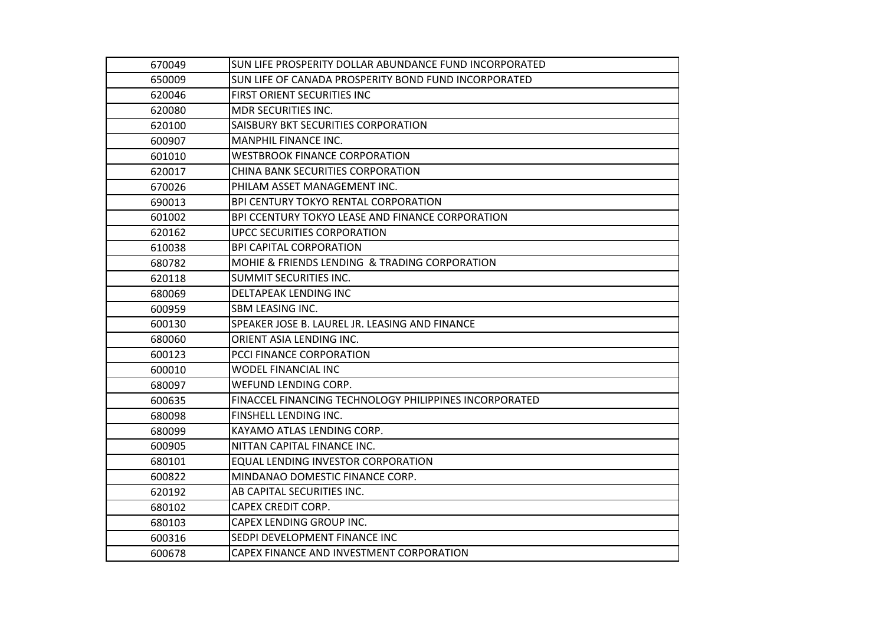| 670049 | SUN LIFE PROSPERITY DOLLAR ABUNDANCE FUND INCORPORATED |
|---|---|
| 650009 | SUN LIFE OF CANADA PROSPERITY BOND FUND INCORPORATED |
| 620046 | FIRST ORIENT SECURITIES INC |
| 620080 | MDR SECURITIES INC. |
| 620100 | SAISBURY BKT SECURITIES CORPORATION |
| 600907 | MANPHIL FINANCE INC. |
| 601010 | WESTBROOK FINANCE CORPORATION |
| 620017 | CHINA BANK SECURITIES CORPORATION |
| 670026 | PHILAM ASSET MANAGEMENT INC. |
| 690013 | BPI CENTURY TOKYO RENTAL CORPORATION |
| 601002 | BPI CCENTURY TOKYO LEASE AND FINANCE CORPORATION |
| 620162 | UPCC SECURITIES CORPORATION |
| 610038 | BPI CAPITAL CORPORATION |
| 680782 | MOHIE & FRIENDS LENDING & TRADING CORPORATION |
| 620118 | SUMMIT SECURITIES INC. |
| 680069 | DELTAPEAK LENDING INC |
| 600959 | SBM LEASING INC. |
| 600130 | SPEAKER JOSE B. LAUREL JR. LEASING AND FINANCE |
| 680060 | ORIENT ASIA LENDING INC. |
| 600123 | PCCI FINANCE CORPORATION |
| 600010 | WODEL FINANCIAL INC |
| 680097 | WEFUND LENDING CORP. |
| 600635 | FINACCEL FINANCING TECHNOLOGY PHILIPPINES INCORPORATED |
| 680098 | FINSHELL LENDING INC. |
| 680099 | KAYAMO ATLAS LENDING CORP. |
| 600905 | NITTAN CAPITAL FINANCE INC. |
| 680101 | EQUAL LENDING INVESTOR CORPORATION |
| 600822 | MINDANAO DOMESTIC FINANCE CORP. |
| 620192 | AB CAPITAL SECURITIES INC. |
| 680102 | CAPEX CREDIT CORP. |
| 680103 | CAPEX LENDING GROUP INC. |
| 600316 | SEDPI DEVELOPMENT FINANCE INC |
| 600678 | CAPEX FINANCE AND INVESTMENT CORPORATION |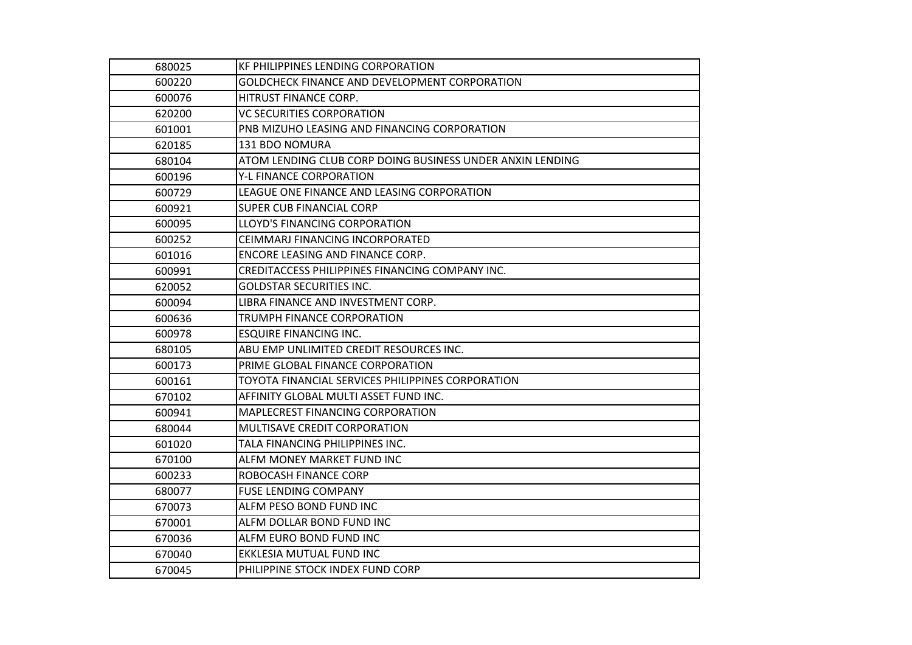| 680025 | KF PHILIPPINES LENDING CORPORATION |
|---|---|
| 600220 | GOLDCHECK FINANCE AND DEVELOPMENT CORPORATION |
| 600076 | HITRUST FINANCE CORP. |
| 620200 | VC SECURITIES CORPORATION |
| 601001 | PNB MIZUHO LEASING AND FINANCING CORPORATION |
| 620185 | 131 BDO NOMURA |
| 680104 | ATOM LENDING CLUB CORP DOING BUSINESS UNDER ANXIN LENDING |
| 600196 | Y-L FINANCE CORPORATION |
| 600729 | LEAGUE ONE FINANCE AND LEASING CORPORATION |
| 600921 | SUPER CUB FINANCIAL CORP |
| 600095 | LLOYD'S FINANCING CORPORATION |
| 600252 | CEIMMARJ FINANCING INCORPORATED |
| 601016 | ENCORE LEASING AND FINANCE CORP. |
| 600991 | CREDITACCESS PHILIPPINES FINANCING COMPANY INC. |
| 620052 | GOLDSTAR SECURITIES INC. |
| 600094 | LIBRA FINANCE AND INVESTMENT CORP. |
| 600636 | TRUMPH FINANCE CORPORATION |
| 600978 | ESQUIRE FINANCING INC. |
| 680105 | ABU EMP UNLIMITED CREDIT RESOURCES INC. |
| 600173 | PRIME GLOBAL FINANCE CORPORATION |
| 600161 | TOYOTA FINANCIAL SERVICES PHILIPPINES CORPORATION |
| 670102 | AFFINITY GLOBAL MULTI ASSET FUND INC. |
| 600941 | MAPLECREST FINANCING CORPORATION |
| 680044 | MULTISAVE CREDIT CORPORATION |
| 601020 | TALA FINANCING PHILIPPINES INC. |
| 670100 | ALFM MONEY MARKET FUND INC |
| 600233 | ROBOCASH FINANCE CORP |
| 680077 | FUSE LENDING COMPANY |
| 670073 | ALFM PESO BOND FUND INC |
| 670001 | ALFM DOLLAR BOND FUND INC |
| 670036 | ALFM EURO BOND FUND INC |
| 670040 | EKKLESIA MUTUAL FUND INC |
| 670045 | PHILIPPINE STOCK INDEX FUND CORP |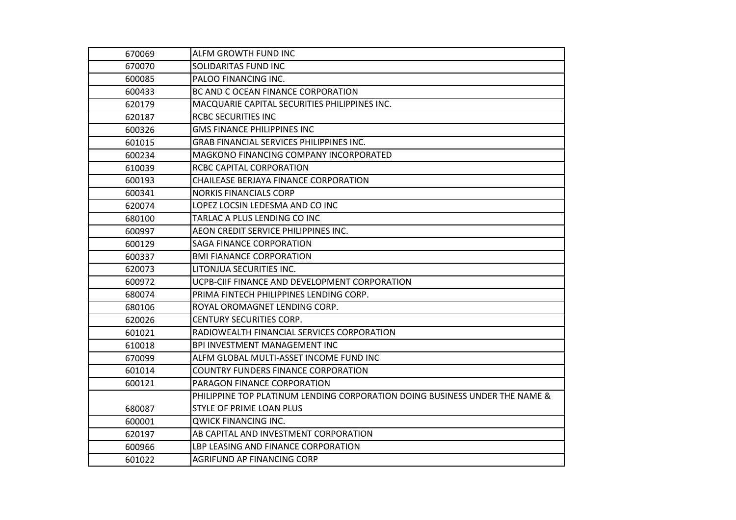| | |
|---|---|
| 670069 | ALFM GROWTH FUND INC |
| 670070 | SOLIDARITAS FUND INC |
| 600085 | PALOO FINANCING INC. |
| 600433 | BC AND C OCEAN FINANCE CORPORATION |
| 620179 | MACQUARIE CAPITAL SECURITIES PHILIPPINES INC. |
| 620187 | RCBC SECURITIES INC |
| 600326 | GMS FINANCE PHILIPPINES INC |
| 601015 | GRAB FINANCIAL SERVICES PHILIPPINES INC. |
| 600234 | MAGKONO FINANCING COMPANY INCORPORATED |
| 610039 | RCBC CAPITAL CORPORATION |
| 600193 | CHAILEASE BERJAYA FINANCE CORPORATION |
| 600341 | NORKIS FINANCIALS CORP |
| 620074 | LOPEZ LOCSIN LEDESMA AND CO INC |
| 680100 | TARLAC A PLUS LENDING CO INC |
| 600997 | AEON CREDIT SERVICE PHILIPPINES INC. |
| 600129 | SAGA FINANCE CORPORATION |
| 600337 | BMI FIANANCE CORPORATION |
| 620073 | LITONJUA SECURITIES INC. |
| 600972 | UCPB-CIIF FINANCE AND DEVELOPMENT CORPORATION |
| 680074 | PRIMA FINTECH PHILIPPINES LENDING CORP. |
| 680106 | ROYAL OROMAGNET LENDING CORP. |
| 620026 | CENTURY SECURITIES CORP. |
| 601021 | RADIOWEALTH FINANCIAL SERVICES CORPORATION |
| 610018 | BPI INVESTMENT MANAGEMENT INC |
| 670099 | ALFM GLOBAL MULTI-ASSET INCOME FUND INC |
| 601014 | COUNTRY FUNDERS FINANCE CORPORATION |
| 600121 | PARAGON FINANCE CORPORATION |
| 680087 | PHILIPPINE TOP PLATINUM LENDING CORPORATION DOING BUSINESS UNDER THE NAME & STYLE OF PRIME LOAN PLUS |
| 600001 | QWICK FINANCING INC. |
| 620197 | AB CAPITAL AND INVESTMENT CORPORATION |
| 600966 | LBP LEASING AND FINANCE CORPORATION |
| 601022 | AGRIFUND AP FINANCING CORP |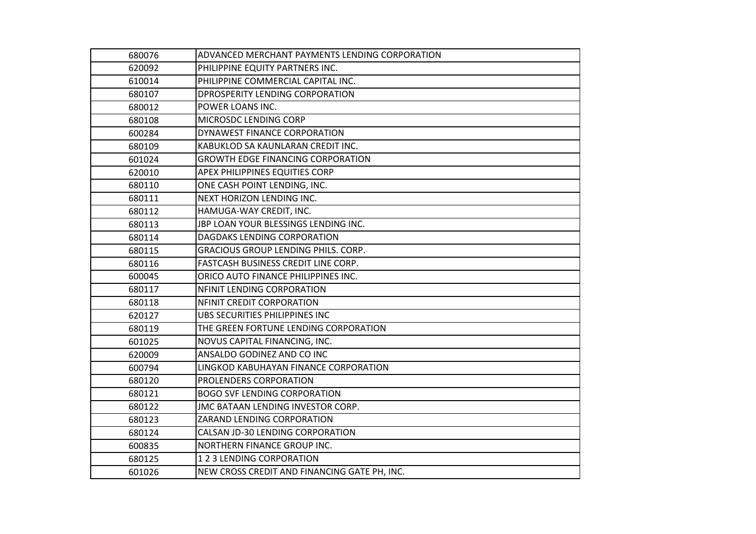| | |
|---|---|
| 680076 | ADVANCED MERCHANT PAYMENTS LENDING CORPORATION |
| 620092 | PHILIPPINE EQUITY PARTNERS INC. |
| 610014 | PHILIPPINE COMMERCIAL CAPITAL INC. |
| 680107 | DPROSPERITY LENDING CORPORATION |
| 680012 | POWER LOANS INC. |
| 680108 | MICROSDC LENDING CORP |
| 600284 | DYNAWEST FINANCE CORPORATION |
| 680109 | KABUKLOD SA KAUNLARAN CREDIT INC. |
| 601024 | GROWTH EDGE FINANCING CORPORATION |
| 620010 | APEX PHILIPPINES EQUITIES CORP |
| 680110 | ONE CASH POINT LENDING, INC. |
| 680111 | NEXT HORIZON LENDING INC. |
| 680112 | HAMUGA-WAY CREDIT, INC. |
| 680113 | JBP LOAN YOUR BLESSINGS LENDING INC. |
| 680114 | DAGDAKS LENDING CORPORATION |
| 680115 | GRACIOUS GROUP LENDING PHILS. CORP. |
| 680116 | FASTCASH BUSINESS CREDIT LINE CORP. |
| 600045 | ORICO AUTO FINANCE PHILIPPINES INC. |
| 680117 | NFINIT LENDING CORPORATION |
| 680118 | NFINIT CREDIT CORPORATION |
| 620127 | UBS SECURITIES PHILIPPINES INC |
| 680119 | THE GREEN FORTUNE LENDING CORPORATION |
| 601025 | NOVUS CAPITAL FINANCING, INC. |
| 620009 | ANSALDO GODINEZ AND CO INC |
| 600794 | LINGKOD KABUHAYAN FINANCE CORPORATION |
| 680120 | PROLENDERS CORPORATION |
| 680121 | BOGO SVF LENDING CORPORATION |
| 680122 | JMC BATAAN LENDING INVESTOR CORP. |
| 680123 | ZARAND LENDING CORPORATION |
| 680124 | CALSAN JD-30 LENDING CORPORATION |
| 600835 | NORTHERN FINANCE GROUP INC. |
| 680125 | 1 2 3 LENDING CORPORATION |
| 601026 | NEW CROSS CREDIT AND FINANCING GATE PH, INC. |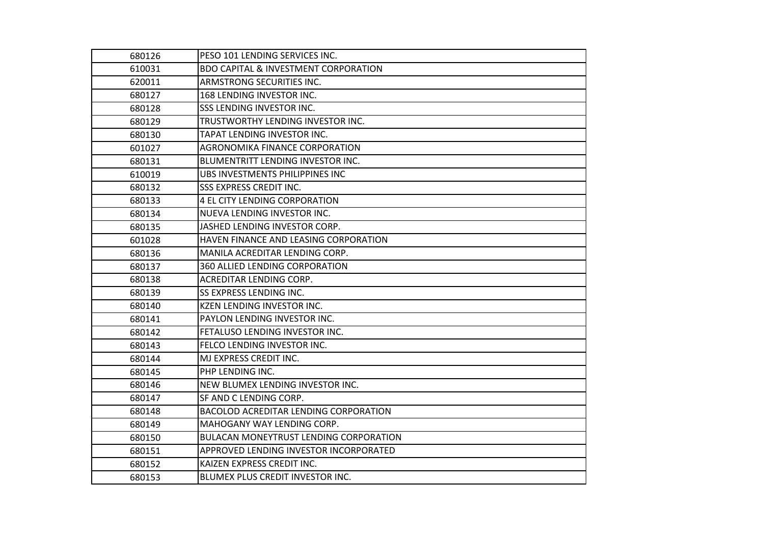| | |
|---|---|
| 680126 | PESO 101 LENDING SERVICES INC. |
| 610031 | BDO CAPITAL & INVESTMENT CORPORATION |
| 620011 | ARMSTRONG SECURITIES INC. |
| 680127 | 168 LENDING INVESTOR INC. |
| 680128 | SSS LENDING INVESTOR INC. |
| 680129 | TRUSTWORTHY LENDING INVESTOR INC. |
| 680130 | TAPAT LENDING INVESTOR INC. |
| 601027 | AGRONOMIKA FINANCE CORPORATION |
| 680131 | BLUMENTRITT LENDING INVESTOR INC. |
| 610019 | UBS INVESTMENTS PHILIPPINES INC |
| 680132 | SSS EXPRESS CREDIT INC. |
| 680133 | 4 EL CITY LENDING CORPORATION |
| 680134 | NUEVA LENDING INVESTOR INC. |
| 680135 | JASHED LENDING INVESTOR CORP. |
| 601028 | HAVEN FINANCE AND LEASING CORPORATION |
| 680136 | MANILA ACREDITAR LENDING CORP. |
| 680137 | 360 ALLIED LENDING CORPORATION |
| 680138 | ACREDITAR LENDING CORP. |
| 680139 | SS EXPRESS LENDING INC. |
| 680140 | KZEN LENDING INVESTOR INC. |
| 680141 | PAYLON LENDING INVESTOR INC. |
| 680142 | FETALUSO LENDING INVESTOR INC. |
| 680143 | FELCO LENDING INVESTOR INC. |
| 680144 | MJ EXPRESS CREDIT INC. |
| 680145 | PHP LENDING INC. |
| 680146 | NEW BLUMEX LENDING INVESTOR INC. |
| 680147 | SF AND C LENDING CORP. |
| 680148 | BACOLOD ACREDITAR LENDING CORPORATION |
| 680149 | MAHOGANY WAY LENDING CORP. |
| 680150 | BULACAN MONEYTRUST LENDING CORPORATION |
| 680151 | APPROVED LENDING INVESTOR INCORPORATED |
| 680152 | KAIZEN EXPRESS CREDIT INC. |
| 680153 | BLUMEX PLUS CREDIT INVESTOR INC. |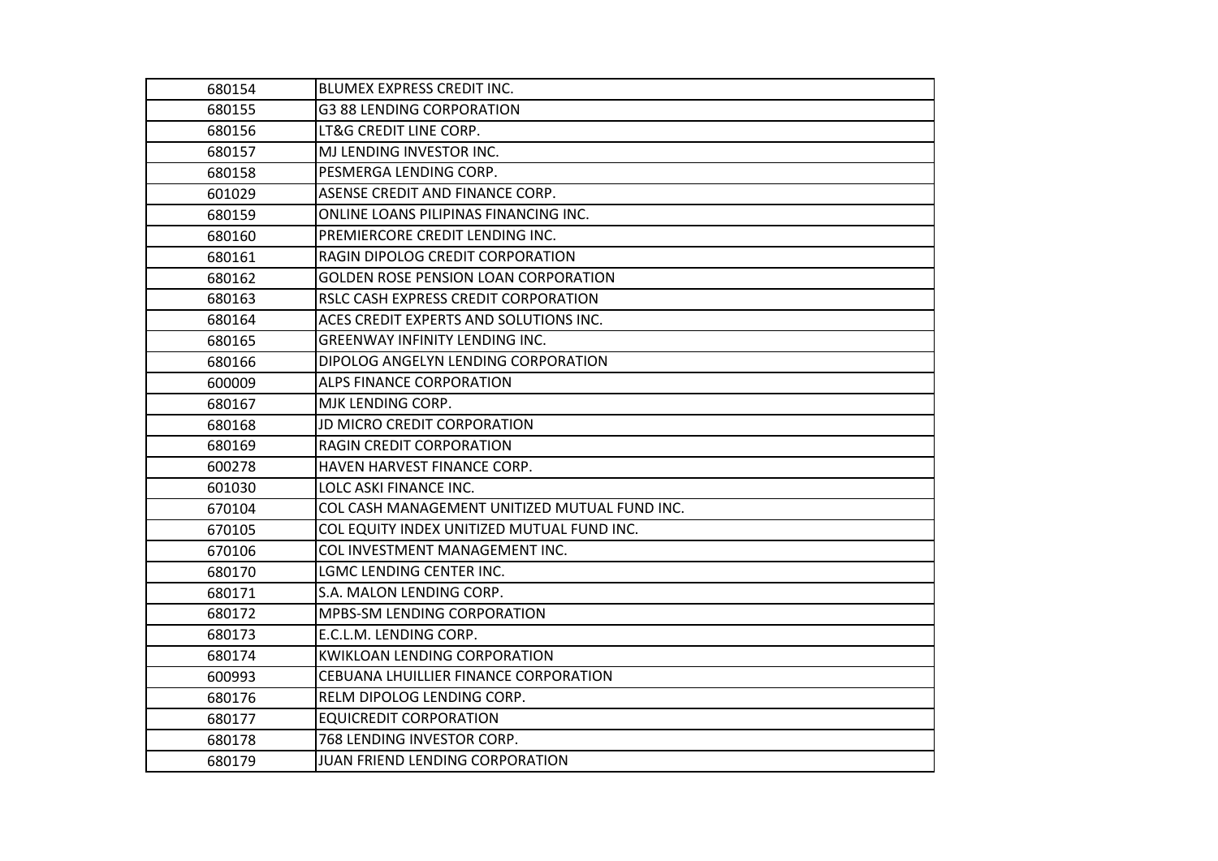| | |
|---|---|
| 680154 | BLUMEX EXPRESS CREDIT INC. |
| 680155 | G3 88 LENDING CORPORATION |
| 680156 | LT&G CREDIT LINE CORP. |
| 680157 | MJ LENDING INVESTOR INC. |
| 680158 | PESMERGA LENDING CORP. |
| 601029 | ASENSE CREDIT AND FINANCE CORP. |
| 680159 | ONLINE LOANS PILIPINAS FINANCING INC. |
| 680160 | PREMIERCORE CREDIT LENDING INC. |
| 680161 | RAGIN DIPOLOG CREDIT CORPORATION |
| 680162 | GOLDEN ROSE PENSION LOAN CORPORATION |
| 680163 | RSLC CASH EXPRESS CREDIT CORPORATION |
| 680164 | ACES CREDIT EXPERTS AND SOLUTIONS INC. |
| 680165 | GREENWAY INFINITY LENDING INC. |
| 680166 | DIPOLOG ANGELYN LENDING CORPORATION |
| 600009 | ALPS FINANCE CORPORATION |
| 680167 | MJK LENDING CORP. |
| 680168 | JD MICRO CREDIT CORPORATION |
| 680169 | RAGIN CREDIT CORPORATION |
| 600278 | HAVEN HARVEST FINANCE CORP. |
| 601030 | LOLC ASKI FINANCE INC. |
| 670104 | COL CASH MANAGEMENT UNITIZED MUTUAL FUND INC. |
| 670105 | COL EQUITY INDEX UNITIZED MUTUAL FUND INC. |
| 670106 | COL INVESTMENT MANAGEMENT INC. |
| 680170 | LGMC LENDING CENTER INC. |
| 680171 | S.A. MALON LENDING CORP. |
| 680172 | MPBS-SM LENDING CORPORATION |
| 680173 | E.C.L.M. LENDING CORP. |
| 680174 | KWIKLOAN LENDING CORPORATION |
| 600993 | CEBUANA LHUILLIER FINANCE CORPORATION |
| 680176 | RELM DIPOLOG LENDING CORP. |
| 680177 | EQUICREDIT CORPORATION |
| 680178 | 768 LENDING INVESTOR CORP. |
| 680179 | JUAN FRIEND LENDING CORPORATION |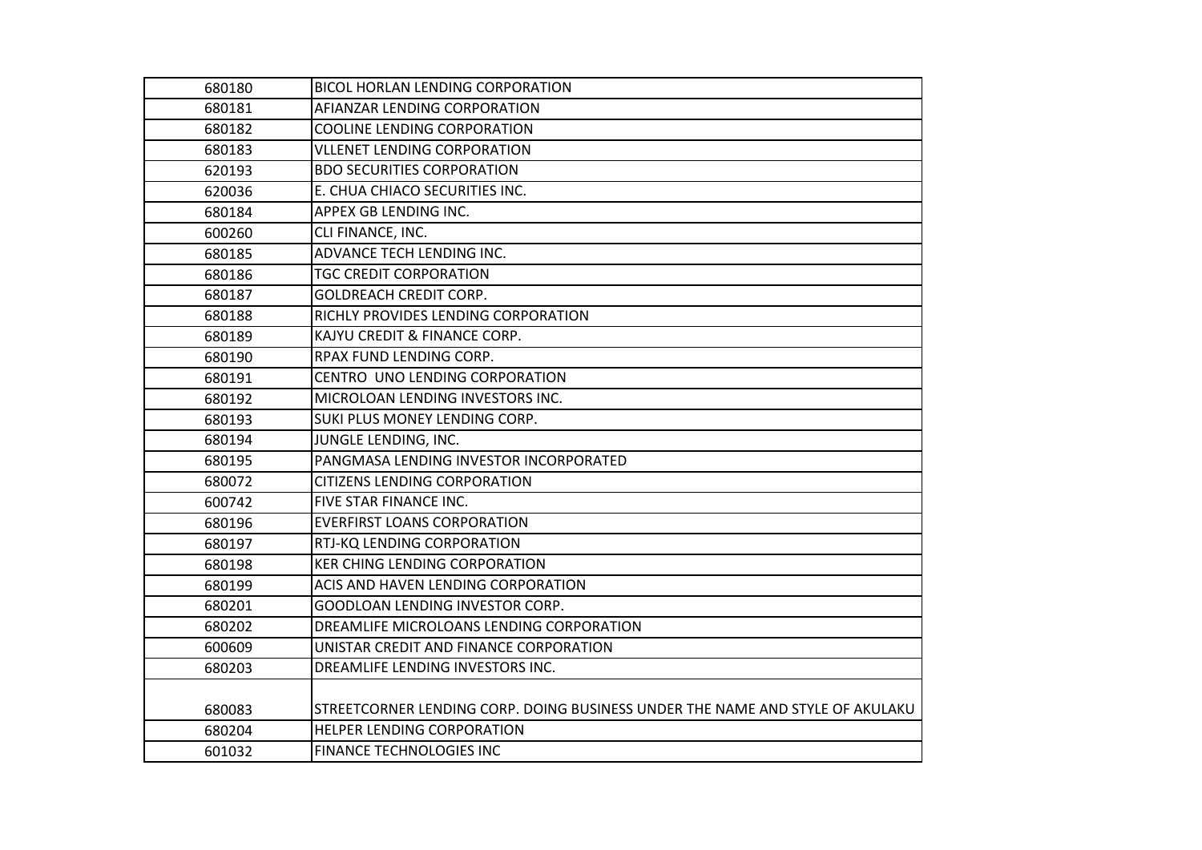| | |
|---|---|
| 680180 | BICOL HORLAN LENDING CORPORATION |
| 680181 | AFIANZAR LENDING CORPORATION |
| 680182 | COOLINE LENDING CORPORATION |
| 680183 | VLLENET LENDING CORPORATION |
| 620193 | BDO SECURITIES CORPORATION |
| 620036 | E. CHUA CHIACO SECURITIES INC. |
| 680184 | APPEX GB LENDING INC. |
| 600260 | CLI FINANCE, INC. |
| 680185 | ADVANCE TECH LENDING INC. |
| 680186 | TGC CREDIT CORPORATION |
| 680187 | GOLDREACH CREDIT CORP. |
| 680188 | RICHLY PROVIDES LENDING CORPORATION |
| 680189 | KAJYU CREDIT & FINANCE CORP. |
| 680190 | RPAX FUND LENDING CORP. |
| 680191 | CENTRO UNO LENDING CORPORATION |
| 680192 | MICROLOAN LENDING INVESTORS INC. |
| 680193 | SUKI PLUS MONEY LENDING CORP. |
| 680194 | JUNGLE LENDING, INC. |
| 680195 | PANGMASA LENDING INVESTOR INCORPORATED |
| 680072 | CITIZENS LENDING CORPORATION |
| 600742 | FIVE STAR FINANCE INC. |
| 680196 | EVERFIRST LOANS CORPORATION |
| 680197 | RTJ-KQ LENDING CORPORATION |
| 680198 | KER CHING LENDING CORPORATION |
| 680199 | ACIS AND HAVEN LENDING CORPORATION |
| 680201 | GOODLOAN LENDING INVESTOR CORP. |
| 680202 | DREAMLIFE MICROLOANS LENDING CORPORATION |
| 600609 | UNISTAR CREDIT AND FINANCE CORPORATION |
| 680203 | DREAMLIFE LENDING INVESTORS INC. |
| 680083 | STREETCORNER LENDING CORP. DOING BUSINESS UNDER THE NAME AND STYLE OF AKULAKU |
| 680204 | HELPER LENDING CORPORATION |
| 601032 | FINANCE TECHNOLOGIES INC |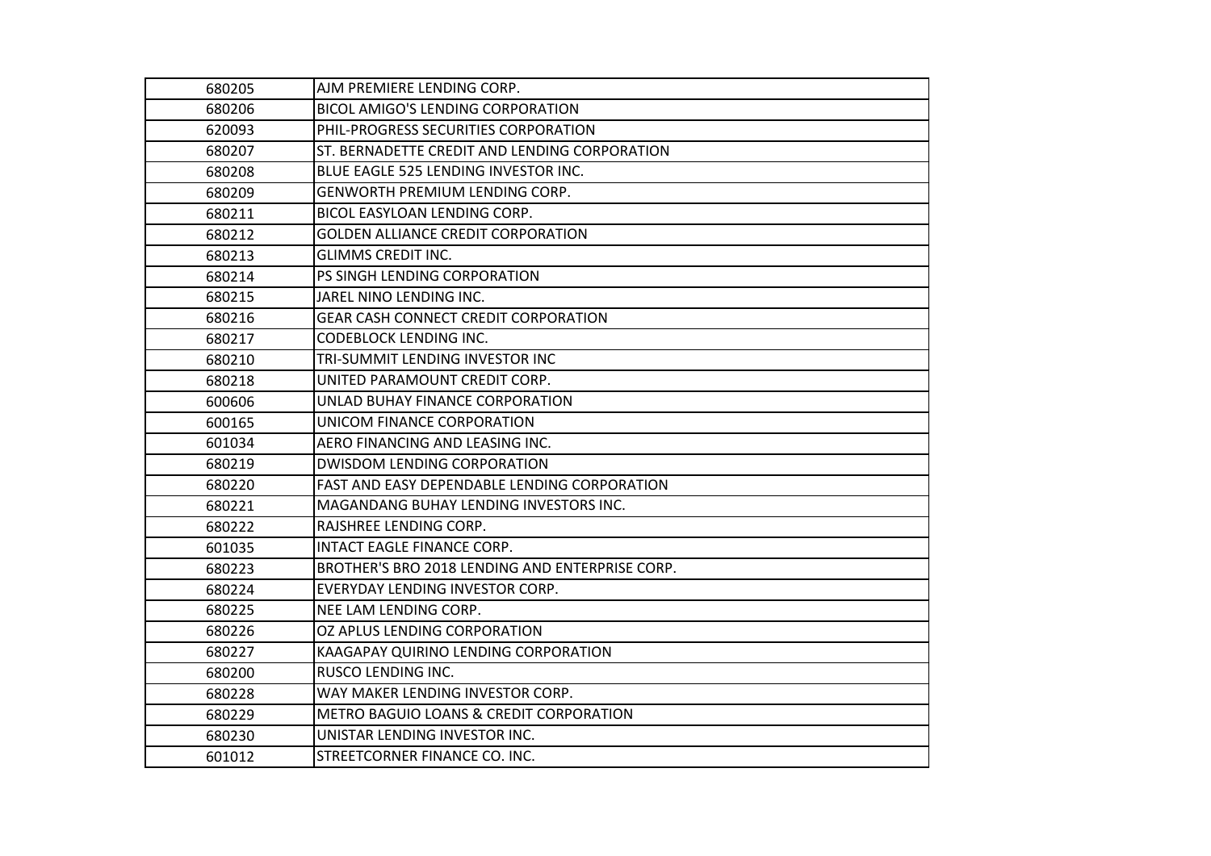| | |
|---|---|
| 680205 | AJM PREMIERE LENDING CORP. |
| 680206 | BICOL AMIGO'S LENDING CORPORATION |
| 620093 | PHIL-PROGRESS SECURITIES CORPORATION |
| 680207 | ST. BERNADETTE CREDIT AND LENDING CORPORATION |
| 680208 | BLUE EAGLE 525 LENDING INVESTOR INC. |
| 680209 | GENWORTH PREMIUM LENDING CORP. |
| 680211 | BICOL EASYLOAN LENDING CORP. |
| 680212 | GOLDEN ALLIANCE CREDIT CORPORATION |
| 680213 | GLIMMS CREDIT INC. |
| 680214 | PS SINGH LENDING CORPORATION |
| 680215 | JAREL NINO LENDING INC. |
| 680216 | GEAR CASH CONNECT CREDIT CORPORATION |
| 680217 | CODEBLOCK LENDING INC. |
| 680210 | TRI-SUMMIT LENDING INVESTOR INC |
| 680218 | UNITED PARAMOUNT CREDIT CORP. |
| 600606 | UNLAD BUHAY FINANCE CORPORATION |
| 600165 | UNICOM FINANCE CORPORATION |
| 601034 | AERO FINANCING AND LEASING INC. |
| 680219 | DWISDOM LENDING CORPORATION |
| 680220 | FAST AND EASY DEPENDABLE LENDING CORPORATION |
| 680221 | MAGANDANG BUHAY LENDING INVESTORS INC. |
| 680222 | RAJSHREE LENDING CORP. |
| 601035 | INTACT EAGLE FINANCE CORP. |
| 680223 | BROTHER'S BRO 2018 LENDING AND ENTERPRISE CORP. |
| 680224 | EVERYDAY LENDING INVESTOR CORP. |
| 680225 | NEE LAM LENDING CORP. |
| 680226 | OZ APLUS LENDING CORPORATION |
| 680227 | KAAGAPAY QUIRINO LENDING CORPORATION |
| 680200 | RUSCO LENDING INC. |
| 680228 | WAY MAKER LENDING INVESTOR CORP. |
| 680229 | METRO BAGUIO LOANS & CREDIT CORPORATION |
| 680230 | UNISTAR LENDING INVESTOR INC. |
| 601012 | STREETCORNER FINANCE CO. INC. |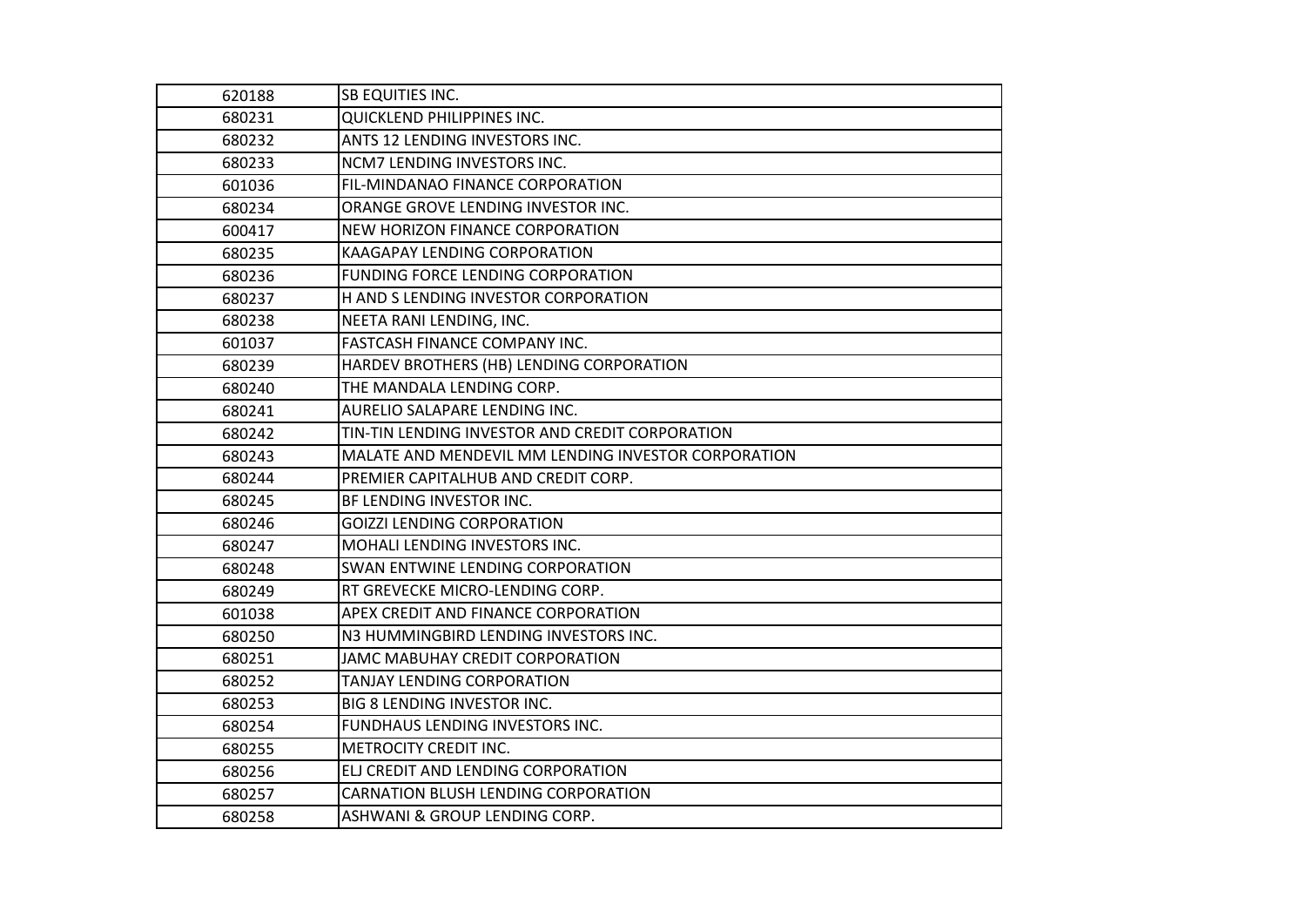| | |
|---|---|
| 620188 | SB EQUITIES INC. |
| 680231 | QUICKLEND PHILIPPINES INC. |
| 680232 | ANTS 12 LENDING INVESTORS INC. |
| 680233 | NCM7 LENDING INVESTORS INC. |
| 601036 | FIL-MINDANAO FINANCE CORPORATION |
| 680234 | ORANGE GROVE LENDING INVESTOR INC. |
| 600417 | NEW HORIZON FINANCE CORPORATION |
| 680235 | KAAGAPAY LENDING CORPORATION |
| 680236 | FUNDING FORCE LENDING CORPORATION |
| 680237 | H AND S LENDING INVESTOR CORPORATION |
| 680238 | NEETA RANI LENDING, INC. |
| 601037 | FASTCASH FINANCE COMPANY INC. |
| 680239 | HARDEV BROTHERS (HB) LENDING CORPORATION |
| 680240 | THE MANDALA LENDING CORP. |
| 680241 | AURELIO SALAPARE LENDING INC. |
| 680242 | TIN-TIN LENDING INVESTOR AND CREDIT CORPORATION |
| 680243 | MALATE AND MENDEVIL MM LENDING INVESTOR CORPORATION |
| 680244 | PREMIER CAPITALHUB AND CREDIT CORP. |
| 680245 | BF LENDING INVESTOR INC. |
| 680246 | GOIZZI LENDING CORPORATION |
| 680247 | MOHALI LENDING INVESTORS INC. |
| 680248 | SWAN ENTWINE LENDING CORPORATION |
| 680249 | RT GREVECKE MICRO-LENDING CORP. |
| 601038 | APEX CREDIT AND FINANCE CORPORATION |
| 680250 | N3 HUMMINGBIRD LENDING INVESTORS INC. |
| 680251 | JAMC MABUHAY CREDIT CORPORATION |
| 680252 | TANJAY LENDING CORPORATION |
| 680253 | BIG 8 LENDING INVESTOR INC. |
| 680254 | FUNDHAUS LENDING INVESTORS INC. |
| 680255 | METROCITY CREDIT INC. |
| 680256 | ELJ CREDIT AND LENDING CORPORATION |
| 680257 | CARNATION BLUSH LENDING CORPORATION |
| 680258 | ASHWANI & GROUP LENDING CORP. |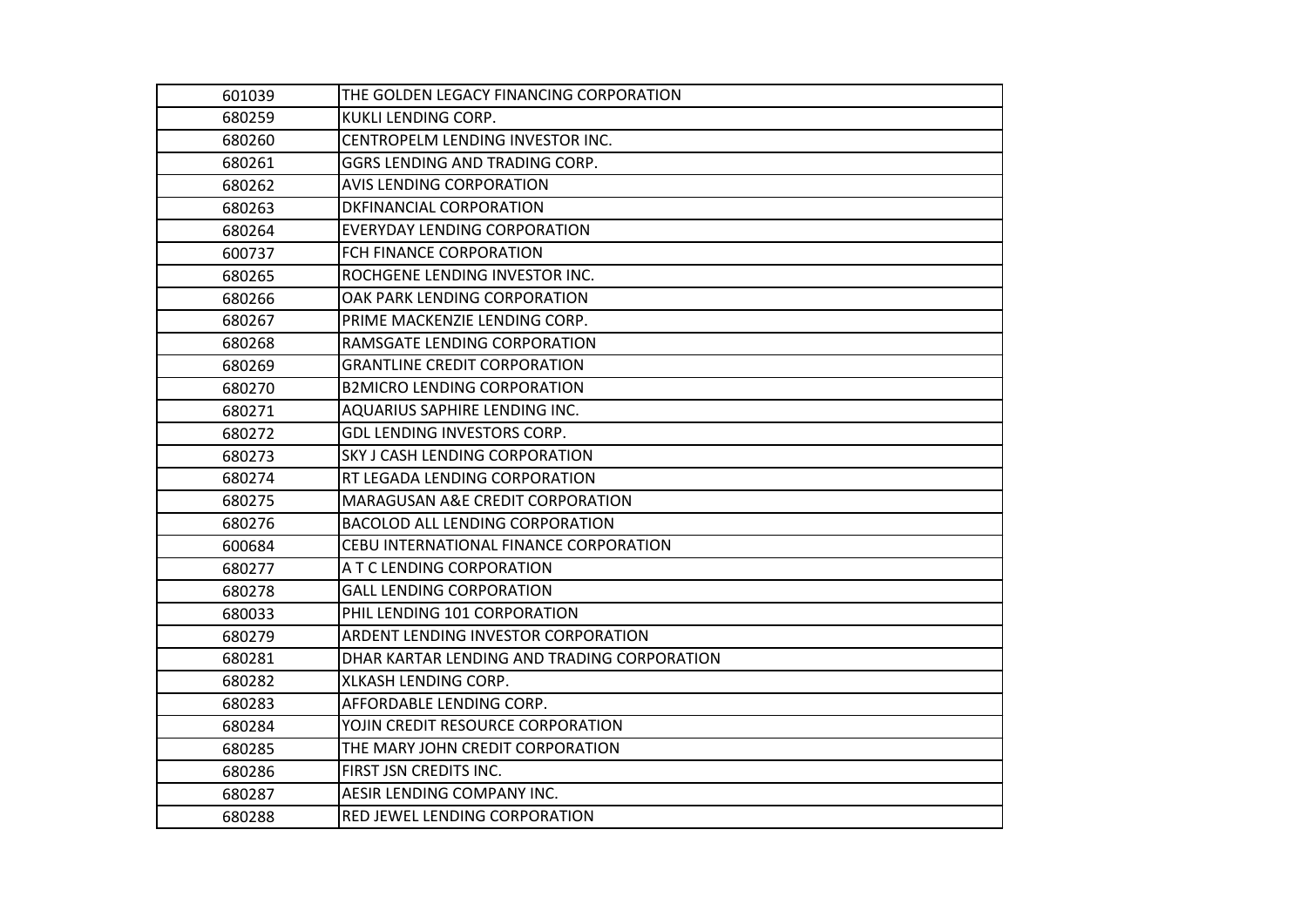| | |
|---|---|
| 601039 | THE GOLDEN LEGACY FINANCING CORPORATION |
| 680259 | KUKLI LENDING CORP. |
| 680260 | CENTROPELM LENDING INVESTOR INC. |
| 680261 | GGRS LENDING AND TRADING CORP. |
| 680262 | AVIS LENDING CORPORATION |
| 680263 | DKFINANCIAL CORPORATION |
| 680264 | EVERYDAY LENDING CORPORATION |
| 600737 | FCH FINANCE CORPORATION |
| 680265 | ROCHGENE LENDING INVESTOR INC. |
| 680266 | OAK PARK LENDING CORPORATION |
| 680267 | PRIME MACKENZIE LENDING CORP. |
| 680268 | RAMSGATE LENDING CORPORATION |
| 680269 | GRANTLINE CREDIT CORPORATION |
| 680270 | B2MICRO LENDING CORPORATION |
| 680271 | AQUARIUS SAPHIRE LENDING INC. |
| 680272 | GDL LENDING INVESTORS CORP. |
| 680273 | SKY J CASH LENDING CORPORATION |
| 680274 | RT LEGADA LENDING CORPORATION |
| 680275 | MARAGUSAN A&E CREDIT CORPORATION |
| 680276 | BACOLOD ALL LENDING CORPORATION |
| 600684 | CEBU INTERNATIONAL FINANCE CORPORATION |
| 680277 | A T C LENDING CORPORATION |
| 680278 | GALL LENDING CORPORATION |
| 680033 | PHIL LENDING 101 CORPORATION |
| 680279 | ARDENT LENDING INVESTOR CORPORATION |
| 680281 | DHAR KARTAR LENDING AND TRADING CORPORATION |
| 680282 | XLKASH LENDING CORP. |
| 680283 | AFFORDABLE LENDING CORP. |
| 680284 | YOJIN CREDIT RESOURCE CORPORATION |
| 680285 | THE MARY JOHN CREDIT CORPORATION |
| 680286 | FIRST JSN CREDITS INC. |
| 680287 | AESIR LENDING COMPANY INC. |
| 680288 | RED JEWEL LENDING CORPORATION |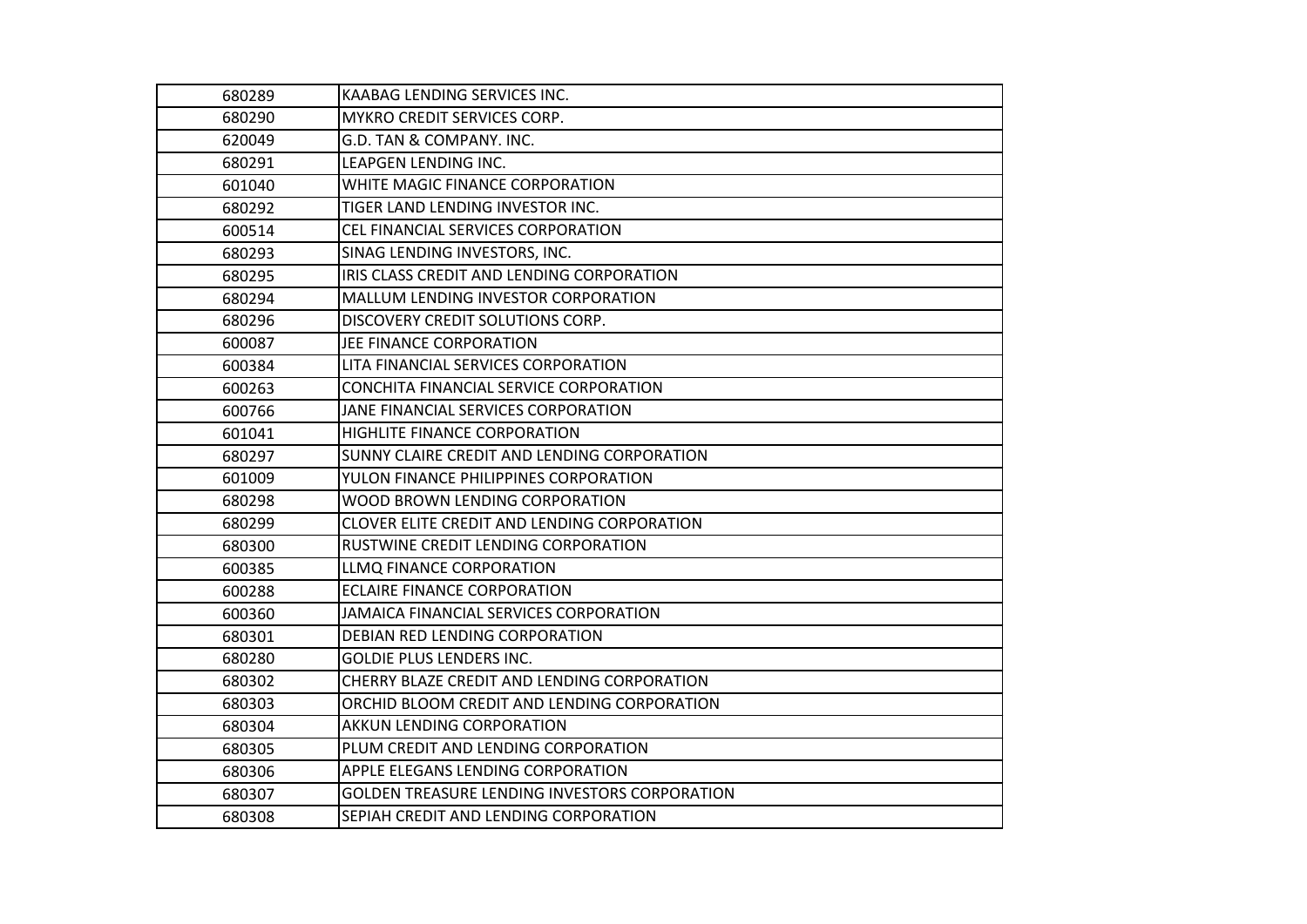| | |
|---|---|
| 680289 | KAABAG LENDING SERVICES INC. |
| 680290 | MYKRO CREDIT SERVICES CORP. |
| 620049 | G.D. TAN & COMPANY. INC. |
| 680291 | LEAPGEN LENDING INC. |
| 601040 | WHITE MAGIC FINANCE CORPORATION |
| 680292 | TIGER LAND LENDING INVESTOR INC. |
| 600514 | CEL FINANCIAL SERVICES CORPORATION |
| 680293 | SINAG LENDING INVESTORS, INC. |
| 680295 | IRIS CLASS CREDIT AND LENDING CORPORATION |
| 680294 | MALLUM LENDING INVESTOR CORPORATION |
| 680296 | DISCOVERY CREDIT SOLUTIONS CORP. |
| 600087 | JEE FINANCE CORPORATION |
| 600384 | LITA FINANCIAL SERVICES CORPORATION |
| 600263 | CONCHITA FINANCIAL SERVICE CORPORATION |
| 600766 | JANE FINANCIAL SERVICES CORPORATION |
| 601041 | HIGHLITE FINANCE CORPORATION |
| 680297 | SUNNY CLAIRE CREDIT AND LENDING CORPORATION |
| 601009 | YULON FINANCE PHILIPPINES CORPORATION |
| 680298 | WOOD BROWN LENDING CORPORATION |
| 680299 | CLOVER ELITE CREDIT AND LENDING CORPORATION |
| 680300 | RUSTWINE CREDIT LENDING CORPORATION |
| 600385 | LLMQ FINANCE CORPORATION |
| 600288 | ECLAIRE FINANCE CORPORATION |
| 600360 | JAMAICA FINANCIAL SERVICES CORPORATION |
| 680301 | DEBIAN RED LENDING CORPORATION |
| 680280 | GOLDIE PLUS LENDERS INC. |
| 680302 | CHERRY BLAZE CREDIT AND LENDING CORPORATION |
| 680303 | ORCHID BLOOM CREDIT AND LENDING CORPORATION |
| 680304 | AKKUN LENDING CORPORATION |
| 680305 | PLUM CREDIT AND LENDING CORPORATION |
| 680306 | APPLE ELEGANS LENDING CORPORATION |
| 680307 | GOLDEN TREASURE LENDING INVESTORS CORPORATION |
| 680308 | SEPIAH CREDIT AND LENDING CORPORATION |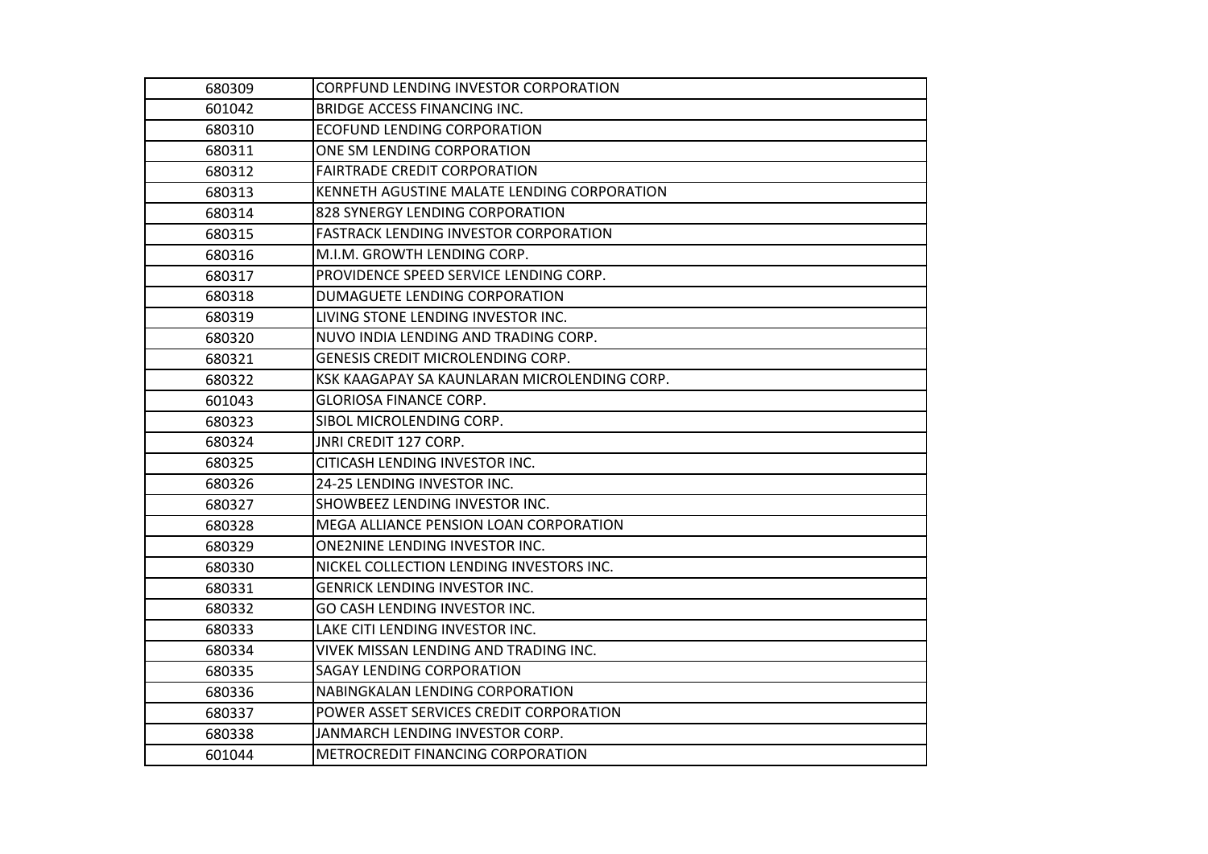| | |
|---|---|
| 680309 | CORPFUND LENDING INVESTOR CORPORATION |
| 601042 | BRIDGE ACCESS FINANCING INC. |
| 680310 | ECOFUND LENDING CORPORATION |
| 680311 | ONE SM LENDING CORPORATION |
| 680312 | FAIRTRADE CREDIT CORPORATION |
| 680313 | KENNETH AGUSTINE MALATE LENDING CORPORATION |
| 680314 | 828 SYNERGY LENDING CORPORATION |
| 680315 | FASTRACK LENDING INVESTOR CORPORATION |
| 680316 | M.I.M. GROWTH LENDING CORP. |
| 680317 | PROVIDENCE SPEED SERVICE LENDING CORP. |
| 680318 | DUMAGUETE LENDING CORPORATION |
| 680319 | LIVING STONE LENDING INVESTOR INC. |
| 680320 | NUVO INDIA LENDING AND TRADING CORP. |
| 680321 | GENESIS CREDIT MICROLENDING CORP. |
| 680322 | KSK KAAGAPAY SA KAUNLARAN MICROLENDING CORP. |
| 601043 | GLORIOSA FINANCE CORP. |
| 680323 | SIBOL MICROLENDING CORP. |
| 680324 | JNRI CREDIT 127 CORP. |
| 680325 | CITICASH LENDING INVESTOR INC. |
| 680326 | 24-25 LENDING INVESTOR INC. |
| 680327 | SHOWBEEZ LENDING INVESTOR INC. |
| 680328 | MEGA ALLIANCE PENSION LOAN CORPORATION |
| 680329 | ONE2NINE LENDING INVESTOR INC. |
| 680330 | NICKEL COLLECTION LENDING INVESTORS INC. |
| 680331 | GENRICK LENDING INVESTOR INC. |
| 680332 | GO CASH LENDING INVESTOR INC. |
| 680333 | LAKE CITI LENDING INVESTOR INC. |
| 680334 | VIVEK MISSAN LENDING AND TRADING INC. |
| 680335 | SAGAY LENDING CORPORATION |
| 680336 | NABINGKALAN LENDING CORPORATION |
| 680337 | POWER ASSET SERVICES CREDIT CORPORATION |
| 680338 | JANMARCH LENDING INVESTOR CORP. |
| 601044 | METROCREDIT FINANCING CORPORATION |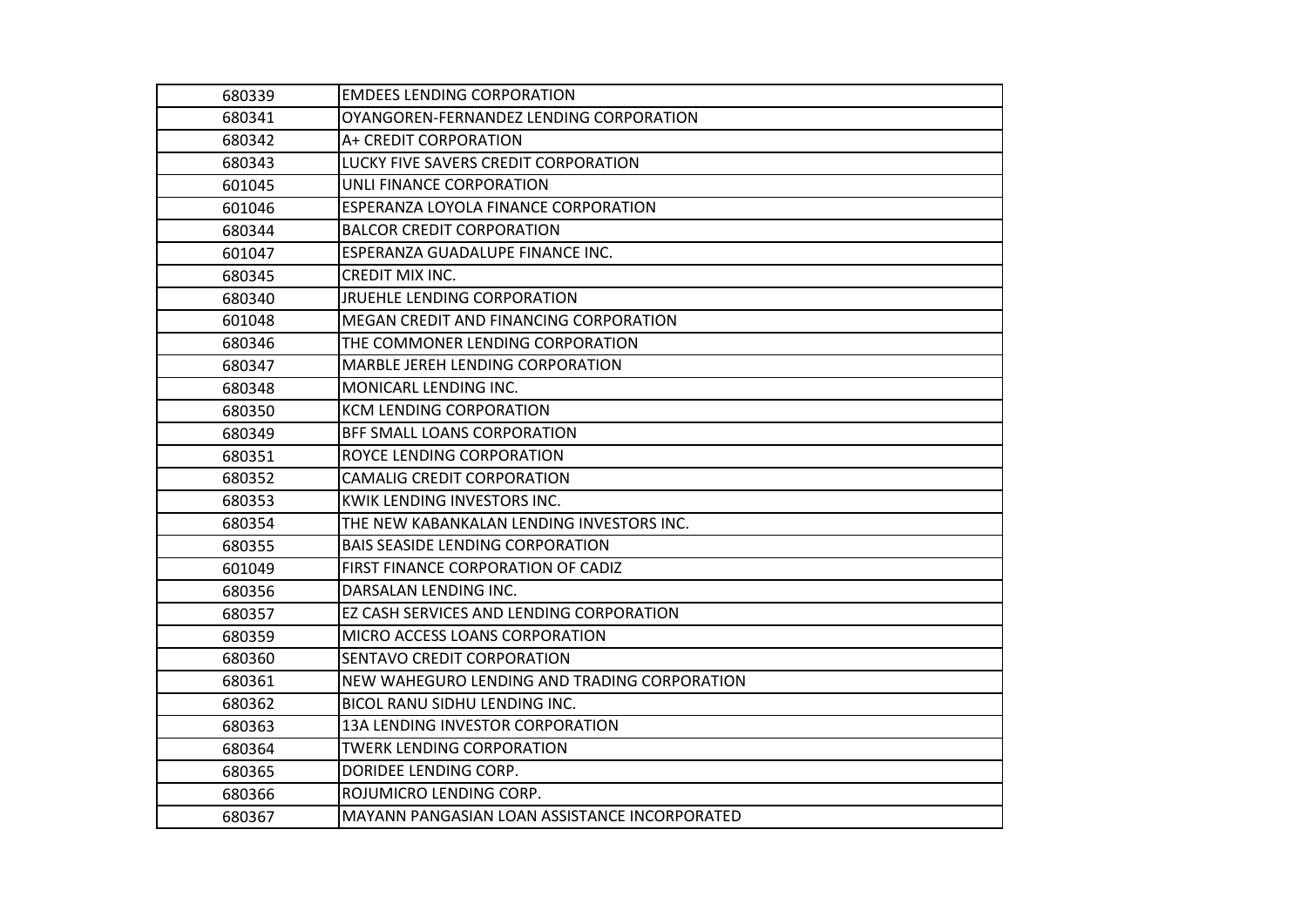| | |
|---|---|
| 680339 | EMDEES LENDING CORPORATION |
| 680341 | OYANGOREN-FERNANDEZ LENDING CORPORATION |
| 680342 | A+ CREDIT CORPORATION |
| 680343 | LUCKY FIVE SAVERS CREDIT CORPORATION |
| 601045 | UNLI FINANCE CORPORATION |
| 601046 | ESPERANZA LOYOLA FINANCE CORPORATION |
| 680344 | BALCOR CREDIT CORPORATION |
| 601047 | ESPERANZA GUADALUPE FINANCE INC. |
| 680345 | CREDIT MIX INC. |
| 680340 | JRUEHLE LENDING CORPORATION |
| 601048 | MEGAN CREDIT AND FINANCING CORPORATION |
| 680346 | THE COMMONER LENDING CORPORATION |
| 680347 | MARBLE JEREH LENDING CORPORATION |
| 680348 | MONICARL LENDING INC. |
| 680350 | KCM LENDING CORPORATION |
| 680349 | BFF SMALL LOANS CORPORATION |
| 680351 | ROYCE LENDING CORPORATION |
| 680352 | CAMALIG CREDIT CORPORATION |
| 680353 | KWIK LENDING INVESTORS INC. |
| 680354 | THE NEW KABANKALAN LENDING INVESTORS INC. |
| 680355 | BAIS SEASIDE LENDING CORPORATION |
| 601049 | FIRST FINANCE CORPORATION OF CADIZ |
| 680356 | DARSALAN LENDING INC. |
| 680357 | EZ CASH SERVICES AND LENDING CORPORATION |
| 680359 | MICRO ACCESS LOANS CORPORATION |
| 680360 | SENTAVO CREDIT CORPORATION |
| 680361 | NEW WAHEGURO LENDING AND TRADING CORPORATION |
| 680362 | BICOL RANU SIDHU LENDING INC. |
| 680363 | 13A LENDING INVESTOR CORPORATION |
| 680364 | TWERK LENDING CORPORATION |
| 680365 | DORIDEE LENDING CORP. |
| 680366 | ROJUMICRO LENDING CORP. |
| 680367 | MAYANN PANGASIAN LOAN ASSISTANCE INCORPORATED |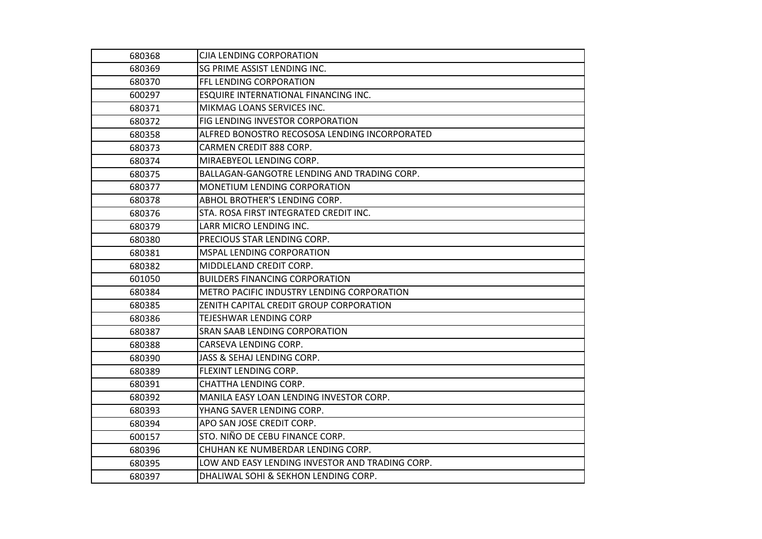| | |
|---|---|
| 680368 | CJIA LENDING CORPORATION |
| 680369 | SG PRIME ASSIST LENDING INC. |
| 680370 | FFL LENDING CORPORATION |
| 600297 | ESQUIRE INTERNATIONAL FINANCING INC. |
| 680371 | MIKMAG LOANS SERVICES INC. |
| 680372 | FIG LENDING INVESTOR CORPORATION |
| 680358 | ALFRED BONOSTRO RECOSOSA LENDING INCORPORATED |
| 680373 | CARMEN CREDIT 888 CORP. |
| 680374 | MIRAEBYEOL LENDING CORP. |
| 680375 | BALLAGAN-GANGOTRE LENDING AND TRADING CORP. |
| 680377 | MONETIUM LENDING CORPORATION |
| 680378 | ABHOL BROTHER'S LENDING CORP. |
| 680376 | STA. ROSA FIRST INTEGRATED CREDIT INC. |
| 680379 | LARR MICRO LENDING INC. |
| 680380 | PRECIOUS STAR LENDING CORP. |
| 680381 | MSPAL LENDING CORPORATION |
| 680382 | MIDDLELAND CREDIT CORP. |
| 601050 | BUILDERS FINANCING CORPORATION |
| 680384 | METRO PACIFIC INDUSTRY LENDING CORPORATION |
| 680385 | ZENITH CAPITAL CREDIT GROUP CORPORATION |
| 680386 | TEJESHWAR LENDING CORP |
| 680387 | SRAN SAAB LENDING CORPORATION |
| 680388 | CARSEVA LENDING CORP. |
| 680390 | JASS & SEHAJ LENDING CORP. |
| 680389 | FLEXINT LENDING CORP. |
| 680391 | CHATTHA LENDING CORP. |
| 680392 | MANILA EASY LOAN LENDING INVESTOR CORP. |
| 680393 | YHANG SAVER LENDING CORP. |
| 680394 | APO SAN JOSE CREDIT CORP. |
| 600157 | STO. NIÑO DE CEBU FINANCE CORP. |
| 680396 | CHUHAN KE NUMBERDAR LENDING CORP. |
| 680395 | LOW AND EASY LENDING INVESTOR AND TRADING CORP. |
| 680397 | DHALIWAL SOHI & SEKHON LENDING CORP. |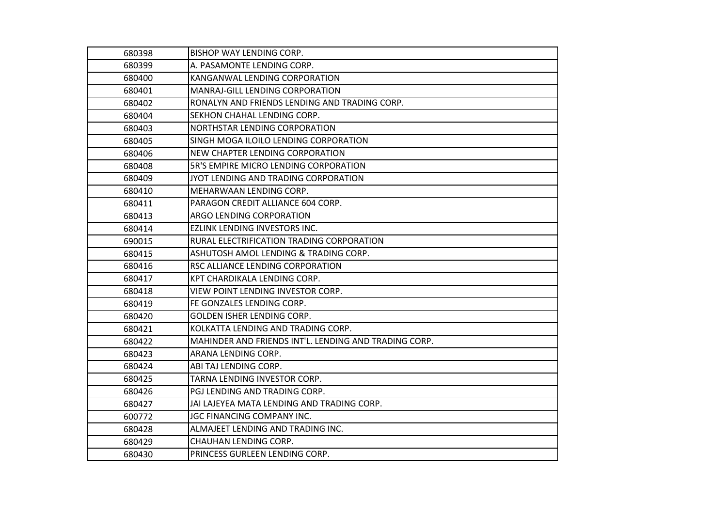| | |
|---|---|
| 680398 | BISHOP WAY LENDING CORP. |
| 680399 | A. PASAMONTE LENDING CORP. |
| 680400 | KANGANWAL LENDING CORPORATION |
| 680401 | MANRAJ-GILL LENDING CORPORATION |
| 680402 | RONALYN AND FRIENDS LENDING AND TRADING CORP. |
| 680404 | SEKHON CHAHAL LENDING CORP. |
| 680403 | NORTHSTAR LENDING CORPORATION |
| 680405 | SINGH MOGA ILOILO LENDING CORPORATION |
| 680406 | NEW CHAPTER LENDING CORPORATION |
| 680408 | 5R'S EMPIRE MICRO LENDING CORPORATION |
| 680409 | JYOT LENDING AND TRADING CORPORATION |
| 680410 | MEHARWAAN LENDING CORP. |
| 680411 | PARAGON CREDIT ALLIANCE 604 CORP. |
| 680413 | ARGO LENDING CORPORATION |
| 680414 | EZLINK LENDING INVESTORS INC. |
| 690015 | RURAL ELECTRIFICATION TRADING CORPORATION |
| 680415 | ASHUTOSH AMOL LENDING & TRADING CORP. |
| 680416 | RSC ALLIANCE LENDING CORPORATION |
| 680417 | KPT CHARDIKALA LENDING CORP. |
| 680418 | VIEW POINT LENDING INVESTOR CORP. |
| 680419 | FE GONZALES LENDING CORP. |
| 680420 | GOLDEN ISHER LENDING CORP. |
| 680421 | KOLKATTA LENDING AND TRADING CORP. |
| 680422 | MAHINDER AND FRIENDS INT'L. LENDING AND TRADING CORP. |
| 680423 | ARANA LENDING CORP. |
| 680424 | ABI TAJ LENDING CORP. |
| 680425 | TARNA LENDING INVESTOR CORP. |
| 680426 | PGJ LENDING AND TRADING CORP. |
| 680427 | JAI LAJEYEA MATA LENDING AND TRADING CORP. |
| 600772 | JGC FINANCING COMPANY INC. |
| 680428 | ALMAJEET LENDING AND TRADING INC. |
| 680429 | CHAUHAN LENDING CORP. |
| 680430 | PRINCESS GURLEEN LENDING CORP. |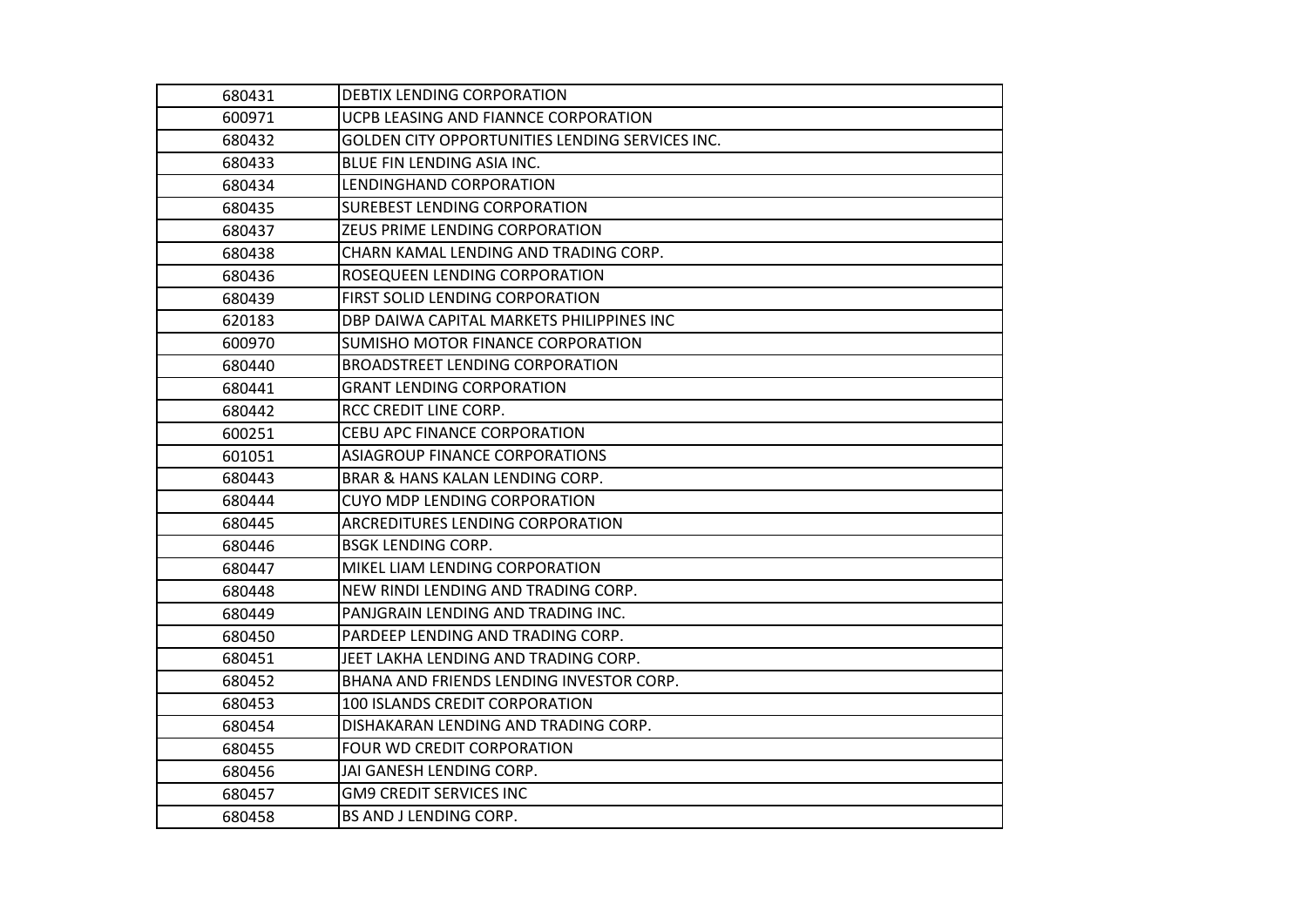| | |
|---|---|
| 680431 | DEBTIX LENDING CORPORATION |
| 600971 | UCPB LEASING AND FIANNCE CORPORATION |
| 680432 | GOLDEN CITY OPPORTUNITIES LENDING SERVICES INC. |
| 680433 | BLUE FIN LENDING ASIA INC. |
| 680434 | LENDINGHAND CORPORATION |
| 680435 | SUREBEST LENDING CORPORATION |
| 680437 | ZEUS PRIME LENDING CORPORATION |
| 680438 | CHARN KAMAL LENDING AND TRADING CORP. |
| 680436 | ROSEQUEEN LENDING CORPORATION |
| 680439 | FIRST SOLID LENDING CORPORATION |
| 620183 | DBP DAIWA CAPITAL MARKETS PHILIPPINES INC |
| 600970 | SUMISHO MOTOR FINANCE CORPORATION |
| 680440 | BROADSTREET LENDING CORPORATION |
| 680441 | GRANT LENDING CORPORATION |
| 680442 | RCC CREDIT LINE CORP. |
| 600251 | CEBU APC FINANCE CORPORATION |
| 601051 | ASIAGROUP FINANCE CORPORATIONS |
| 680443 | BRAR & HANS KALAN LENDING CORP. |
| 680444 | CUYO MDP LENDING CORPORATION |
| 680445 | ARCREDITURES LENDING CORPORATION |
| 680446 | BSGK LENDING CORP. |
| 680447 | MIKEL LIAM LENDING CORPORATION |
| 680448 | NEW RINDI LENDING AND TRADING CORP. |
| 680449 | PANJGRAIN LENDING AND TRADING INC. |
| 680450 | PARDEEP LENDING AND TRADING CORP. |
| 680451 | JEET LAKHA LENDING AND TRADING CORP. |
| 680452 | BHANA AND FRIENDS LENDING INVESTOR CORP. |
| 680453 | 100 ISLANDS CREDIT CORPORATION |
| 680454 | DISHAKARAN LENDING AND TRADING CORP. |
| 680455 | FOUR WD CREDIT CORPORATION |
| 680456 | JAI GANESH LENDING CORP. |
| 680457 | GM9 CREDIT SERVICES INC |
| 680458 | BS AND J LENDING CORP. |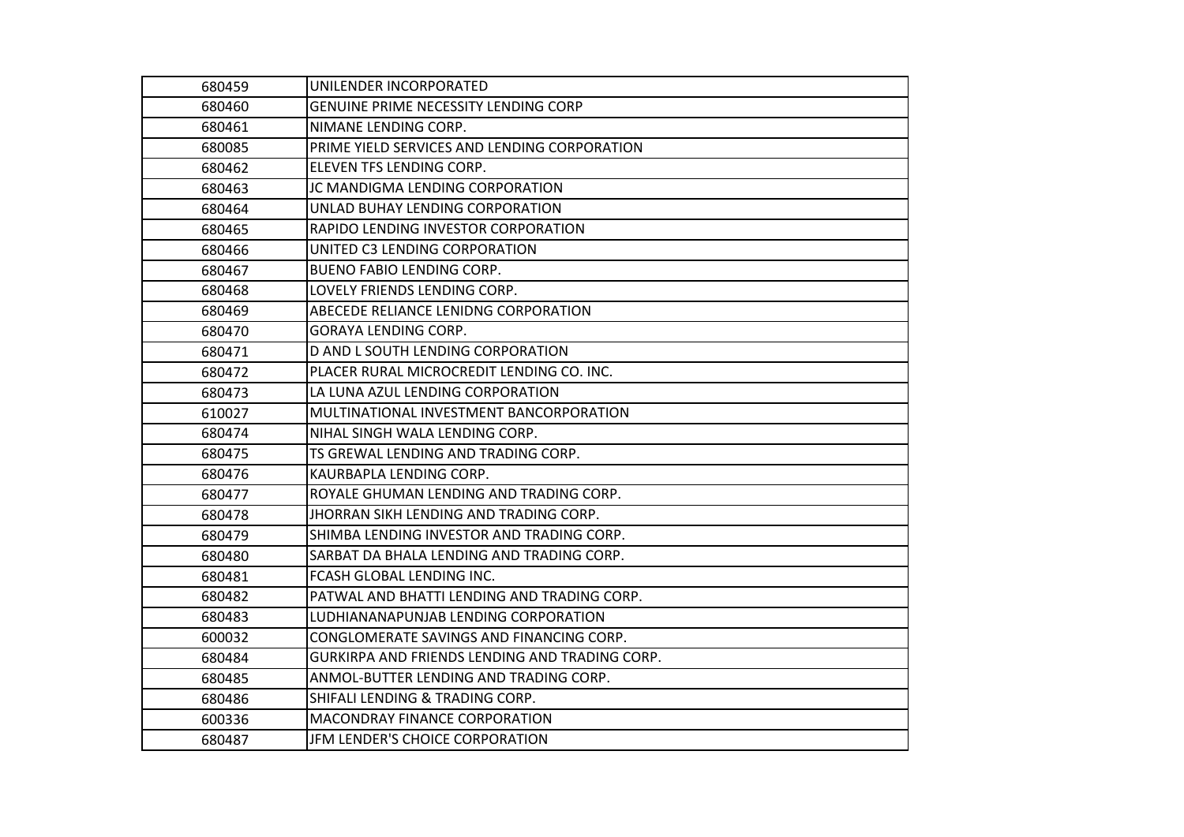| 680459 | UNILENDER INCORPORATED |
|---|---|
| 680460 | GENUINE PRIME NECESSITY LENDING CORP |
| 680461 | NIMANE LENDING CORP. |
| 680085 | PRIME YIELD SERVICES AND LENDING CORPORATION |
| 680462 | ELEVEN TFS LENDING CORP. |
| 680463 | JC MANDIGMA LENDING CORPORATION |
| 680464 | UNLAD BUHAY LENDING CORPORATION |
| 680465 | RAPIDO LENDING INVESTOR CORPORATION |
| 680466 | UNITED C3 LENDING CORPORATION |
| 680467 | BUENO FABIO LENDING CORP. |
| 680468 | LOVELY FRIENDS LENDING CORP. |
| 680469 | ABECEDE RELIANCE LENIDNG CORPORATION |
| 680470 | GORAYA LENDING CORP. |
| 680471 | D AND L SOUTH LENDING CORPORATION |
| 680472 | PLACER RURAL MICROCREDIT LENDING CO. INC. |
| 680473 | LA LUNA AZUL LENDING CORPORATION |
| 610027 | MULTINATIONAL INVESTMENT BANCORPORATION |
| 680474 | NIHAL SINGH WALA LENDING CORP. |
| 680475 | TS GREWAL LENDING AND TRADING CORP. |
| 680476 | KAURBAPLA LENDING CORP. |
| 680477 | ROYALE GHUMAN LENDING AND TRADING CORP. |
| 680478 | JHORRAN SIKH LENDING AND TRADING CORP. |
| 680479 | SHIMBA LENDING INVESTOR AND TRADING CORP. |
| 680480 | SARBAT DA BHALA LENDING AND TRADING CORP. |
| 680481 | FCASH GLOBAL LENDING INC. |
| 680482 | PATWAL AND BHATTI LENDING AND TRADING CORP. |
| 680483 | LUDHIANANAPUNJAB LENDING CORPORATION |
| 600032 | CONGLOMERATE SAVINGS AND FINANCING CORP. |
| 680484 | GURKIRPA AND FRIENDS LENDING AND TRADING CORP. |
| 680485 | ANMOL-BUTTER LENDING AND TRADING CORP. |
| 680486 | SHIFALI LENDING & TRADING CORP. |
| 600336 | MACONDRAY FINANCE CORPORATION |
| 680487 | JFM LENDER'S CHOICE CORPORATION |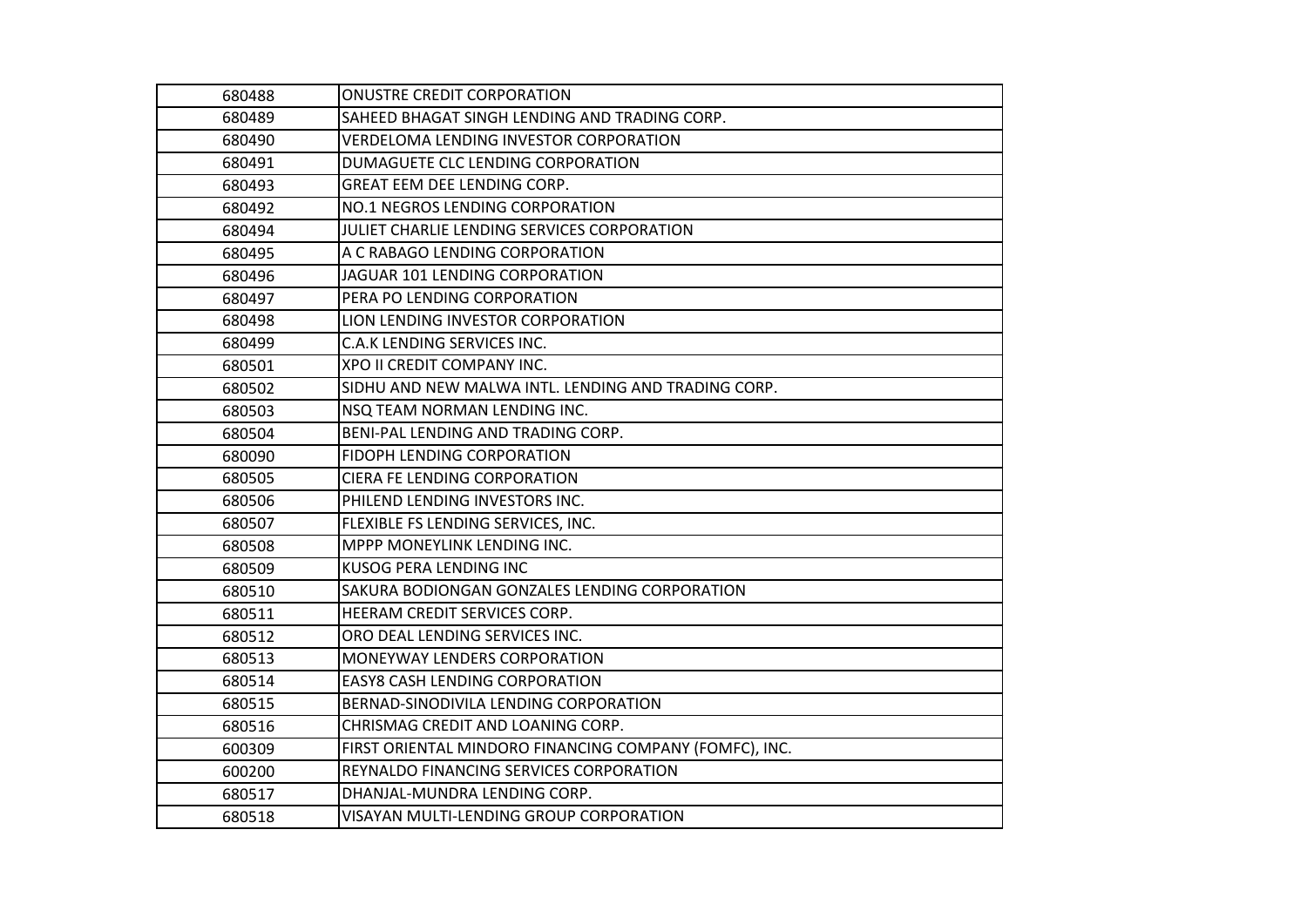| | |
|---|---|
| 680488 | ONUSTRE CREDIT CORPORATION |
| 680489 | SAHEED BHAGAT SINGH LENDING AND TRADING CORP. |
| 680490 | VERDELOMA LENDING INVESTOR CORPORATION |
| 680491 | DUMAGUETE CLC LENDING CORPORATION |
| 680493 | GREAT EEM DEE LENDING CORP. |
| 680492 | NO.1 NEGROS LENDING CORPORATION |
| 680494 | JULIET CHARLIE LENDING SERVICES CORPORATION |
| 680495 | A C RABAGO LENDING CORPORATION |
| 680496 | JAGUAR 101 LENDING CORPORATION |
| 680497 | PERA PO LENDING CORPORATION |
| 680498 | LION LENDING INVESTOR CORPORATION |
| 680499 | C.A.K LENDING SERVICES INC. |
| 680501 | XPO II CREDIT COMPANY INC. |
| 680502 | SIDHU AND NEW MALWA INTL. LENDING AND TRADING CORP. |
| 680503 | NSQ TEAM NORMAN LENDING INC. |
| 680504 | BENI-PAL LENDING AND TRADING CORP. |
| 680090 | FIDOPH LENDING CORPORATION |
| 680505 | CIERA FE LENDING CORPORATION |
| 680506 | PHILEND LENDING INVESTORS INC. |
| 680507 | FLEXIBLE FS LENDING SERVICES, INC. |
| 680508 | MPPP MONEYLINK LENDING INC. |
| 680509 | KUSOG PERA LENDING INC |
| 680510 | SAKURA BODIONGAN GONZALES LENDING CORPORATION |
| 680511 | HEERAM CREDIT SERVICES CORP. |
| 680512 | ORO DEAL LENDING SERVICES INC. |
| 680513 | MONEYWAY LENDERS CORPORATION |
| 680514 | EASY8 CASH LENDING CORPORATION |
| 680515 | BERNAD-SINODIVILA LENDING CORPORATION |
| 680516 | CHRISMAG CREDIT AND LOANING CORP. |
| 600309 | FIRST ORIENTAL MINDORO FINANCING COMPANY (FOMFC), INC. |
| 600200 | REYNALDO FINANCING SERVICES CORPORATION |
| 680517 | DHANJAL-MUNDRA LENDING CORP. |
| 680518 | VISAYAN MULTI-LENDING GROUP CORPORATION |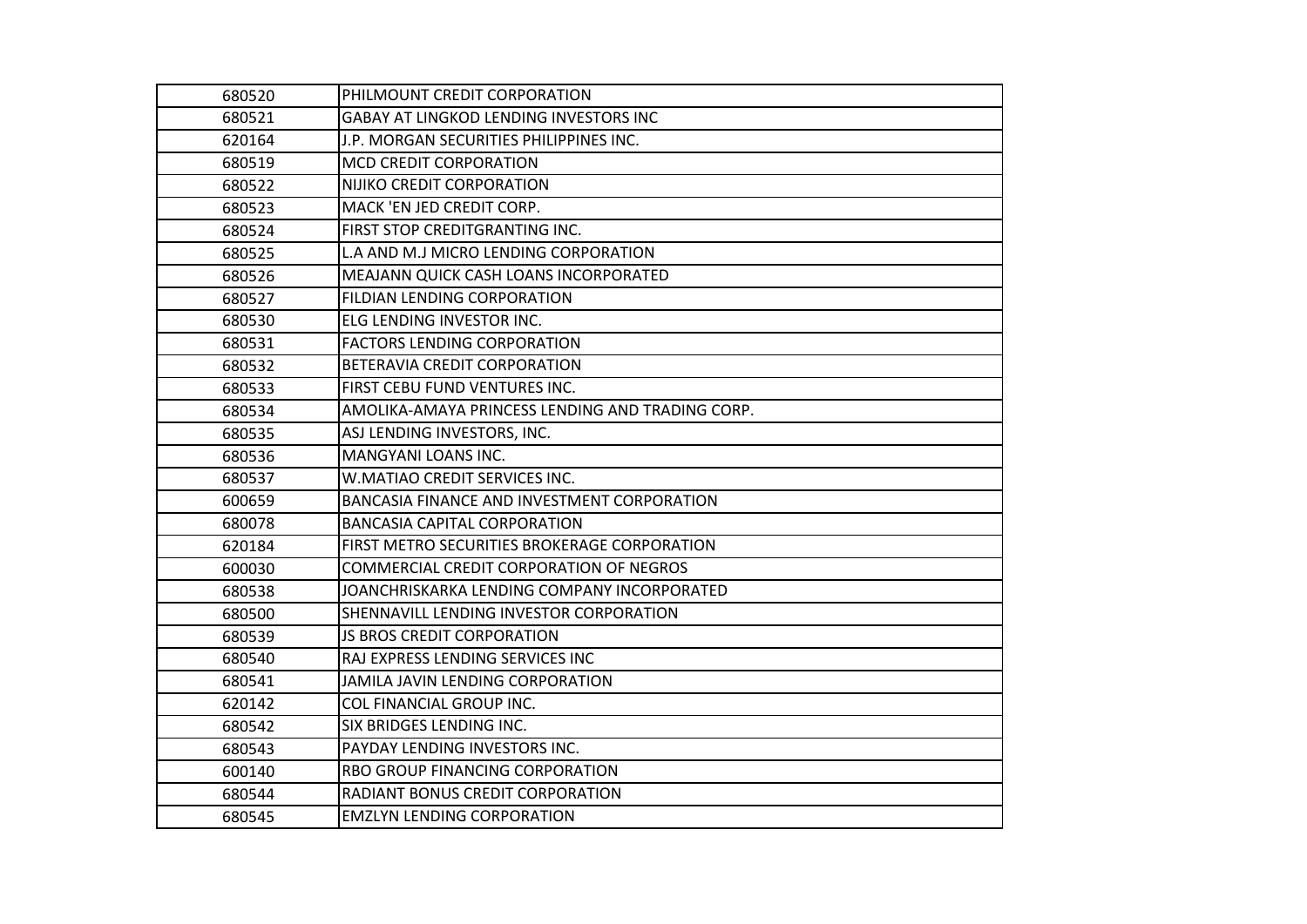| | |
|---|---|
| 680520 | PHILMOUNT CREDIT CORPORATION |
| 680521 | GABAY AT LINGKOD LENDING INVESTORS INC |
| 620164 | J.P. MORGAN SECURITIES PHILIPPINES INC. |
| 680519 | MCD CREDIT CORPORATION |
| 680522 | NIJIKO CREDIT CORPORATION |
| 680523 | MACK 'EN JED CREDIT CORP. |
| 680524 | FIRST STOP CREDITGRANTING INC. |
| 680525 | L.A AND M.J MICRO LENDING CORPORATION |
| 680526 | MEAJANN QUICK CASH LOANS INCORPORATED |
| 680527 | FILDIAN LENDING CORPORATION |
| 680530 | ELG LENDING INVESTOR INC. |
| 680531 | FACTORS LENDING CORPORATION |
| 680532 | BETERAVIA CREDIT CORPORATION |
| 680533 | FIRST CEBU FUND VENTURES INC. |
| 680534 | AMOLIKA-AMAYA PRINCESS LENDING AND TRADING CORP. |
| 680535 | ASJ LENDING INVESTORS, INC. |
| 680536 | MANGYANI LOANS INC. |
| 680537 | W.MATIAO CREDIT SERVICES INC. |
| 600659 | BANCASIA FINANCE AND INVESTMENT CORPORATION |
| 680078 | BANCASIA CAPITAL CORPORATION |
| 620184 | FIRST METRO SECURITIES BROKERAGE CORPORATION |
| 600030 | COMMERCIAL CREDIT CORPORATION OF NEGROS |
| 680538 | JOANCHRISKARKA LENDING COMPANY INCORPORATED |
| 680500 | SHENNAVILL LENDING INVESTOR CORPORATION |
| 680539 | JS BROS CREDIT CORPORATION |
| 680540 | RAJ EXPRESS LENDING SERVICES INC |
| 680541 | JAMILA JAVIN LENDING CORPORATION |
| 620142 | COL FINANCIAL GROUP INC. |
| 680542 | SIX BRIDGES LENDING INC. |
| 680543 | PAYDAY LENDING INVESTORS INC. |
| 600140 | RBO GROUP FINANCING CORPORATION |
| 680544 | RADIANT BONUS CREDIT CORPORATION |
| 680545 | EMZLYN LENDING CORPORATION |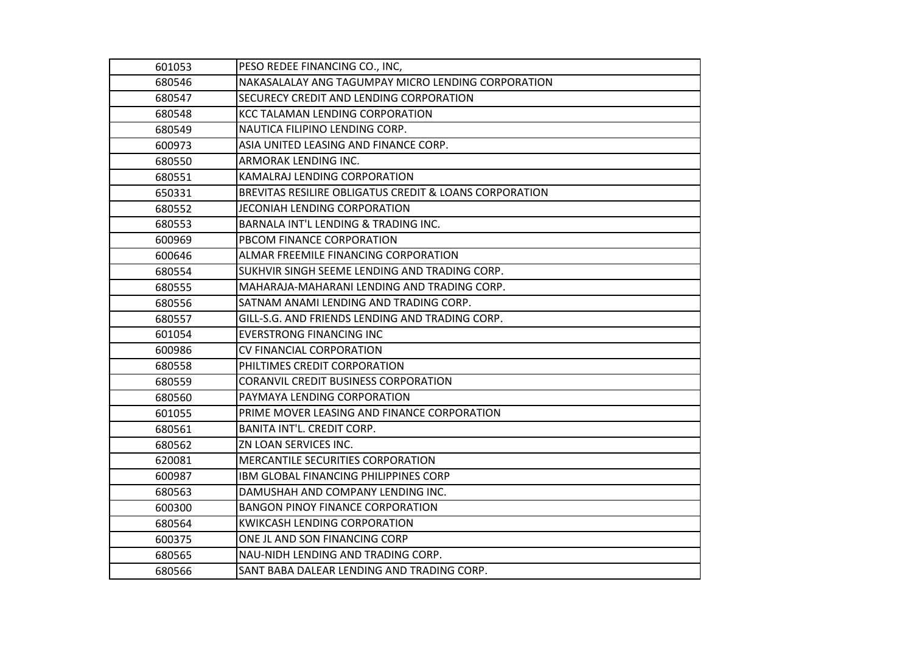| 601053 | PESO REDEE FINANCING CO., INC, |
|---|---|
| 680546 | NAKASALALAY ANG TAGUMPAY MICRO LENDING CORPORATION |
| 680547 | SECURECY CREDIT AND LENDING CORPORATION |
| 680548 | KCC TALAMAN LENDING CORPORATION |
| 680549 | NAUTICA FILIPINO LENDING CORP. |
| 600973 | ASIA UNITED LEASING AND FINANCE CORP. |
| 680550 | ARMORAK LENDING INC. |
| 680551 | KAMALRAJ LENDING CORPORATION |
| 650331 | BREVITAS RESILIRE OBLIGATUS CREDIT & LOANS CORPORATION |
| 680552 | JECONIAH LENDING CORPORATION |
| 680553 | BARNALA INT'L LENDING & TRADING INC. |
| 600969 | PBCOM FINANCE CORPORATION |
| 600646 | ALMAR FREEMILE FINANCING CORPORATION |
| 680554 | SUKHVIR SINGH SEEME LENDING AND TRADING CORP. |
| 680555 | MAHARAJA-MAHARANI LENDING AND TRADING CORP. |
| 680556 | SATNAM ANAMI LENDING AND TRADING CORP. |
| 680557 | GILL-S.G. AND FRIENDS LENDING AND TRADING CORP. |
| 601054 | EVERSTRONG FINANCING INC |
| 600986 | CV FINANCIAL CORPORATION |
| 680558 | PHILTIMES CREDIT CORPORATION |
| 680559 | CORANVIL CREDIT BUSINESS CORPORATION |
| 680560 | PAYMAYA LENDING CORPORATION |
| 601055 | PRIME MOVER LEASING AND FINANCE CORPORATION |
| 680561 | BANITA INT'L. CREDIT CORP. |
| 680562 | ZN LOAN SERVICES INC. |
| 620081 | MERCANTILE SECURITIES CORPORATION |
| 600987 | IBM GLOBAL FINANCING PHILIPPINES CORP |
| 680563 | DAMUSHAH AND COMPANY LENDING INC. |
| 600300 | BANGON PINOY FINANCE CORPORATION |
| 680564 | KWIKCASH LENDING CORPORATION |
| 600375 | ONE JL AND SON FINANCING CORP |
| 680565 | NAU-NIDH LENDING AND TRADING CORP. |
| 680566 | SANT BABA DALEAR LENDING AND TRADING CORP. |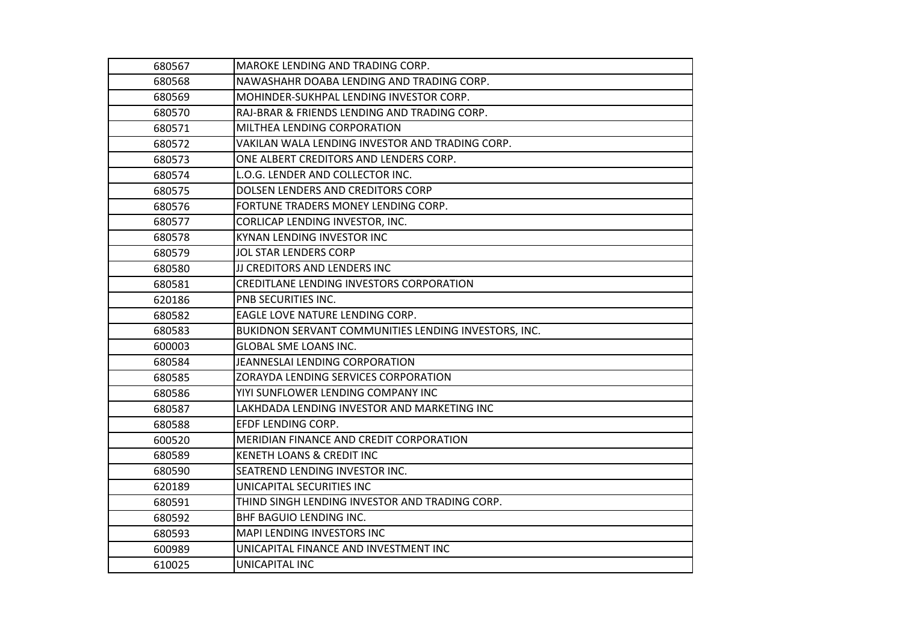| | |
|---|---|
| 680567 | MAROKE LENDING AND TRADING CORP. |
| 680568 | NAWASHAHR DOABA LENDING AND TRADING CORP. |
| 680569 | MOHINDER-SUKHPAL LENDING INVESTOR CORP. |
| 680570 | RAJ-BRAR & FRIENDS LENDING AND TRADING CORP. |
| 680571 | MILTHEA LENDING CORPORATION |
| 680572 | VAKILAN WALA LENDING INVESTOR AND TRADING CORP. |
| 680573 | ONE ALBERT CREDITORS AND LENDERS CORP. |
| 680574 | L.O.G. LENDER AND COLLECTOR INC. |
| 680575 | DOLSEN LENDERS AND CREDITORS CORP |
| 680576 | FORTUNE TRADERS MONEY LENDING CORP. |
| 680577 | CORLICAP LENDING INVESTOR, INC. |
| 680578 | KYNAN LENDING INVESTOR INC |
| 680579 | JOL STAR LENDERS CORP |
| 680580 | JJ CREDITORS AND LENDERS INC |
| 680581 | CREDITLANE LENDING INVESTORS CORPORATION |
| 620186 | PNB SECURITIES INC. |
| 680582 | EAGLE LOVE NATURE LENDING CORP. |
| 680583 | BUKIDNON SERVANT COMMUNITIES LENDING INVESTORS, INC. |
| 600003 | GLOBAL SME LOANS INC. |
| 680584 | JEANNESLAI LENDING CORPORATION |
| 680585 | ZORAYDA LENDING SERVICES CORPORATION |
| 680586 | YIYI SUNFLOWER LENDING COMPANY INC |
| 680587 | LAKHDADA LENDING INVESTOR AND MARKETING INC |
| 680588 | EFDF LENDING CORP. |
| 600520 | MERIDIAN FINANCE AND CREDIT CORPORATION |
| 680589 | KENETH LOANS & CREDIT INC |
| 680590 | SEATREND LENDING INVESTOR INC. |
| 620189 | UNICAPITAL SECURITIES INC |
| 680591 | THIND SINGH LENDING INVESTOR AND TRADING CORP. |
| 680592 | BHF BAGUIO LENDING INC. |
| 680593 | MAPI LENDING INVESTORS INC |
| 600989 | UNICAPITAL FINANCE AND INVESTMENT INC |
| 610025 | UNICAPITAL INC |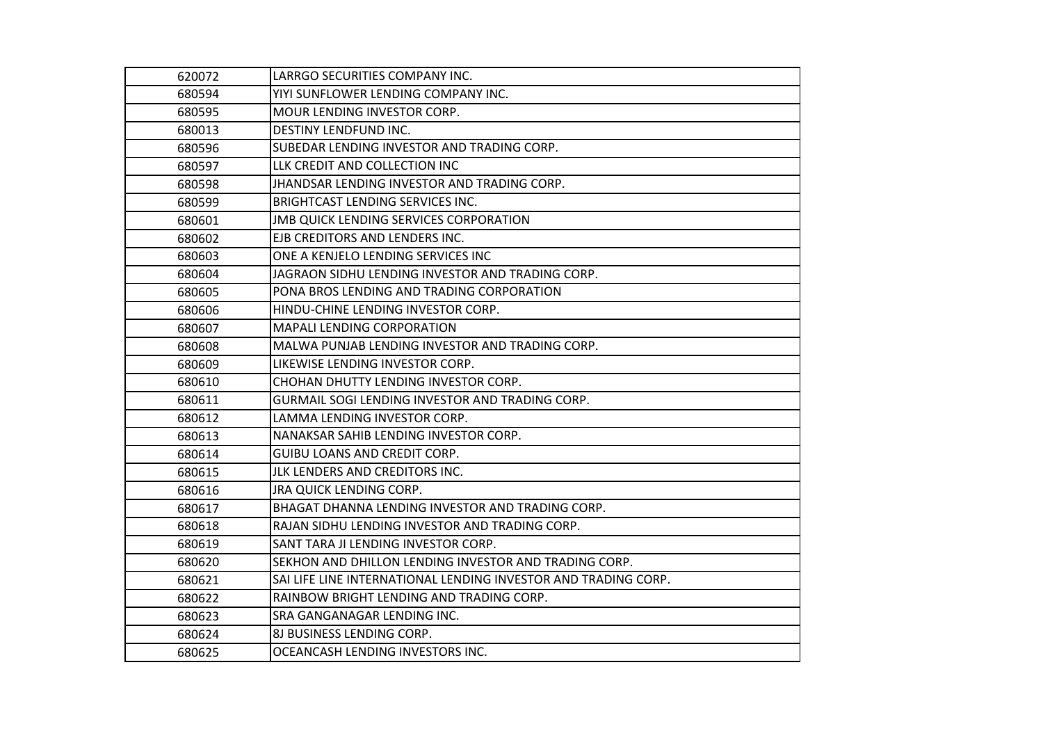| | |
|---|---|
| 620072 | LARRGO SECURITIES COMPANY INC. |
| 680594 | YIYI SUNFLOWER LENDING COMPANY INC. |
| 680595 | MOUR LENDING INVESTOR CORP. |
| 680013 | DESTINY LENDFUND INC. |
| 680596 | SUBEDAR LENDING INVESTOR AND TRADING CORP. |
| 680597 | LLK CREDIT AND COLLECTION INC |
| 680598 | JHANDSAR LENDING INVESTOR AND TRADING CORP. |
| 680599 | BRIGHTCAST LENDING SERVICES INC. |
| 680601 | JMB QUICK LENDING SERVICES CORPORATION |
| 680602 | EJB CREDITORS AND LENDERS INC. |
| 680603 | ONE A KENJELO LENDING SERVICES INC |
| 680604 | JAGRAON SIDHU LENDING INVESTOR AND TRADING CORP. |
| 680605 | PONA BROS LENDING AND TRADING CORPORATION |
| 680606 | HINDU-CHINE LENDING INVESTOR CORP. |
| 680607 | MAPALI LENDING CORPORATION |
| 680608 | MALWA PUNJAB LENDING INVESTOR AND TRADING CORP. |
| 680609 | LIKEWISE LENDING INVESTOR CORP. |
| 680610 | CHOHAN DHUTTY LENDING INVESTOR CORP. |
| 680611 | GURMAIL SOGI LENDING INVESTOR AND TRADING CORP. |
| 680612 | LAMMA LENDING INVESTOR CORP. |
| 680613 | NANAKSAR SAHIB LENDING INVESTOR CORP. |
| 680614 | GUIBU LOANS AND CREDIT CORP. |
| 680615 | JLK LENDERS AND CREDITORS INC. |
| 680616 | JRA QUICK LENDING CORP. |
| 680617 | BHAGAT DHANNA LENDING INVESTOR AND TRADING CORP. |
| 680618 | RAJAN SIDHU LENDING INVESTOR AND TRADING CORP. |
| 680619 | SANT TARA JI LENDING INVESTOR CORP. |
| 680620 | SEKHON AND DHILLON LENDING INVESTOR AND TRADING CORP. |
| 680621 | SAI LIFE LINE INTERNATIONAL LENDING INVESTOR AND TRADING CORP. |
| 680622 | RAINBOW BRIGHT LENDING AND TRADING CORP. |
| 680623 | SRA GANGANAGAR LENDING INC. |
| 680624 | 8J BUSINESS LENDING CORP. |
| 680625 | OCEANCASH LENDING INVESTORS INC. |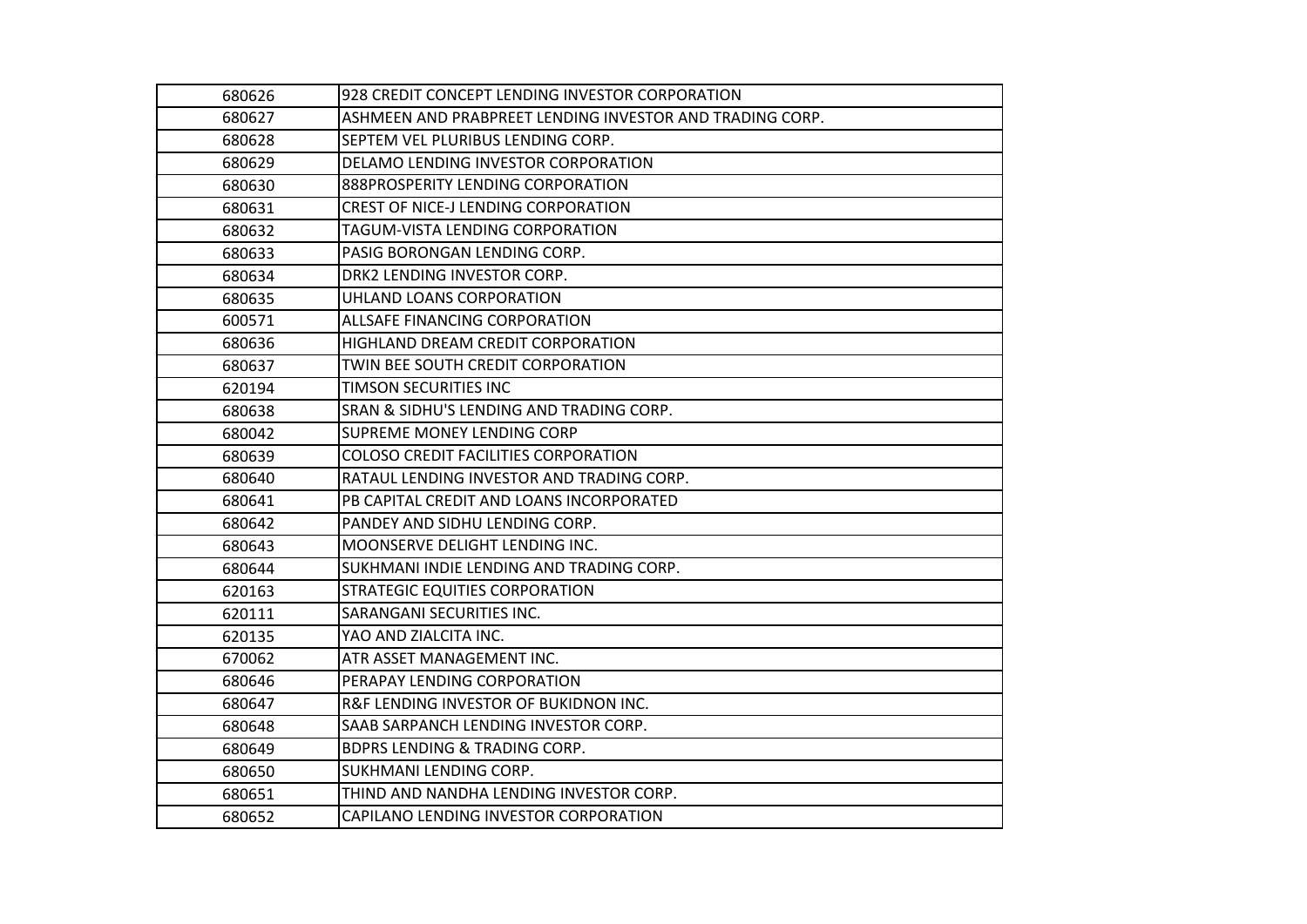| | |
|---|---|
| 680626 | 928 CREDIT CONCEPT LENDING INVESTOR CORPORATION |
| 680627 | ASHMEEN AND PRABPREET LENDING INVESTOR AND TRADING CORP. |
| 680628 | SEPTEM VEL PLURIBUS LENDING CORP. |
| 680629 | DELAMO LENDING INVESTOR CORPORATION |
| 680630 | 888PROSPERITY LENDING CORPORATION |
| 680631 | CREST OF NICE-J LENDING CORPORATION |
| 680632 | TAGUM-VISTA LENDING CORPORATION |
| 680633 | PASIG BORONGAN LENDING CORP. |
| 680634 | DRK2 LENDING INVESTOR CORP. |
| 680635 | UHLAND LOANS CORPORATION |
| 600571 | ALLSAFE FINANCING CORPORATION |
| 680636 | HIGHLAND DREAM CREDIT CORPORATION |
| 680637 | TWIN BEE SOUTH CREDIT CORPORATION |
| 620194 | TIMSON SECURITIES INC |
| 680638 | SRAN & SIDHU'S LENDING AND TRADING CORP. |
| 680042 | SUPREME MONEY LENDING CORP |
| 680639 | COLOSO CREDIT FACILITIES CORPORATION |
| 680640 | RATAUL LENDING INVESTOR AND TRADING CORP. |
| 680641 | PB CAPITAL CREDIT AND LOANS INCORPORATED |
| 680642 | PANDEY AND SIDHU LENDING CORP. |
| 680643 | MOONSERVE DELIGHT LENDING INC. |
| 680644 | SUKHMANI INDIE LENDING AND TRADING CORP. |
| 620163 | STRATEGIC EQUITIES CORPORATION |
| 620111 | SARANGANI SECURITIES INC. |
| 620135 | YAO AND ZIALCITA INC. |
| 670062 | ATR ASSET MANAGEMENT INC. |
| 680646 | PERAPAY LENDING CORPORATION |
| 680647 | R&F LENDING INVESTOR OF BUKIDNON INC. |
| 680648 | SAAB SARPANCH LENDING INVESTOR CORP. |
| 680649 | BDPRS LENDING & TRADING CORP. |
| 680650 | SUKHMANI LENDING CORP. |
| 680651 | THIND AND NANDHA LENDING INVESTOR CORP. |
| 680652 | CAPILANO LENDING INVESTOR CORPORATION |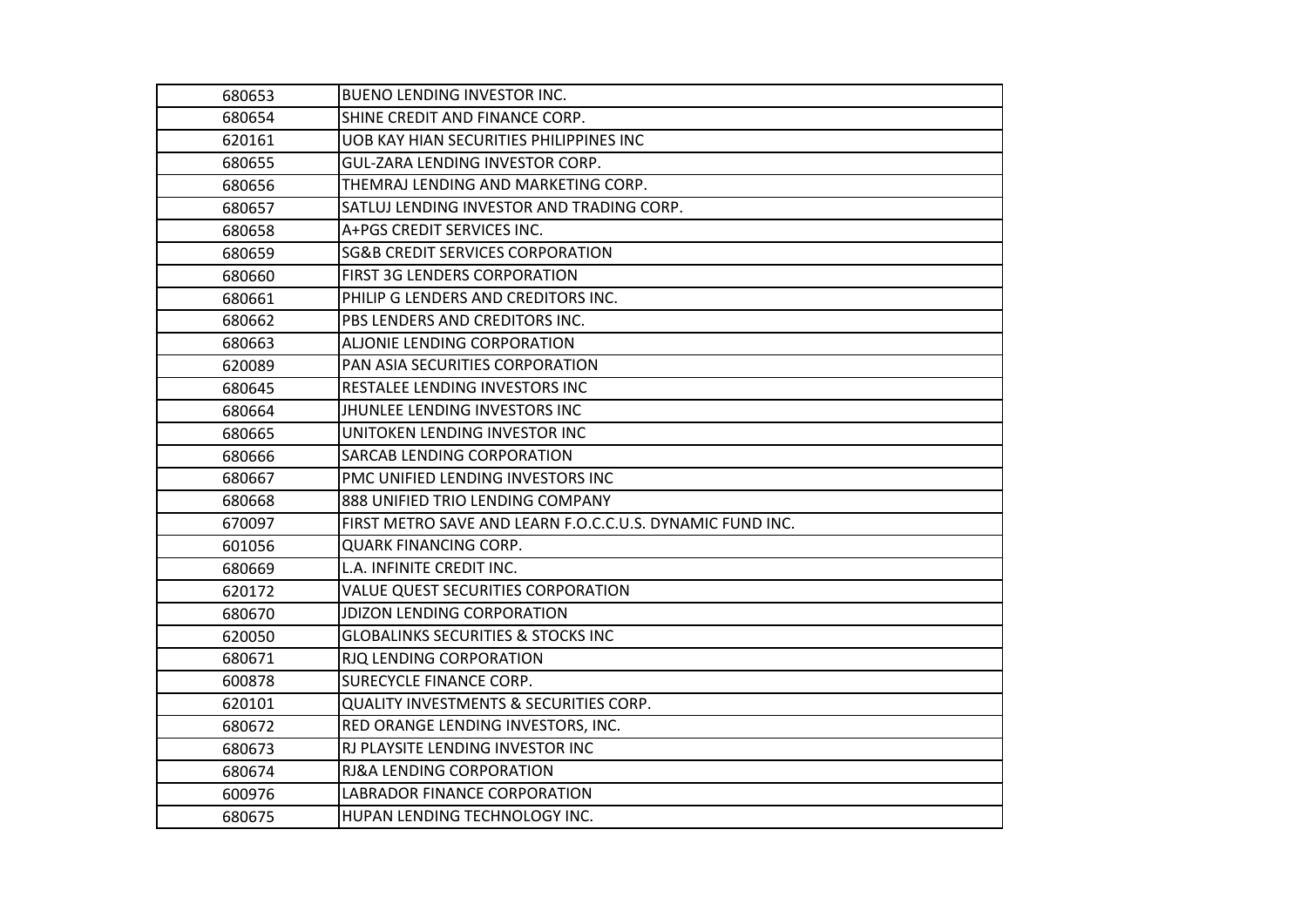| | |
|---|---|
| 680653 | BUENO LENDING INVESTOR INC. |
| 680654 | SHINE CREDIT AND FINANCE CORP. |
| 620161 | UOB KAY HIAN SECURITIES PHILIPPINES INC |
| 680655 | GUL-ZARA LENDING INVESTOR CORP. |
| 680656 | THEMRAJ LENDING AND MARKETING CORP. |
| 680657 | SATLUJ LENDING INVESTOR AND TRADING CORP. |
| 680658 | A+PGS CREDIT SERVICES INC. |
| 680659 | SG&B CREDIT SERVICES CORPORATION |
| 680660 | FIRST 3G LENDERS CORPORATION |
| 680661 | PHILIP G LENDERS AND CREDITORS INC. |
| 680662 | PBS LENDERS AND CREDITORS INC. |
| 680663 | ALJONIE LENDING CORPORATION |
| 620089 | PAN ASIA SECURITIES CORPORATION |
| 680645 | RESTALEE LENDING INVESTORS INC |
| 680664 | JHUNLEE LENDING INVESTORS INC |
| 680665 | UNITOKEN LENDING INVESTOR INC |
| 680666 | SARCAB LENDING CORPORATION |
| 680667 | PMC UNIFIED LENDING INVESTORS INC |
| 680668 | 888 UNIFIED TRIO LENDING COMPANY |
| 670097 | FIRST METRO SAVE AND LEARN F.O.C.C.U.S. DYNAMIC FUND INC. |
| 601056 | QUARK FINANCING CORP. |
| 680669 | L.A. INFINITE CREDIT INC. |
| 620172 | VALUE QUEST SECURITIES CORPORATION |
| 680670 | JDIZON LENDING CORPORATION |
| 620050 | GLOBALINKS SECURITIES & STOCKS INC |
| 680671 | RJQ LENDING CORPORATION |
| 600878 | SURECYCLE FINANCE CORP. |
| 620101 | QUALITY INVESTMENTS & SECURITIES CORP. |
| 680672 | RED ORANGE LENDING INVESTORS, INC. |
| 680673 | RJ PLAYSITE LENDING INVESTOR INC |
| 680674 | RJ&A LENDING CORPORATION |
| 600976 | LABRADOR FINANCE CORPORATION |
| 680675 | HUPAN LENDING TECHNOLOGY INC. |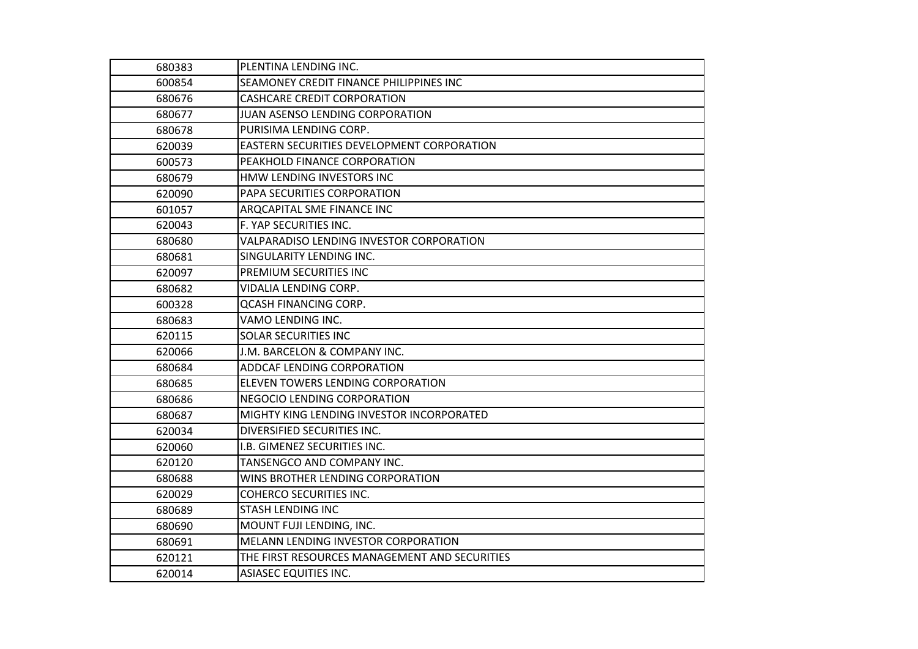| | |
|---|---|
| 680383 | PLENTINA LENDING INC. |
| 600854 | SEAMONEY CREDIT FINANCE PHILIPPINES INC |
| 680676 | CASHCARE CREDIT CORPORATION |
| 680677 | JUAN ASENSO LENDING CORPORATION |
| 680678 | PURISIMA LENDING CORP. |
| 620039 | EASTERN SECURITIES DEVELOPMENT CORPORATION |
| 600573 | PEAKHOLD FINANCE CORPORATION |
| 680679 | HMW LENDING INVESTORS INC |
| 620090 | PAPA SECURITIES CORPORATION |
| 601057 | ARQCAPITAL SME FINANCE INC |
| 620043 | F. YAP SECURITIES INC. |
| 680680 | VALPARADISO LENDING INVESTOR CORPORATION |
| 680681 | SINGULARITY LENDING INC. |
| 620097 | PREMIUM SECURITIES INC |
| 680682 | VIDALIA LENDING CORP. |
| 600328 | QCASH FINANCING CORP. |
| 680683 | VAMO LENDING INC. |
| 620115 | SOLAR SECURITIES INC |
| 620066 | J.M. BARCELON & COMPANY INC. |
| 680684 | ADDCAF LENDING CORPORATION |
| 680685 | ELEVEN TOWERS LENDING CORPORATION |
| 680686 | NEGOCIO LENDING CORPORATION |
| 680687 | MIGHTY KING LENDING INVESTOR INCORPORATED |
| 620034 | DIVERSIFIED SECURITIES INC. |
| 620060 | I.B. GIMENEZ SECURITIES INC. |
| 620120 | TANSENGCO AND COMPANY INC. |
| 680688 | WINS BROTHER LENDING CORPORATION |
| 620029 | COHERCO SECURITIES INC. |
| 680689 | STASH LENDING INC |
| 680690 | MOUNT FUJI LENDING, INC. |
| 680691 | MELANN LENDING INVESTOR CORPORATION |
| 620121 | THE FIRST RESOURCES MANAGEMENT AND SECURITIES |
| 620014 | ASIASEC EQUITIES INC. |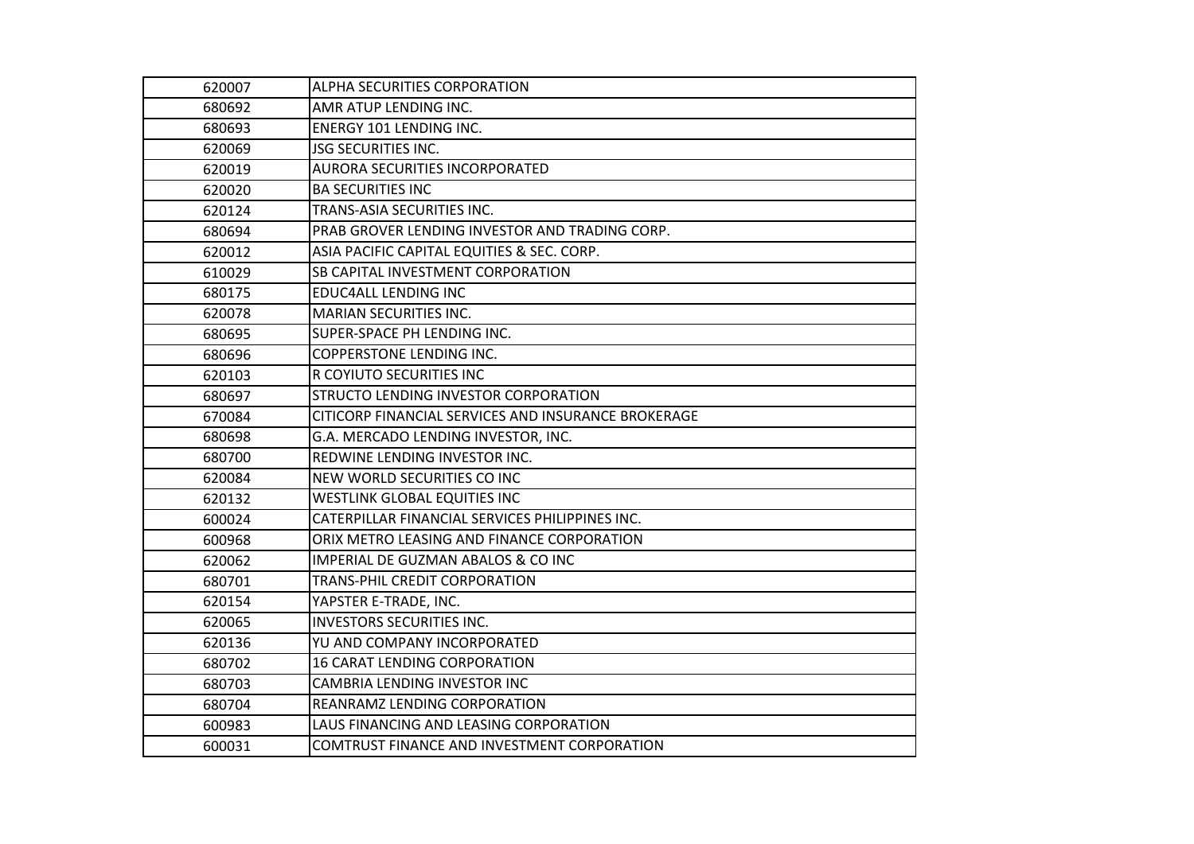| | |
|---|---|
| 620007 | ALPHA SECURITIES CORPORATION |
| 680692 | AMR ATUP LENDING INC. |
| 680693 | ENERGY 101 LENDING INC. |
| 620069 | JSG SECURITIES INC. |
| 620019 | AURORA SECURITIES INCORPORATED |
| 620020 | BA SECURITIES INC |
| 620124 | TRANS-ASIA SECURITIES INC. |
| 680694 | PRAB GROVER LENDING INVESTOR AND TRADING CORP. |
| 620012 | ASIA PACIFIC CAPITAL EQUITIES & SEC. CORP. |
| 610029 | SB CAPITAL INVESTMENT CORPORATION |
| 680175 | EDUC4ALL LENDING INC |
| 620078 | MARIAN SECURITIES INC. |
| 680695 | SUPER-SPACE PH LENDING INC. |
| 680696 | COPPERSTONE LENDING INC. |
| 620103 | R COYIUTO SECURITIES INC |
| 680697 | STRUCTO LENDING INVESTOR CORPORATION |
| 670084 | CITICORP FINANCIAL SERVICES AND INSURANCE BROKERAGE |
| 680698 | G.A. MERCADO LENDING INVESTOR, INC. |
| 680700 | REDWINE LENDING INVESTOR INC. |
| 620084 | NEW WORLD SECURITIES CO INC |
| 620132 | WESTLINK GLOBAL EQUITIES INC |
| 600024 | CATERPILLAR FINANCIAL SERVICES PHILIPPINES INC. |
| 600968 | ORIX METRO LEASING AND FINANCE CORPORATION |
| 620062 | IMPERIAL DE GUZMAN ABALOS & CO INC |
| 680701 | TRANS-PHIL CREDIT CORPORATION |
| 620154 | YAPSTER E-TRADE, INC. |
| 620065 | INVESTORS SECURITIES INC. |
| 620136 | YU AND COMPANY INCORPORATED |
| 680702 | 16 CARAT LENDING CORPORATION |
| 680703 | CAMBRIA LENDING INVESTOR INC |
| 680704 | REANRAMZ LENDING CORPORATION |
| 600983 | LAUS FINANCING AND LEASING CORPORATION |
| 600031 | COMTRUST FINANCE AND INVESTMENT CORPORATION |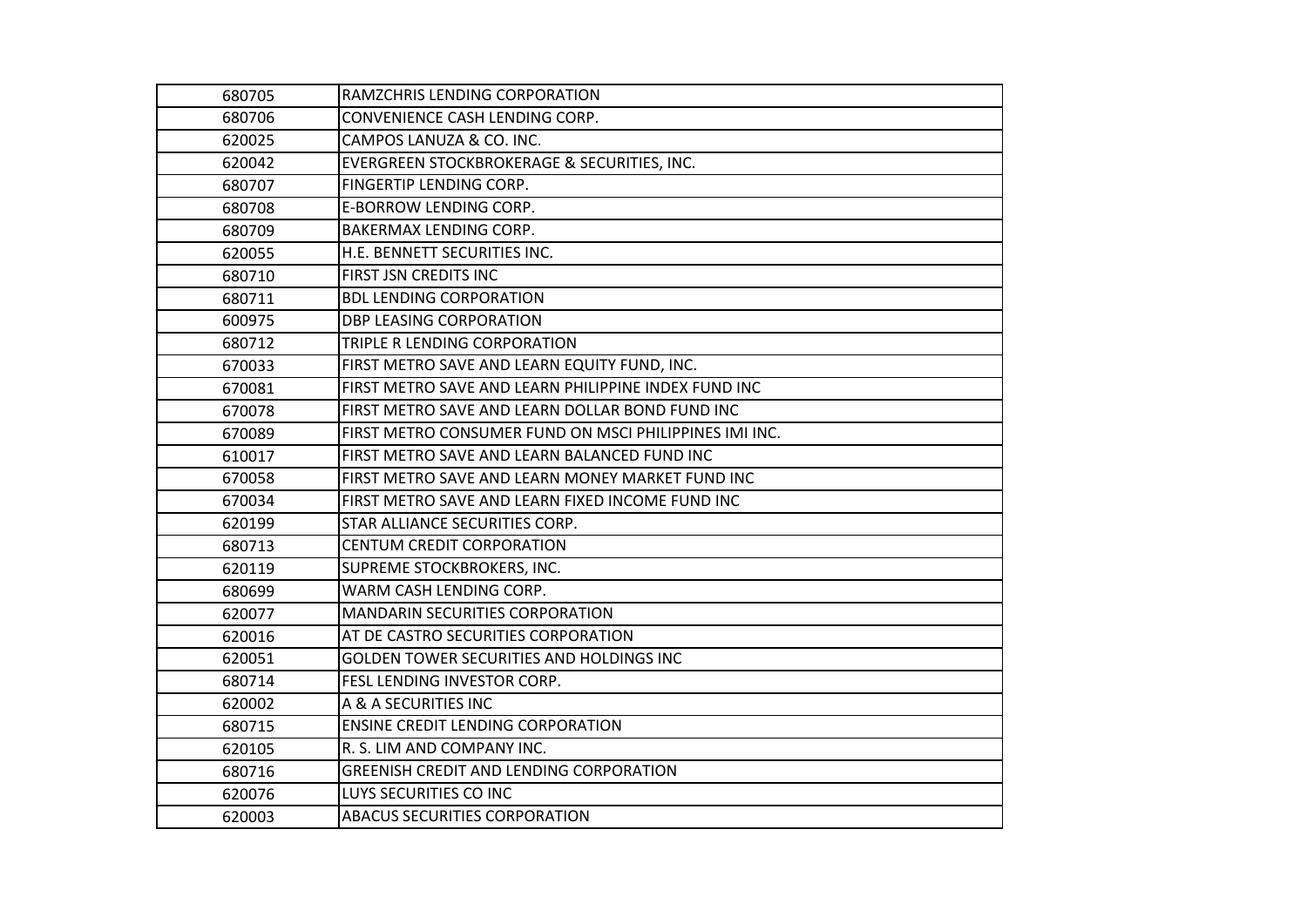| | |
|---|---|
| 680705 | RAMZCHRIS LENDING CORPORATION |
| 680706 | CONVENIENCE CASH LENDING CORP. |
| 620025 | CAMPOS LANUZA & CO. INC. |
| 620042 | EVERGREEN STOCKBROKERAGE & SECURITIES, INC. |
| 680707 | FINGERTIP LENDING CORP. |
| 680708 | E-BORROW LENDING CORP. |
| 680709 | BAKERMAX LENDING CORP. |
| 620055 | H.E. BENNETT SECURITIES INC. |
| 680710 | FIRST JSN CREDITS INC |
| 680711 | BDL LENDING CORPORATION |
| 600975 | DBP LEASING CORPORATION |
| 680712 | TRIPLE R LENDING CORPORATION |
| 670033 | FIRST METRO SAVE AND LEARN EQUITY FUND, INC. |
| 670081 | FIRST METRO SAVE AND LEARN PHILIPPINE INDEX FUND INC |
| 670078 | FIRST METRO SAVE AND LEARN DOLLAR BOND FUND INC |
| 670089 | FIRST METRO CONSUMER FUND ON MSCI PHILIPPINES IMI INC. |
| 610017 | FIRST METRO SAVE AND LEARN BALANCED FUND INC |
| 670058 | FIRST METRO SAVE AND LEARN MONEY MARKET FUND INC |
| 670034 | FIRST METRO SAVE AND LEARN FIXED INCOME FUND INC |
| 620199 | STAR ALLIANCE SECURITIES CORP. |
| 680713 | CENTUM CREDIT CORPORATION |
| 620119 | SUPREME STOCKBROKERS, INC. |
| 680699 | WARM CASH LENDING CORP. |
| 620077 | MANDARIN SECURITIES CORPORATION |
| 620016 | AT DE CASTRO SECURITIES CORPORATION |
| 620051 | GOLDEN TOWER SECURITIES AND HOLDINGS INC |
| 680714 | FESL LENDING INVESTOR CORP. |
| 620002 | A & A SECURITIES INC |
| 680715 | ENSINE CREDIT LENDING CORPORATION |
| 620105 | R. S. LIM AND COMPANY INC. |
| 680716 | GREENISH CREDIT AND LENDING CORPORATION |
| 620076 | LUYS SECURITIES CO INC |
| 620003 | ABACUS SECURITIES CORPORATION |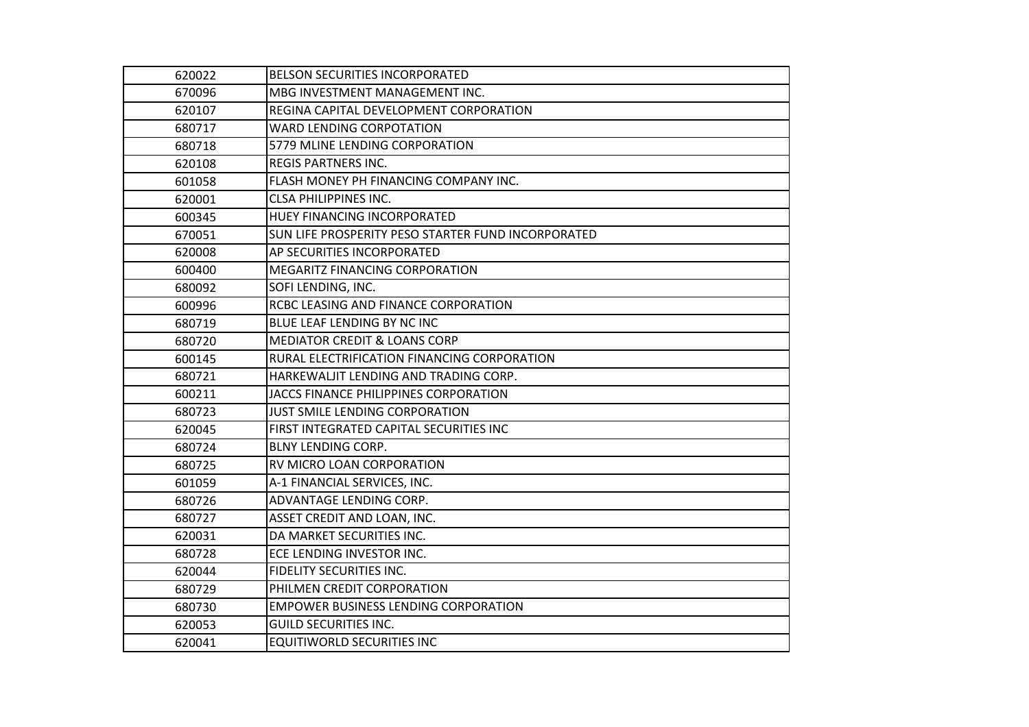| | |
|---|---|
| 620022 | BELSON SECURITIES INCORPORATED |
| 670096 | MBG INVESTMENT MANAGEMENT INC. |
| 620107 | REGINA CAPITAL DEVELOPMENT CORPORATION |
| 680717 | WARD LENDING CORPOTATION |
| 680718 | 5779 MLINE LENDING CORPORATION |
| 620108 | REGIS PARTNERS INC. |
| 601058 | FLASH MONEY PH FINANCING COMPANY INC. |
| 620001 | CLSA PHILIPPINES INC. |
| 600345 | HUEY FINANCING INCORPORATED |
| 670051 | SUN LIFE PROSPERITY PESO STARTER FUND INCORPORATED |
| 620008 | AP SECURITIES INCORPORATED |
| 600400 | MEGARITZ FINANCING CORPORATION |
| 680092 | SOFI LENDING, INC. |
| 600996 | RCBC LEASING AND FINANCE CORPORATION |
| 680719 | BLUE LEAF LENDING BY NC INC |
| 680720 | MEDIATOR CREDIT & LOANS CORP |
| 600145 | RURAL ELECTRIFICATION FINANCING CORPORATION |
| 680721 | HARKEWALJIT LENDING AND TRADING CORP. |
| 600211 | JACCS FINANCE PHILIPPINES CORPORATION |
| 680723 | JUST SMILE LENDING CORPORATION |
| 620045 | FIRST INTEGRATED CAPITAL SECURITIES INC |
| 680724 | BLNY LENDING CORP. |
| 680725 | RV MICRO LOAN CORPORATION |
| 601059 | A-1 FINANCIAL SERVICES, INC. |
| 680726 | ADVANTAGE LENDING CORP. |
| 680727 | ASSET CREDIT AND LOAN, INC. |
| 620031 | DA MARKET SECURITIES INC. |
| 680728 | ECE LENDING INVESTOR INC. |
| 620044 | FIDELITY SECURITIES INC. |
| 680729 | PHILMEN CREDIT CORPORATION |
| 680730 | EMPOWER BUSINESS LENDING CORPORATION |
| 620053 | GUILD SECURITIES INC. |
| 620041 | EQUITIWORLD SECURITIES INC |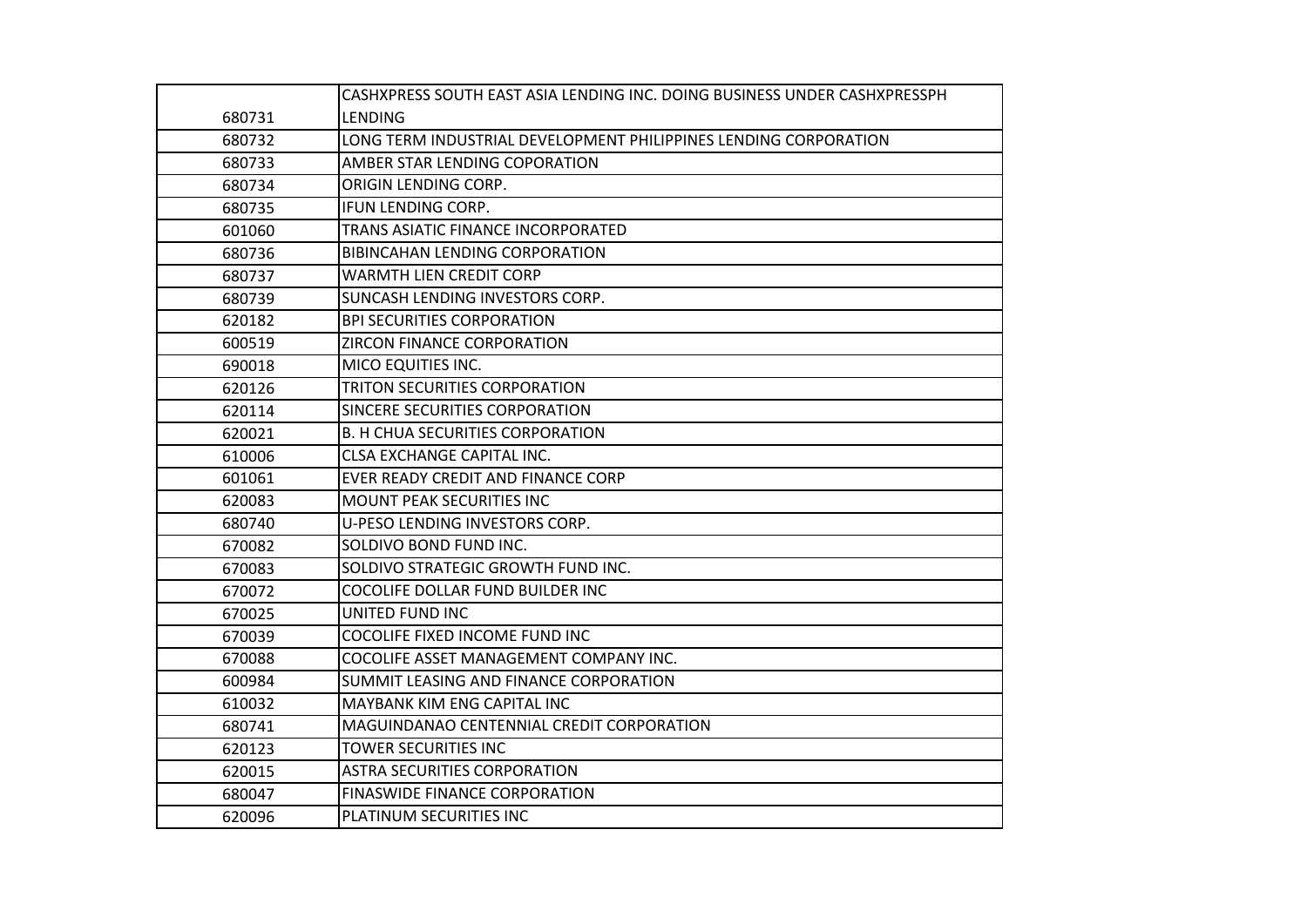| | |
|---|---|
| 680731 | CASHXPRESS SOUTH EAST ASIA LENDING INC. DOING BUSINESS UNDER CASHXPRESSPH LENDING |
| 680732 | LONG TERM INDUSTRIAL DEVELOPMENT PHILIPPINES LENDING CORPORATION |
| 680733 | AMBER STAR LENDING COPORATION |
| 680734 | ORIGIN LENDING CORP. |
| 680735 | IFUN LENDING CORP. |
| 601060 | TRANS ASIATIC FINANCE INCORPORATED |
| 680736 | BIBINCAHAN LENDING CORPORATION |
| 680737 | WARMTH LIEN CREDIT CORP |
| 680739 | SUNCASH LENDING INVESTORS CORP. |
| 620182 | BPI SECURITIES CORPORATION |
| 600519 | ZIRCON FINANCE CORPORATION |
| 690018 | MICO EQUITIES INC. |
| 620126 | TRITON SECURITIES CORPORATION |
| 620114 | SINCERE SECURITIES CORPORATION |
| 620021 | B. H CHUA SECURITIES CORPORATION |
| 610006 | CLSA EXCHANGE CAPITAL INC. |
| 601061 | EVER READY CREDIT AND FINANCE CORP |
| 620083 | MOUNT PEAK SECURITIES INC |
| 680740 | U-PESO LENDING INVESTORS CORP. |
| 670082 | SOLDIVO BOND FUND INC. |
| 670083 | SOLDIVO STRATEGIC GROWTH FUND INC. |
| 670072 | COCOLIFE DOLLAR FUND BUILDER INC |
| 670025 | UNITED FUND INC |
| 670039 | COCOLIFE FIXED INCOME FUND INC |
| 670088 | COCOLIFE ASSET MANAGEMENT COMPANY INC. |
| 600984 | SUMMIT LEASING AND FINANCE CORPORATION |
| 610032 | MAYBANK KIM ENG CAPITAL INC |
| 680741 | MAGUINDANAO CENTENNIAL CREDIT CORPORATION |
| 620123 | TOWER SECURITIES INC |
| 620015 | ASTRA SECURITIES CORPORATION |
| 680047 | FINASWIDE FINANCE CORPORATION |
| 620096 | PLATINUM SECURITIES INC |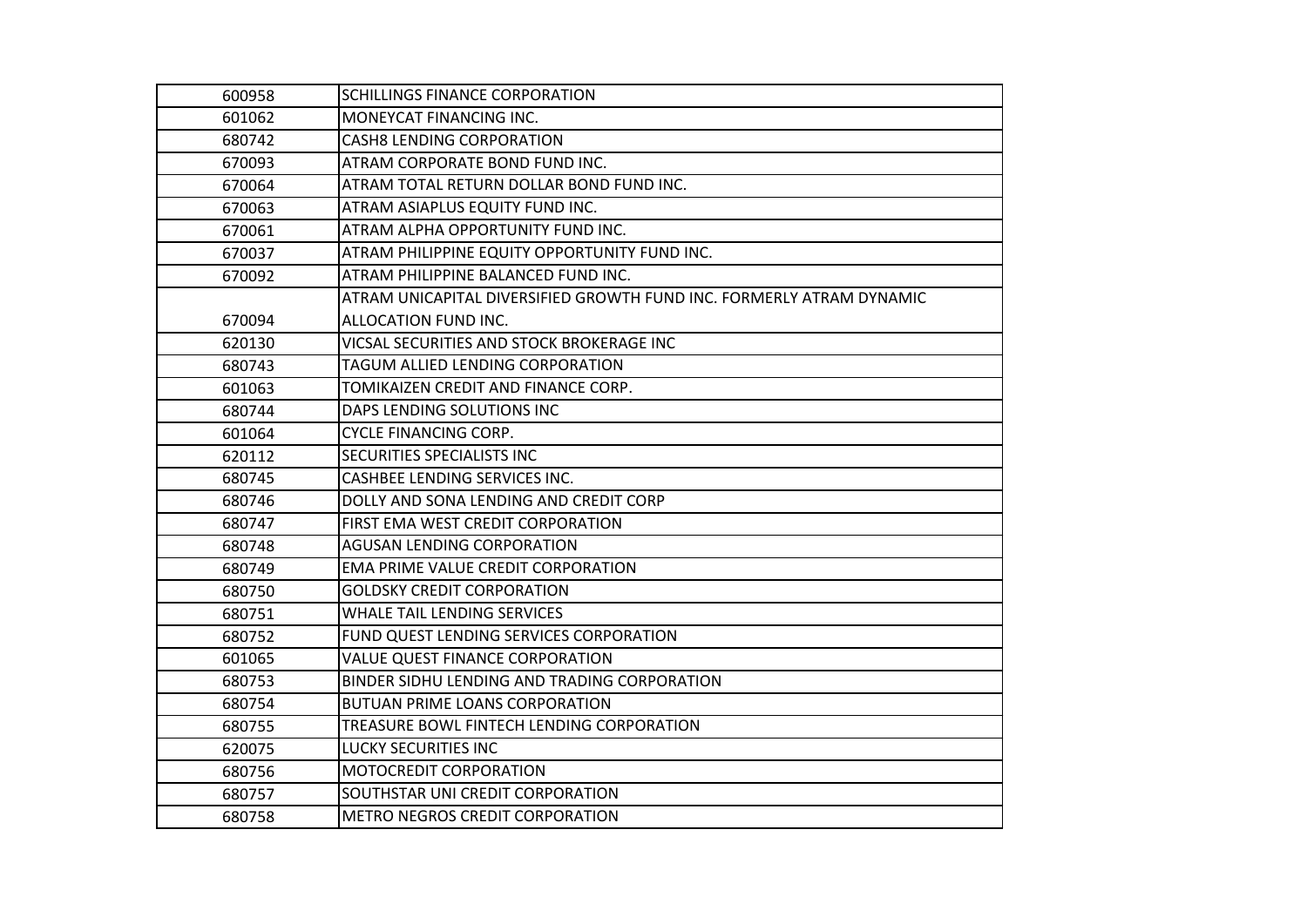| | |
|---|---|
| 600958 | SCHILLINGS FINANCE CORPORATION |
| 601062 | MONEYCAT FINANCING INC. |
| 680742 | CASH8 LENDING CORPORATION |
| 670093 | ATRAM CORPORATE BOND FUND INC. |
| 670064 | ATRAM TOTAL RETURN DOLLAR BOND FUND INC. |
| 670063 | ATRAM ASIAPLUS EQUITY FUND INC. |
| 670061 | ATRAM ALPHA OPPORTUNITY FUND INC. |
| 670037 | ATRAM PHILIPPINE EQUITY OPPORTUNITY FUND INC. |
| 670092 | ATRAM PHILIPPINE BALANCED FUND INC. |
| 670094 | ATRAM UNICAPITAL DIVERSIFIED GROWTH FUND INC. FORMERLY ATRAM DYNAMIC ALLOCATION FUND INC. |
| 620130 | VICSAL SECURITIES AND STOCK BROKERAGE INC |
| 680743 | TAGUM ALLIED LENDING CORPORATION |
| 601063 | TOMIKAIZEN CREDIT AND FINANCE CORP. |
| 680744 | DAPS LENDING SOLUTIONS INC |
| 601064 | CYCLE FINANCING CORP. |
| 620112 | SECURITIES SPECIALISTS INC |
| 680745 | CASHBEE LENDING SERVICES INC. |
| 680746 | DOLLY AND SONA LENDING AND CREDIT CORP |
| 680747 | FIRST EMA WEST CREDIT CORPORATION |
| 680748 | AGUSAN LENDING CORPORATION |
| 680749 | EMA PRIME VALUE CREDIT CORPORATION |
| 680750 | GOLDSKY CREDIT CORPORATION |
| 680751 | WHALE TAIL LENDING SERVICES |
| 680752 | FUND QUEST LENDING SERVICES CORPORATION |
| 601065 | VALUE QUEST FINANCE CORPORATION |
| 680753 | BINDER SIDHU LENDING AND TRADING CORPORATION |
| 680754 | BUTUAN PRIME LOANS CORPORATION |
| 680755 | TREASURE BOWL FINTECH LENDING CORPORATION |
| 620075 | LUCKY SECURITIES INC |
| 680756 | MOTOCREDIT CORPORATION |
| 680757 | SOUTHSTAR UNI CREDIT CORPORATION |
| 680758 | METRO NEGROS CREDIT CORPORATION |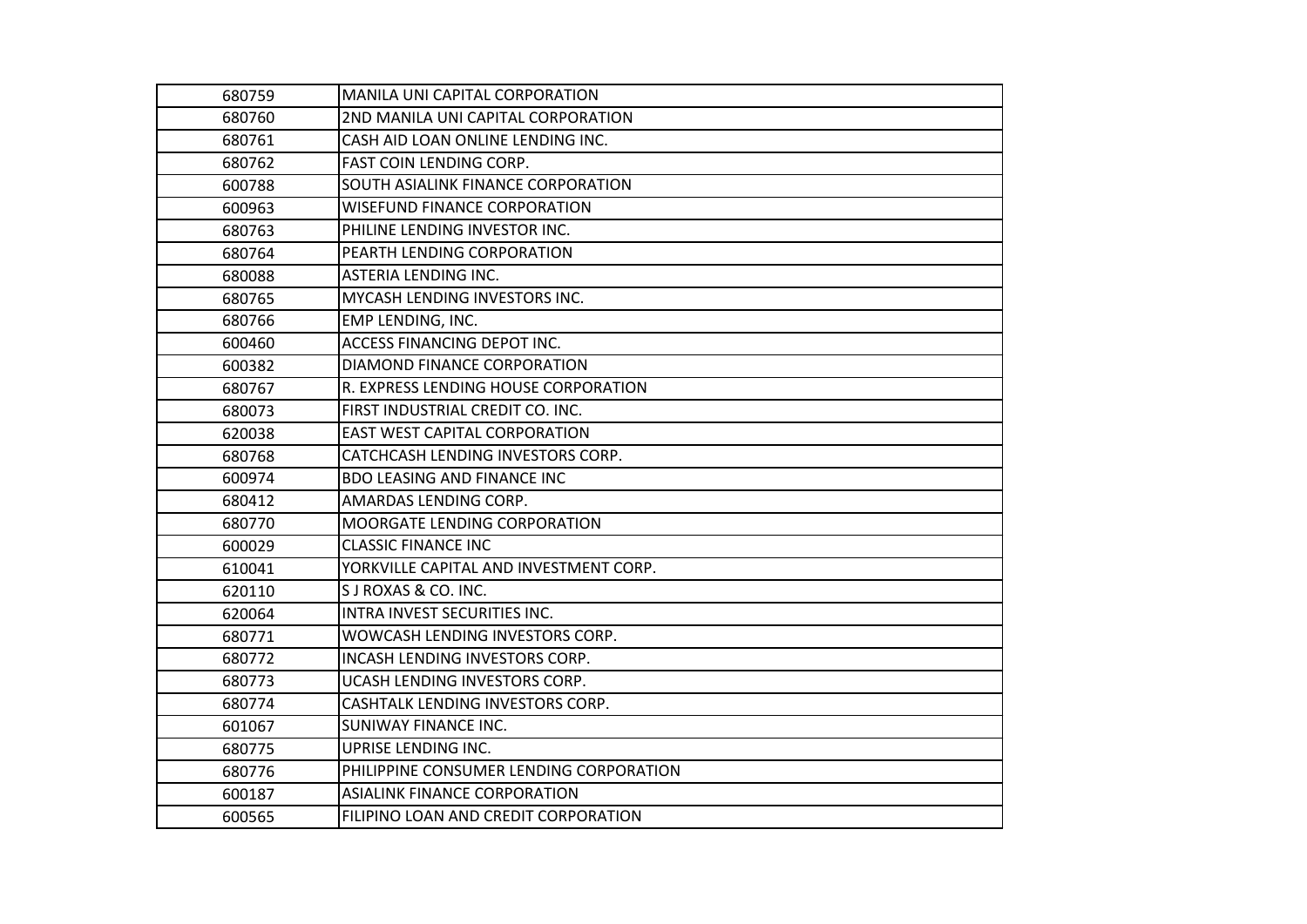| 680759 | MANILA UNI CAPITAL CORPORATION |
|---|---|
| 680760 | 2ND MANILA UNI CAPITAL CORPORATION |
| 680761 | CASH AID LOAN ONLINE LENDING INC. |
| 680762 | FAST COIN LENDING CORP. |
| 600788 | SOUTH ASIALINK FINANCE CORPORATION |
| 600963 | WISEFUND FINANCE CORPORATION |
| 680763 | PHILINE LENDING INVESTOR INC. |
| 680764 | PEARTH LENDING CORPORATION |
| 680088 | ASTERIA LENDING INC. |
| 680765 | MYCASH LENDING INVESTORS INC. |
| 680766 | EMP LENDING, INC. |
| 600460 | ACCESS FINANCING DEPOT INC. |
| 600382 | DIAMOND FINANCE CORPORATION |
| 680767 | R. EXPRESS LENDING HOUSE CORPORATION |
| 680073 | FIRST INDUSTRIAL CREDIT CO. INC. |
| 620038 | EAST WEST CAPITAL CORPORATION |
| 680768 | CATCHCASH LENDING INVESTORS CORP. |
| 600974 | BDO LEASING AND FINANCE INC |
| 680412 | AMARDAS LENDING CORP. |
| 680770 | MOORGATE LENDING CORPORATION |
| 600029 | CLASSIC FINANCE INC |
| 610041 | YORKVILLE CAPITAL AND INVESTMENT CORP. |
| 620110 | S J ROXAS & CO. INC. |
| 620064 | INTRA INVEST SECURITIES INC. |
| 680771 | WOWCASH LENDING INVESTORS CORP. |
| 680772 | INCASH LENDING INVESTORS CORP. |
| 680773 | UCASH LENDING INVESTORS CORP. |
| 680774 | CASHTALK LENDING INVESTORS CORP. |
| 601067 | SUNIWAY FINANCE INC. |
| 680775 | UPRISE LENDING INC. |
| 680776 | PHILIPPINE CONSUMER LENDING CORPORATION |
| 600187 | ASIALINK FINANCE CORPORATION |
| 600565 | FILIPINO LOAN AND CREDIT CORPORATION |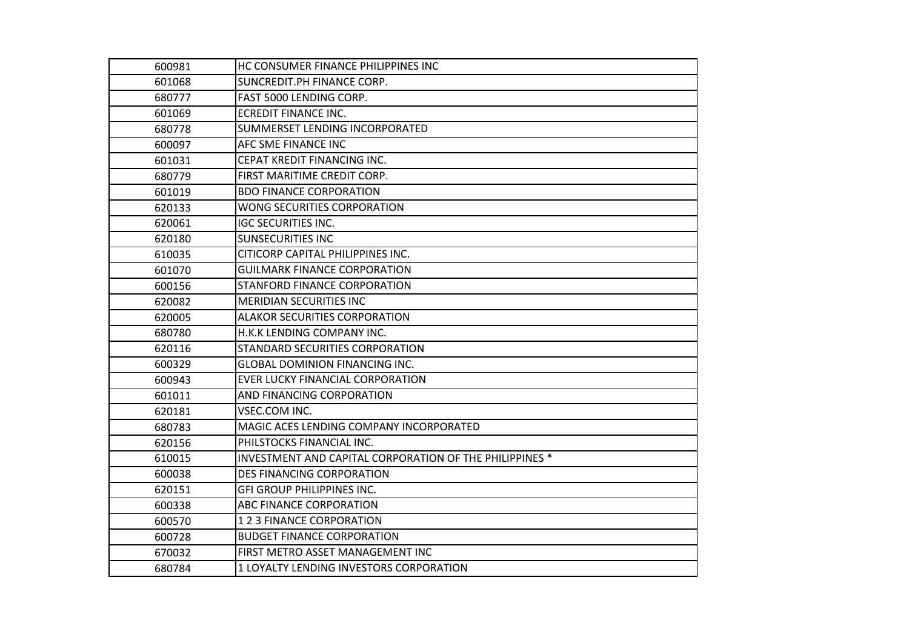| | |
|---|---|
| 600981 | HC CONSUMER FINANCE PHILIPPINES INC |
| 601068 | SUNCREDIT.PH FINANCE CORP. |
| 680777 | FAST 5000 LENDING CORP. |
| 601069 | ECREDIT FINANCE INC. |
| 680778 | SUMMERSET LENDING INCORPORATED |
| 600097 | AFC SME FINANCE INC |
| 601031 | CEPAT KREDIT FINANCING INC. |
| 680779 | FIRST MARITIME CREDIT CORP. |
| 601019 | BDO FINANCE CORPORATION |
| 620133 | WONG SECURITIES CORPORATION |
| 620061 | IGC SECURITIES INC. |
| 620180 | SUNSECURITIES INC |
| 610035 | CITICORP CAPITAL PHILIPPINES INC. |
| 601070 | GUILMARK FINANCE CORPORATION |
| 600156 | STANFORD FINANCE CORPORATION |
| 620082 | MERIDIAN SECURITIES INC |
| 620005 | ALAKOR SECURITIES CORPORATION |
| 680780 | H.K.K LENDING COMPANY INC. |
| 620116 | STANDARD SECURITIES CORPORATION |
| 600329 | GLOBAL DOMINION FINANCING INC. |
| 600943 | EVER LUCKY FINANCIAL CORPORATION |
| 601011 | AND FINANCING CORPORATION |
| 620181 | VSEC.COM INC. |
| 680783 | MAGIC ACES LENDING COMPANY INCORPORATED |
| 620156 | PHILSTOCKS FINANCIAL INC. |
| 610015 | INVESTMENT AND CAPITAL CORPORATION OF THE PHILIPPINES * |
| 600038 | DES FINANCING CORPORATION |
| 620151 | GFI GROUP PHILIPPINES INC. |
| 600338 | ABC FINANCE CORPORATION |
| 600570 | 1 2 3 FINANCE CORPORATION |
| 600728 | BUDGET FINANCE CORPORATION |
| 670032 | FIRST METRO ASSET MANAGEMENT INC |
| 680784 | 1 LOYALTY LENDING INVESTORS CORPORATION |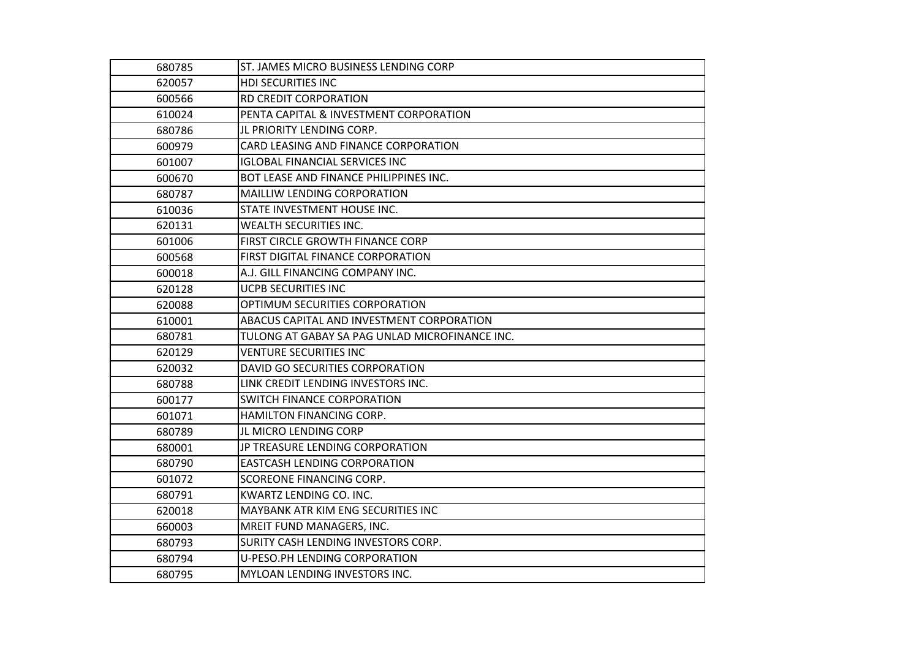| | |
|---|---|
| 680785 | ST. JAMES MICRO BUSINESS LENDING CORP |
| 620057 | HDI SECURITIES INC |
| 600566 | RD CREDIT CORPORATION |
| 610024 | PENTA CAPITAL & INVESTMENT CORPORATION |
| 680786 | JL PRIORITY LENDING CORP. |
| 600979 | CARD LEASING AND FINANCE CORPORATION |
| 601007 | IGLOBAL FINANCIAL SERVICES INC |
| 600670 | BOT LEASE AND FINANCE PHILIPPINES INC. |
| 680787 | MAILLIW LENDING CORPORATION |
| 610036 | STATE INVESTMENT HOUSE INC. |
| 620131 | WEALTH SECURITIES INC. |
| 601006 | FIRST CIRCLE GROWTH FINANCE CORP |
| 600568 | FIRST DIGITAL FINANCE CORPORATION |
| 600018 | A.J. GILL FINANCING COMPANY INC. |
| 620128 | UCPB SECURITIES INC |
| 620088 | OPTIMUM SECURITIES CORPORATION |
| 610001 | ABACUS CAPITAL AND INVESTMENT CORPORATION |
| 680781 | TULONG AT GABAY SA PAG UNLAD MICROFINANCE INC. |
| 620129 | VENTURE SECURITIES INC |
| 620032 | DAVID GO SECURITIES CORPORATION |
| 680788 | LINK CREDIT LENDING INVESTORS INC. |
| 600177 | SWITCH FINANCE CORPORATION |
| 601071 | HAMILTON FINANCING CORP. |
| 680789 | JL MICRO LENDING CORP |
| 680001 | JP TREASURE LENDING CORPORATION |
| 680790 | EASTCASH LENDING CORPORATION |
| 601072 | SCOREONE FINANCING CORP. |
| 680791 | KWARTZ LENDING CO. INC. |
| 620018 | MAYBANK ATR KIM ENG SECURITIES INC |
| 660003 | MREIT FUND MANAGERS, INC. |
| 680793 | SURITY CASH LENDING INVESTORS CORP. |
| 680794 | U-PESO.PH LENDING CORPORATION |
| 680795 | MYLOAN LENDING INVESTORS INC. |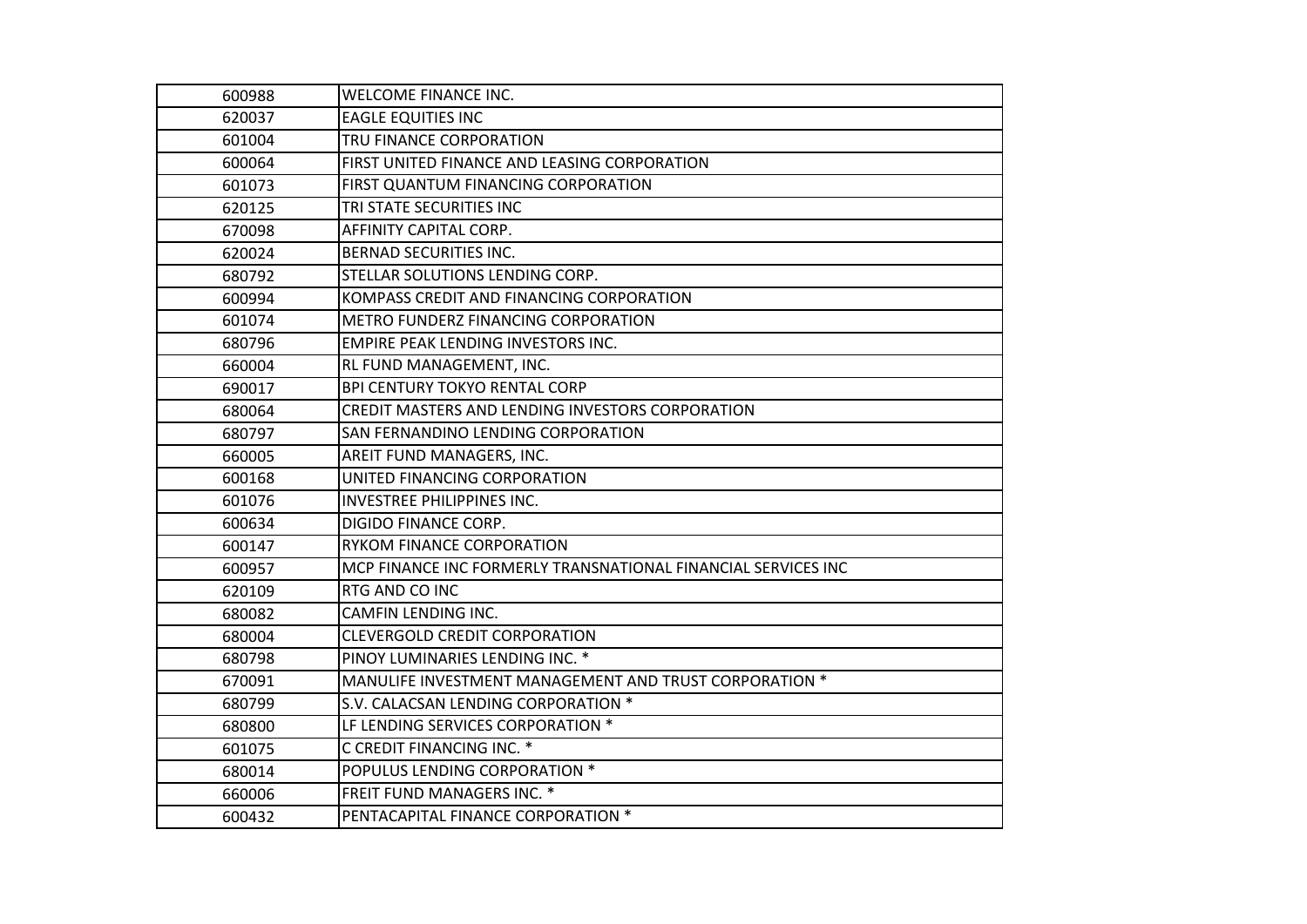| | |
|---|---|
| 600988 | WELCOME FINANCE INC. |
| 620037 | EAGLE EQUITIES INC |
| 601004 | TRU FINANCE CORPORATION |
| 600064 | FIRST UNITED FINANCE AND LEASING CORPORATION |
| 601073 | FIRST QUANTUM FINANCING CORPORATION |
| 620125 | TRI STATE SECURITIES INC |
| 670098 | AFFINITY CAPITAL CORP. |
| 620024 | BERNAD SECURITIES INC. |
| 680792 | STELLAR SOLUTIONS LENDING CORP. |
| 600994 | KOMPASS CREDIT AND FINANCING CORPORATION |
| 601074 | METRO FUNDERZ FINANCING CORPORATION |
| 680796 | EMPIRE PEAK LENDING INVESTORS INC. |
| 660004 | RL FUND MANAGEMENT, INC. |
| 690017 | BPI CENTURY TOKYO RENTAL CORP |
| 680064 | CREDIT MASTERS AND LENDING INVESTORS CORPORATION |
| 680797 | SAN FERNANDINO LENDING CORPORATION |
| 660005 | AREIT FUND MANAGERS, INC. |
| 600168 | UNITED FINANCING CORPORATION |
| 601076 | INVESTREE PHILIPPINES INC. |
| 600634 | DIGIDO FINANCE CORP. |
| 600147 | RYKOM FINANCE CORPORATION |
| 600957 | MCP FINANCE INC FORMERLY TRANSNATIONAL FINANCIAL SERVICES INC |
| 620109 | RTG AND CO INC |
| 680082 | CAMFIN LENDING INC. |
| 680004 | CLEVERGOLD CREDIT CORPORATION |
| 680798 | PINOY LUMINARIES LENDING INC. * |
| 670091 | MANULIFE INVESTMENT MANAGEMENT AND TRUST CORPORATION * |
| 680799 | S.V. CALACSAN LENDING CORPORATION * |
| 680800 | LF LENDING SERVICES CORPORATION * |
| 601075 | C CREDIT FINANCING INC. * |
| 680014 | POPULUS LENDING CORPORATION * |
| 660006 | FREIT FUND MANAGERS INC. * |
| 600432 | PENTACAPITAL FINANCE CORPORATION * |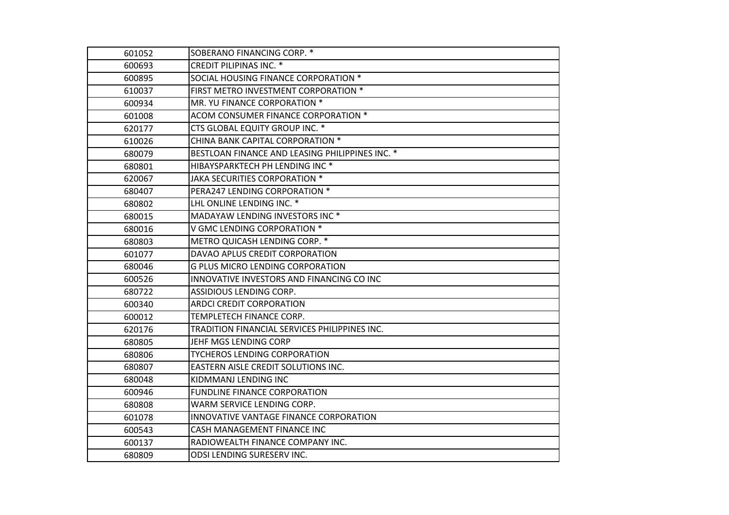| | |
|---|---|
| 601052 | SOBERANO FINANCING CORP. * |
| 600693 | CREDIT PILIPINAS INC. * |
| 600895 | SOCIAL HOUSING FINANCE CORPORATION * |
| 610037 | FIRST METRO INVESTMENT CORPORATION * |
| 600934 | MR. YU FINANCE CORPORATION * |
| 601008 | ACOM CONSUMER FINANCE CORPORATION * |
| 620177 | CTS GLOBAL EQUITY GROUP INC. * |
| 610026 | CHINA BANK CAPITAL CORPORATION * |
| 680079 | BESTLOAN FINANCE AND LEASING PHILIPPINES INC. * |
| 680801 | HIBAYSPARKTECH PH LENDING INC * |
| 620067 | JAKA SECURITIES CORPORATION * |
| 680407 | PERA247 LENDING CORPORATION * |
| 680802 | LHL ONLINE LENDING INC. * |
| 680015 | MADAYAW LENDING INVESTORS INC * |
| 680016 | V GMC LENDING CORPORATION * |
| 680803 | METRO QUICASH LENDING CORP. * |
| 601077 | DAVAO APLUS CREDIT CORPORATION |
| 680046 | G PLUS MICRO LENDING CORPORATION |
| 600526 | INNOVATIVE INVESTORS AND FINANCING CO INC |
| 680722 | ASSIDIOUS LENDING CORP. |
| 600340 | ARDCI CREDIT CORPORATION |
| 600012 | TEMPLETECH FINANCE CORP. |
| 620176 | TRADITION FINANCIAL SERVICES PHILIPPINES INC. |
| 680805 | JEHF MGS LENDING CORP |
| 680806 | TYCHEROS LENDING CORPORATION |
| 680807 | EASTERN AISLE CREDIT SOLUTIONS INC. |
| 680048 | KIDMMANJ LENDING INC |
| 600946 | FUNDLINE FINANCE CORPORATION |
| 680808 | WARM SERVICE LENDING CORP. |
| 601078 | INNOVATIVE VANTAGE FINANCE CORPORATION |
| 600543 | CASH MANAGEMENT FINANCE INC |
| 600137 | RADIOWEALTH FINANCE COMPANY INC. |
| 680809 | ODSI LENDING SURESERV INC. |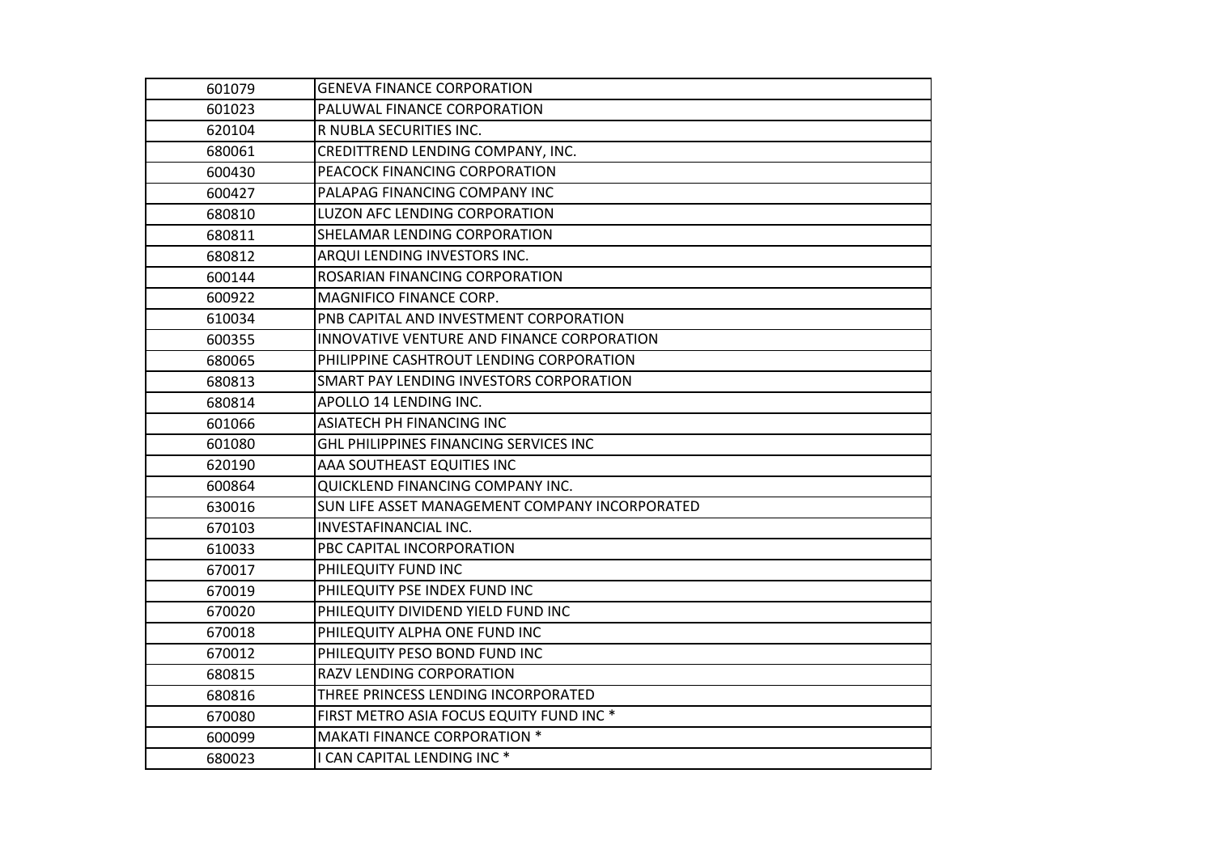| | |
|---|---|
| 601079 | GENEVA FINANCE CORPORATION |
| 601023 | PALUWAL FINANCE CORPORATION |
| 620104 | R NUBLA SECURITIES INC. |
| 680061 | CREDITTREND LENDING COMPANY, INC. |
| 600430 | PEACOCK FINANCING CORPORATION |
| 600427 | PALAPAG FINANCING COMPANY INC |
| 680810 | LUZON AFC LENDING CORPORATION |
| 680811 | SHELAMAR LENDING CORPORATION |
| 680812 | ARQUI LENDING INVESTORS INC. |
| 600144 | ROSARIAN FINANCING CORPORATION |
| 600922 | MAGNIFICO FINANCE CORP. |
| 610034 | PNB CAPITAL AND INVESTMENT CORPORATION |
| 600355 | INNOVATIVE VENTURE AND FINANCE CORPORATION |
| 680065 | PHILIPPINE CASHTROUT LENDING CORPORATION |
| 680813 | SMART PAY LENDING INVESTORS CORPORATION |
| 680814 | APOLLO 14 LENDING INC. |
| 601066 | ASIATECH PH FINANCING INC |
| 601080 | GHL PHILIPPINES FINANCING SERVICES INC |
| 620190 | AAA SOUTHEAST EQUITIES INC |
| 600864 | QUICKLEND FINANCING COMPANY INC. |
| 630016 | SUN LIFE ASSET MANAGEMENT COMPANY INCORPORATED |
| 670103 | INVESTAFINANCIAL INC. |
| 610033 | PBC CAPITAL INCORPORATION |
| 670017 | PHILEQUITY FUND INC |
| 670019 | PHILEQUITY PSE INDEX FUND INC |
| 670020 | PHILEQUITY DIVIDEND YIELD FUND INC |
| 670018 | PHILEQUITY ALPHA ONE FUND INC |
| 670012 | PHILEQUITY PESO BOND FUND INC |
| 680815 | RAZV LENDING CORPORATION |
| 680816 | THREE PRINCESS LENDING INCORPORATED |
| 670080 | FIRST METRO ASIA FOCUS EQUITY FUND INC * |
| 600099 | MAKATI FINANCE CORPORATION * |
| 680023 | I CAN CAPITAL LENDING INC * |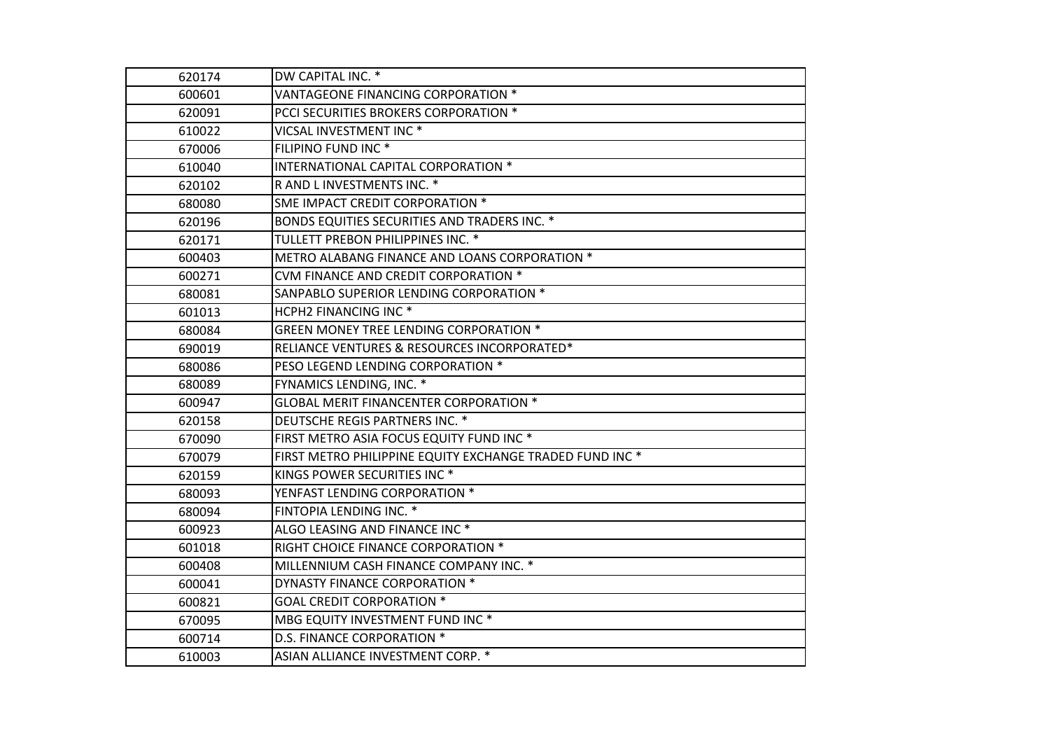| | |
|---|---|
| 620174 | DW CAPITAL INC. * |
| 600601 | VANTAGEONE FINANCING CORPORATION * |
| 620091 | PCCI SECURITIES BROKERS CORPORATION * |
| 610022 | VICSAL INVESTMENT INC * |
| 670006 | FILIPINO FUND INC * |
| 610040 | INTERNATIONAL CAPITAL CORPORATION * |
| 620102 | R AND L INVESTMENTS INC. * |
| 680080 | SME IMPACT CREDIT CORPORATION * |
| 620196 | BONDS EQUITIES SECURITIES AND TRADERS INC. * |
| 620171 | TULLETT PREBON PHILIPPINES INC. * |
| 600403 | METRO ALABANG FINANCE AND LOANS CORPORATION * |
| 600271 | CVM FINANCE AND CREDIT CORPORATION * |
| 680081 | SANPABLO SUPERIOR LENDING CORPORATION * |
| 601013 | HCPH2 FINANCING INC * |
| 680084 | GREEN MONEY TREE LENDING CORPORATION * |
| 690019 | RELIANCE VENTURES & RESOURCES INCORPORATED* |
| 680086 | PESO LEGEND LENDING CORPORATION * |
| 680089 | FYNAMICS LENDING, INC. * |
| 600947 | GLOBAL MERIT FINANCENTER CORPORATION * |
| 620158 | DEUTSCHE REGIS PARTNERS INC. * |
| 670090 | FIRST METRO ASIA FOCUS EQUITY FUND INC * |
| 670079 | FIRST METRO PHILIPPINE EQUITY EXCHANGE TRADED FUND INC * |
| 620159 | KINGS POWER SECURITIES INC * |
| 680093 | YENFAST LENDING CORPORATION * |
| 680094 | FINTOPIA LENDING INC. * |
| 600923 | ALGO LEASING AND FINANCE INC * |
| 601018 | RIGHT CHOICE FINANCE CORPORATION * |
| 600408 | MILLENNIUM CASH FINANCE COMPANY INC. * |
| 600041 | DYNASTY FINANCE CORPORATION * |
| 600821 | GOAL CREDIT CORPORATION * |
| 670095 | MBG EQUITY INVESTMENT FUND INC * |
| 600714 | D.S. FINANCE CORPORATION * |
| 610003 | ASIAN ALLIANCE INVESTMENT CORP. * |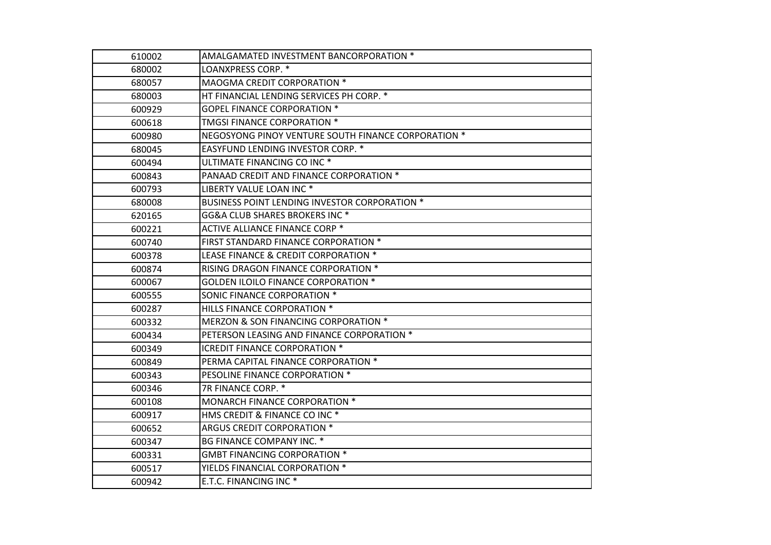| | |
|---|---|
| 610002 | AMALGAMATED INVESTMENT BANCORPORATION * |
| 680002 | LOANXPRESS CORP. * |
| 680057 | MAOGMA CREDIT CORPORATION * |
| 680003 | HT FINANCIAL LENDING SERVICES PH CORP. * |
| 600929 | GOPEL FINANCE CORPORATION * |
| 600618 | TMGSI FINANCE CORPORATION * |
| 600980 | NEGOSYONG PINOY VENTURE SOUTH FINANCE CORPORATION * |
| 680045 | EASYFUND LENDING INVESTOR CORP. * |
| 600494 | ULTIMATE FINANCING CO INC * |
| 600843 | PANAAD CREDIT AND FINANCE CORPORATION * |
| 600793 | LIBERTY VALUE LOAN INC * |
| 680008 | BUSINESS POINT LENDING INVESTOR CORPORATION * |
| 620165 | GG&A CLUB SHARES BROKERS INC * |
| 600221 | ACTIVE ALLIANCE FINANCE CORP * |
| 600740 | FIRST STANDARD FINANCE CORPORATION * |
| 600378 | LEASE FINANCE & CREDIT CORPORATION * |
| 600874 | RISING DRAGON FINANCE CORPORATION * |
| 600067 | GOLDEN ILOILO FINANCE CORPORATION * |
| 600555 | SONIC FINANCE CORPORATION * |
| 600287 | HILLS FINANCE CORPORATION * |
| 600332 | MERZON & SON FINANCING CORPORATION * |
| 600434 | PETERSON LEASING AND FINANCE CORPORATION * |
| 600349 | ICREDIT FINANCE CORPORATION * |
| 600849 | PERMA CAPITAL FINANCE CORPORATION * |
| 600343 | PESOLINE FINANCE CORPORATION * |
| 600346 | 7R FINANCE CORP. * |
| 600108 | MONARCH FINANCE CORPORATION * |
| 600917 | HMS CREDIT & FINANCE CO INC * |
| 600652 | ARGUS CREDIT CORPORATION * |
| 600347 | BG FINANCE COMPANY INC. * |
| 600331 | GMBT FINANCING CORPORATION * |
| 600517 | YIELDS FINANCIAL CORPORATION * |
| 600942 | E.T.C. FINANCING INC * |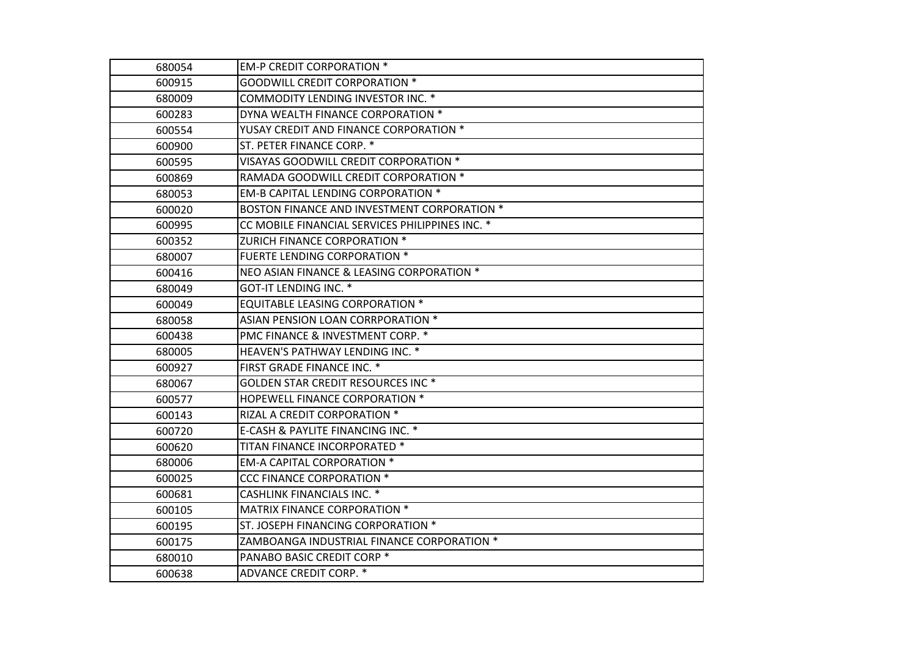| | |
|---|---|
| 680054 | EM-P CREDIT CORPORATION * |
| 600915 | GOODWILL CREDIT CORPORATION * |
| 680009 | COMMODITY LENDING INVESTOR INC. * |
| 600283 | DYNA WEALTH FINANCE CORPORATION * |
| 600554 | YUSAY CREDIT AND FINANCE CORPORATION * |
| 600900 | ST. PETER FINANCE CORP. * |
| 600595 | VISAYAS GOODWILL CREDIT CORPORATION * |
| 600869 | RAMADA GOODWILL CREDIT CORPORATION * |
| 680053 | EM-B CAPITAL LENDING CORPORATION * |
| 600020 | BOSTON FINANCE AND INVESTMENT CORPORATION * |
| 600995 | CC MOBILE FINANCIAL SERVICES PHILIPPINES INC. * |
| 600352 | ZURICH FINANCE CORPORATION * |
| 680007 | FUERTE LENDING CORPORATION * |
| 600416 | NEO ASIAN FINANCE & LEASING CORPORATION * |
| 680049 | GOT-IT LENDING INC. * |
| 600049 | EQUITABLE LEASING CORPORATION * |
| 680058 | ASIAN PENSION LOAN CORRPORATION * |
| 600438 | PMC FINANCE & INVESTMENT CORP. * |
| 680005 | HEAVEN'S PATHWAY LENDING INC. * |
| 600927 | FIRST GRADE FINANCE INC. * |
| 680067 | GOLDEN STAR CREDIT RESOURCES INC * |
| 600577 | HOPEWELL FINANCE CORPORATION * |
| 600143 | RIZAL A CREDIT CORPORATION * |
| 600720 | E-CASH & PAYLITE FINANCING INC. * |
| 600620 | TITAN FINANCE INCORPORATED * |
| 680006 | EM-A CAPITAL CORPORATION * |
| 600025 | CCC FINANCE CORPORATION * |
| 600681 | CASHLINK FINANCIALS INC. * |
| 600105 | MATRIX FINANCE CORPORATION * |
| 600195 | ST. JOSEPH FINANCING CORPORATION * |
| 600175 | ZAMBOANGA INDUSTRIAL FINANCE CORPORATION * |
| 680010 | PANABO BASIC CREDIT CORP * |
| 600638 | ADVANCE CREDIT CORP. * |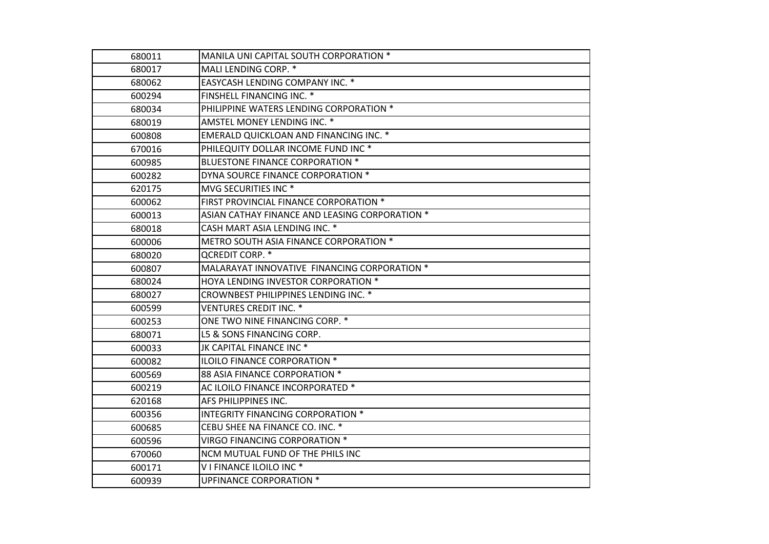| | |
|---|---|
| 680011 | MANILA UNI CAPITAL SOUTH CORPORATION * |
| 680017 | MALI LENDING CORP. * |
| 680062 | EASYCASH LENDING COMPANY INC. * |
| 600294 | FINSHELL FINANCING INC. * |
| 680034 | PHILIPPINE WATERS LENDING CORPORATION * |
| 680019 | AMSTEL MONEY LENDING INC. * |
| 600808 | EMERALD QUICKLOAN AND FINANCING INC. * |
| 670016 | PHILEQUITY DOLLAR INCOME FUND INC * |
| 600985 | BLUESTONE FINANCE CORPORATION * |
| 600282 | DYNA SOURCE FINANCE CORPORATION * |
| 620175 | MVG SECURITIES INC * |
| 600062 | FIRST PROVINCIAL FINANCE CORPORATION * |
| 600013 | ASIAN CATHAY FINANCE AND LEASING CORPORATION * |
| 680018 | CASH MART ASIA LENDING INC. * |
| 600006 | METRO SOUTH ASIA FINANCE CORPORATION * |
| 680020 | QCREDIT CORP. * |
| 600807 | MALARAYAT INNOVATIVE FINANCING CORPORATION * |
| 680024 | HOYA LENDING INVESTOR CORPORATION * |
| 680027 | CROWNBEST PHILIPPINES LENDING INC. * |
| 600599 | VENTURES CREDIT INC. * |
| 600253 | ONE TWO NINE FINANCING CORP. * |
| 680071 | L5 & SONS FINANCING CORP. |
| 600033 | JK CAPITAL FINANCE INC * |
| 600082 | ILOILO FINANCE CORPORATION * |
| 600569 | 88 ASIA FINANCE CORPORATION * |
| 600219 | AC ILOILO FINANCE INCORPORATED * |
| 620168 | AFS PHILIPPINES INC. |
| 600356 | INTEGRITY FINANCING CORPORATION * |
| 600685 | CEBU SHEE NA FINANCE CO. INC. * |
| 600596 | VIRGO FINANCING CORPORATION * |
| 670060 | NCM MUTUAL FUND OF THE PHILS INC |
| 600171 | V I FINANCE ILOILO INC * |
| 600939 | UPFINANCE CORPORATION * |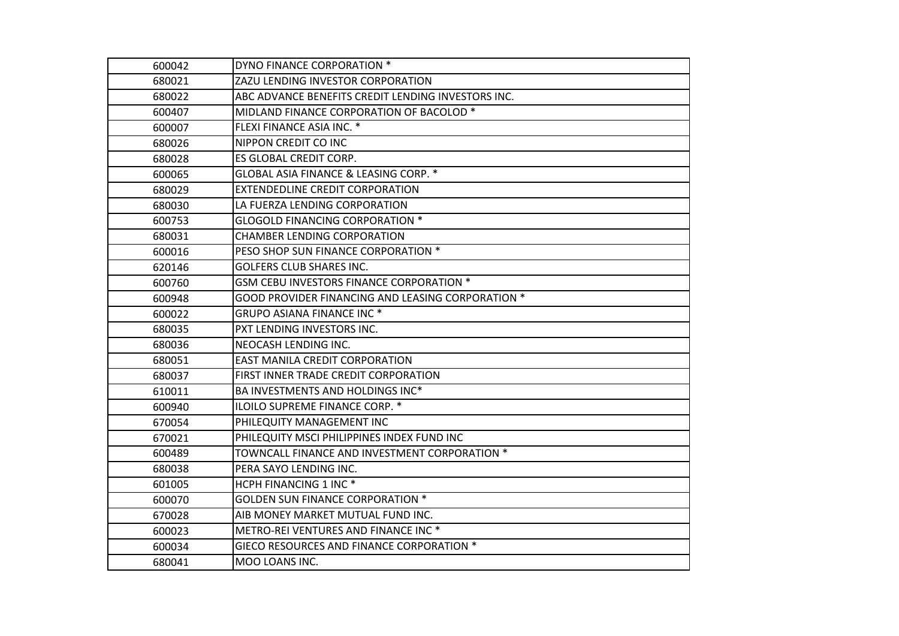| 600042 | DYNO FINANCE CORPORATION * |
|---|---|
| 680021 | ZAZU LENDING INVESTOR CORPORATION |
| 680022 | ABC ADVANCE BENEFITS CREDIT LENDING INVESTORS INC. |
| 600407 | MIDLAND FINANCE CORPORATION OF BACOLOD * |
| 600007 | FLEXI FINANCE ASIA INC. * |
| 680026 | NIPPON CREDIT CO INC |
| 680028 | ES GLOBAL CREDIT CORP. |
| 600065 | GLOBAL ASIA FINANCE & LEASING CORP. * |
| 680029 | EXTENDEDLINE CREDIT CORPORATION |
| 680030 | LA FUERZA LENDING CORPORATION |
| 600753 | GLOGOLD FINANCING CORPORATION * |
| 680031 | CHAMBER LENDING CORPORATION |
| 600016 | PESO SHOP SUN FINANCE CORPORATION * |
| 620146 | GOLFERS CLUB SHARES INC. |
| 600760 | GSM CEBU INVESTORS FINANCE CORPORATION * |
| 600948 | GOOD PROVIDER FINANCING AND LEASING CORPORATION * |
| 600022 | GRUPO ASIANA FINANCE INC * |
| 680035 | PXT LENDING INVESTORS INC. |
| 680036 | NEOCASH LENDING INC. |
| 680051 | EAST MANILA CREDIT CORPORATION |
| 680037 | FIRST INNER TRADE CREDIT CORPORATION |
| 610011 | BA INVESTMENTS AND HOLDINGS INC* |
| 600940 | ILOILO SUPREME FINANCE CORP. * |
| 670054 | PHILEQUITY MANAGEMENT INC |
| 670021 | PHILEQUITY MSCI PHILIPPINES INDEX FUND INC |
| 600489 | TOWNCALL FINANCE AND INVESTMENT CORPORATION * |
| 680038 | PERA SAYO LENDING INC. |
| 601005 | HCPH FINANCING 1 INC * |
| 600070 | GOLDEN SUN FINANCE CORPORATION * |
| 670028 | AIB MONEY MARKET MUTUAL FUND INC. |
| 600023 | METRO-REI VENTURES AND FINANCE INC * |
| 600034 | GIECO RESOURCES AND FINANCE CORPORATION * |
| 680041 | MOO LOANS INC. |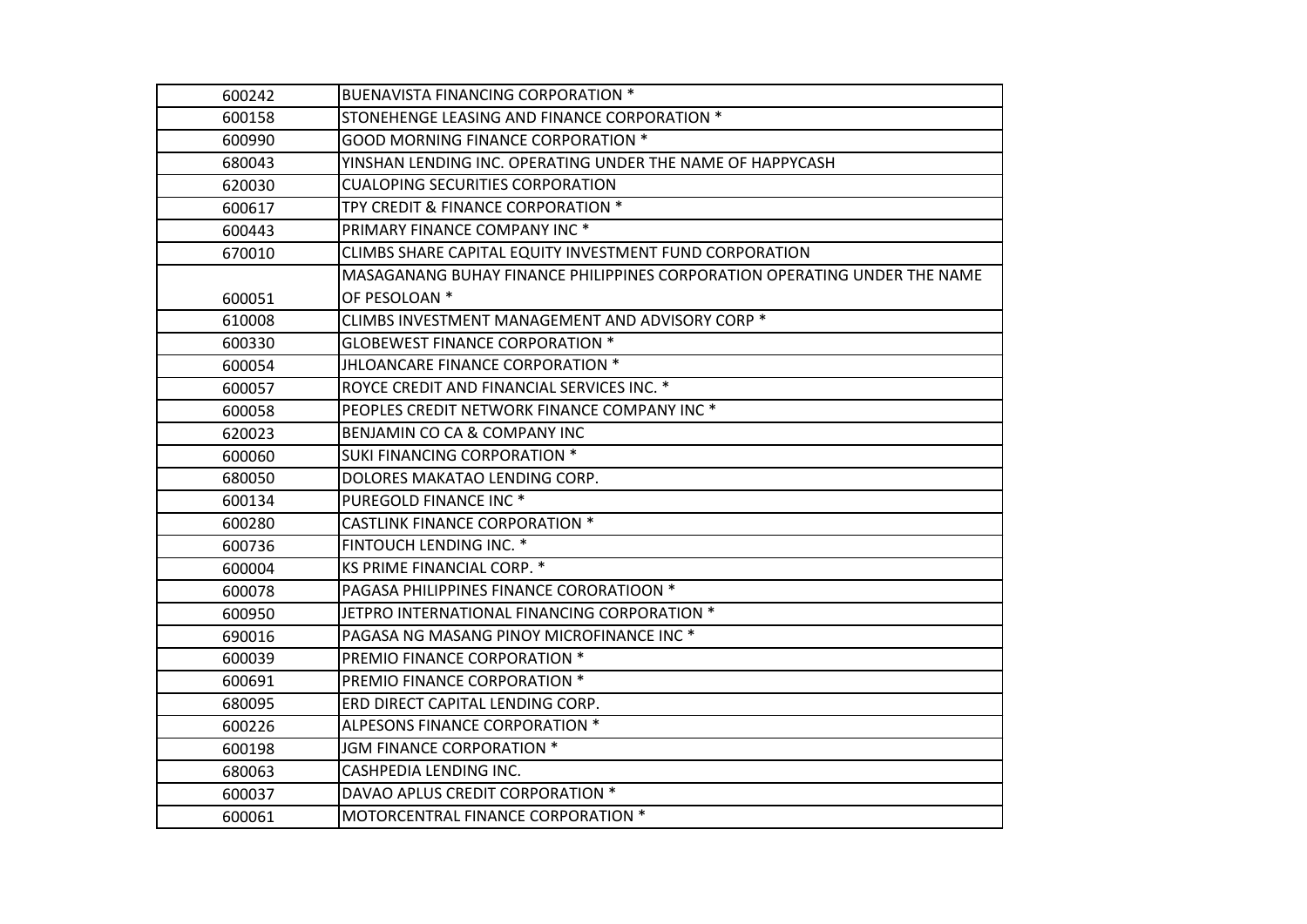| | |
|---|---|
| 600242 | BUENAVISTA FINANCING CORPORATION * |
| 600158 | STONEHENGE LEASING AND FINANCE CORPORATION * |
| 600990 | GOOD MORNING FINANCE CORPORATION * |
| 680043 | YINSHAN LENDING INC. OPERATING UNDER THE NAME OF HAPPYCASH |
| 620030 | CUALOPING SECURITIES CORPORATION |
| 600617 | TPY CREDIT & FINANCE CORPORATION * |
| 600443 | PRIMARY FINANCE COMPANY INC * |
| 670010 | CLIMBS SHARE CAPITAL EQUITY INVESTMENT FUND CORPORATION |
| 600051 | MASAGANANG BUHAY FINANCE PHILIPPINES CORPORATION OPERATING UNDER THE NAME OF PESOLOAN * |
| 610008 | CLIMBS INVESTMENT MANAGEMENT AND ADVISORY CORP * |
| 600330 | GLOBEWEST FINANCE CORPORATION * |
| 600054 | JHLOANCARE FINANCE CORPORATION * |
| 600057 | ROYCE CREDIT AND FINANCIAL SERVICES INC. * |
| 600058 | PEOPLES CREDIT NETWORK FINANCE COMPANY INC * |
| 620023 | BENJAMIN CO CA & COMPANY INC |
| 600060 | SUKI FINANCING CORPORATION * |
| 680050 | DOLORES MAKATAO LENDING CORP. |
| 600134 | PUREGOLD FINANCE INC * |
| 600280 | CASTLINK FINANCE CORPORATION * |
| 600736 | FINTOUCH LENDING INC. * |
| 600004 | KS PRIME FINANCIAL CORP. * |
| 600078 | PAGASA PHILIPPINES FINANCE CORORATIOON * |
| 600950 | JETPRO INTERNATIONAL FINANCING CORPORATION * |
| 690016 | PAGASA NG MASANG PINOY MICROFINANCE INC * |
| 600039 | PREMIO FINANCE CORPORATION * |
| 600691 | PREMIO FINANCE CORPORATION * |
| 680095 | ERD DIRECT CAPITAL LENDING CORP. |
| 600226 | ALPESONS FINANCE CORPORATION * |
| 600198 | JGM FINANCE CORPORATION * |
| 680063 | CASHPEDIA LENDING INC. |
| 600037 | DAVAO APLUS CREDIT CORPORATION * |
| 600061 | MOTORCENTRAL FINANCE CORPORATION * |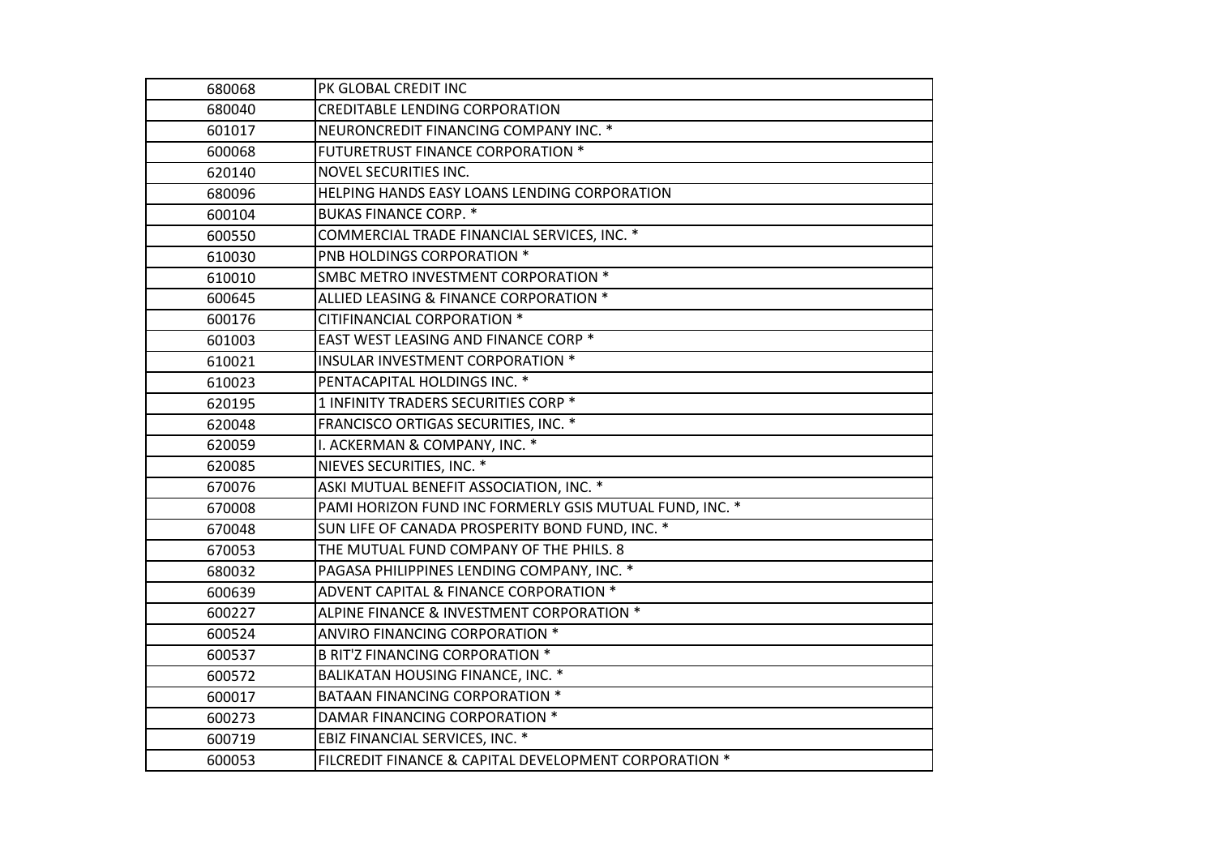| | |
|---|---|
| 680068 | PK GLOBAL CREDIT INC |
| 680040 | CREDITABLE LENDING CORPORATION |
| 601017 | NEURONCREDIT FINANCING COMPANY INC. * |
| 600068 | FUTURETRUST FINANCE CORPORATION * |
| 620140 | NOVEL SECURITIES INC. |
| 680096 | HELPING HANDS EASY LOANS LENDING CORPORATION |
| 600104 | BUKAS FINANCE CORP. * |
| 600550 | COMMERCIAL TRADE FINANCIAL SERVICES, INC. * |
| 610030 | PNB HOLDINGS CORPORATION * |
| 610010 | SMBC METRO INVESTMENT CORPORATION * |
| 600645 | ALLIED LEASING & FINANCE CORPORATION * |
| 600176 | CITIFINANCIAL CORPORATION * |
| 601003 | EAST WEST LEASING AND FINANCE CORP * |
| 610021 | INSULAR INVESTMENT CORPORATION * |
| 610023 | PENTACAPITAL HOLDINGS INC. * |
| 620195 | 1 INFINITY TRADERS SECURITIES CORP * |
| 620048 | FRANCISCO ORTIGAS SECURITIES, INC. * |
| 620059 | I. ACKERMAN & COMPANY, INC. * |
| 620085 | NIEVES SECURITIES, INC. * |
| 670076 | ASKI MUTUAL BENEFIT ASSOCIATION, INC. * |
| 670008 | PAMI HORIZON FUND INC FORMERLY GSIS MUTUAL FUND, INC. * |
| 670048 | SUN LIFE OF CANADA PROSPERITY BOND FUND, INC. * |
| 670053 | THE MUTUAL FUND COMPANY OF THE PHILS. 8 |
| 680032 | PAGASA PHILIPPINES LENDING COMPANY, INC. * |
| 600639 | ADVENT CAPITAL & FINANCE CORPORATION * |
| 600227 | ALPINE FINANCE & INVESTMENT CORPORATION * |
| 600524 | ANVIRO FINANCING CORPORATION * |
| 600537 | B RIT'Z FINANCING CORPORATION * |
| 600572 | BALIKATAN HOUSING FINANCE, INC. * |
| 600017 | BATAAN FINANCING CORPORATION * |
| 600273 | DAMAR FINANCING CORPORATION * |
| 600719 | EBIZ FINANCIAL SERVICES, INC. * |
| 600053 | FILCREDIT FINANCE & CAPITAL DEVELOPMENT CORPORATION * |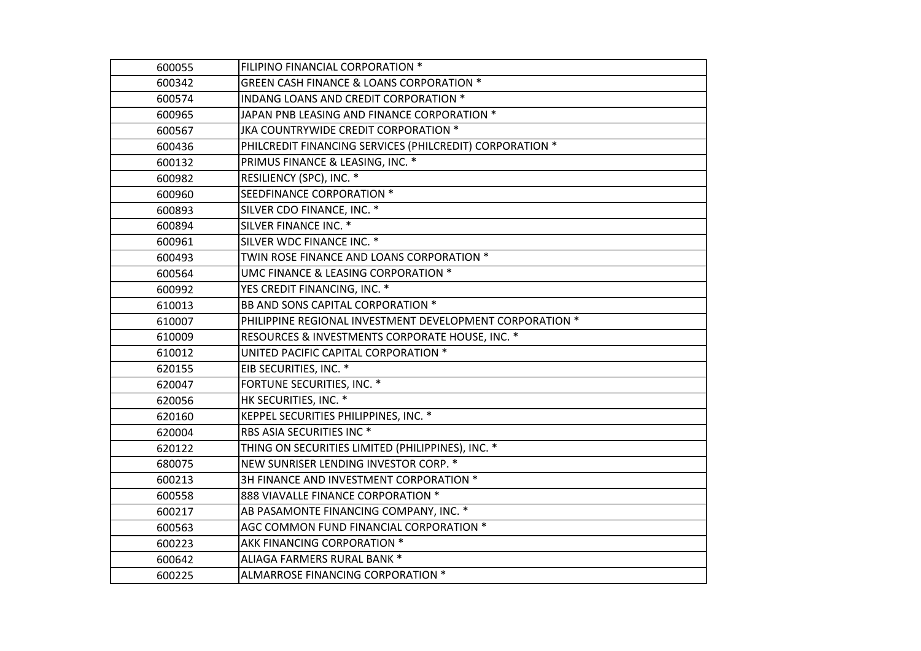| | |
|---|---|
| 600055 | FILIPINO FINANCIAL CORPORATION * |
| 600342 | GREEN CASH FINANCE & LOANS CORPORATION * |
| 600574 | INDANG LOANS AND CREDIT CORPORATION * |
| 600965 | JAPAN PNB LEASING AND FINANCE CORPORATION * |
| 600567 | JKA COUNTRYWIDE CREDIT CORPORATION * |
| 600436 | PHILCREDIT FINANCING SERVICES (PHILCREDIT) CORPORATION * |
| 600132 | PRIMUS FINANCE & LEASING, INC. * |
| 600982 | RESILIENCY (SPC), INC. * |
| 600960 | SEEDFINANCE CORPORATION * |
| 600893 | SILVER CDO FINANCE, INC. * |
| 600894 | SILVER FINANCE INC. * |
| 600961 | SILVER WDC FINANCE INC. * |
| 600493 | TWIN ROSE FINANCE AND LOANS CORPORATION * |
| 600564 | UMC FINANCE & LEASING CORPORATION * |
| 600992 | YES CREDIT FINANCING, INC. * |
| 610013 | BB AND SONS CAPITAL CORPORATION * |
| 610007 | PHILIPPINE REGIONAL INVESTMENT DEVELOPMENT CORPORATION * |
| 610009 | RESOURCES & INVESTMENTS CORPORATE HOUSE, INC. * |
| 610012 | UNITED PACIFIC CAPITAL CORPORATION * |
| 620155 | EIB SECURITIES, INC. * |
| 620047 | FORTUNE SECURITIES, INC. * |
| 620056 | HK SECURITIES, INC. * |
| 620160 | KEPPEL SECURITIES PHILIPPINES, INC. * |
| 620004 | RBS ASIA SECURITIES INC * |
| 620122 | THING ON SECURITIES LIMITED (PHILIPPINES), INC. * |
| 680075 | NEW SUNRISER LENDING INVESTOR CORP. * |
| 600213 | 3H FINANCE AND INVESTMENT CORPORATION * |
| 600558 | 888 VIAVALLE FINANCE CORPORATION * |
| 600217 | AB PASAMONTE FINANCING COMPANY, INC. * |
| 600563 | AGC COMMON FUND FINANCIAL CORPORATION * |
| 600223 | AKK FINANCING CORPORATION * |
| 600642 | ALIAGA FARMERS RURAL BANK * |
| 600225 | ALMARROSE FINANCING CORPORATION * |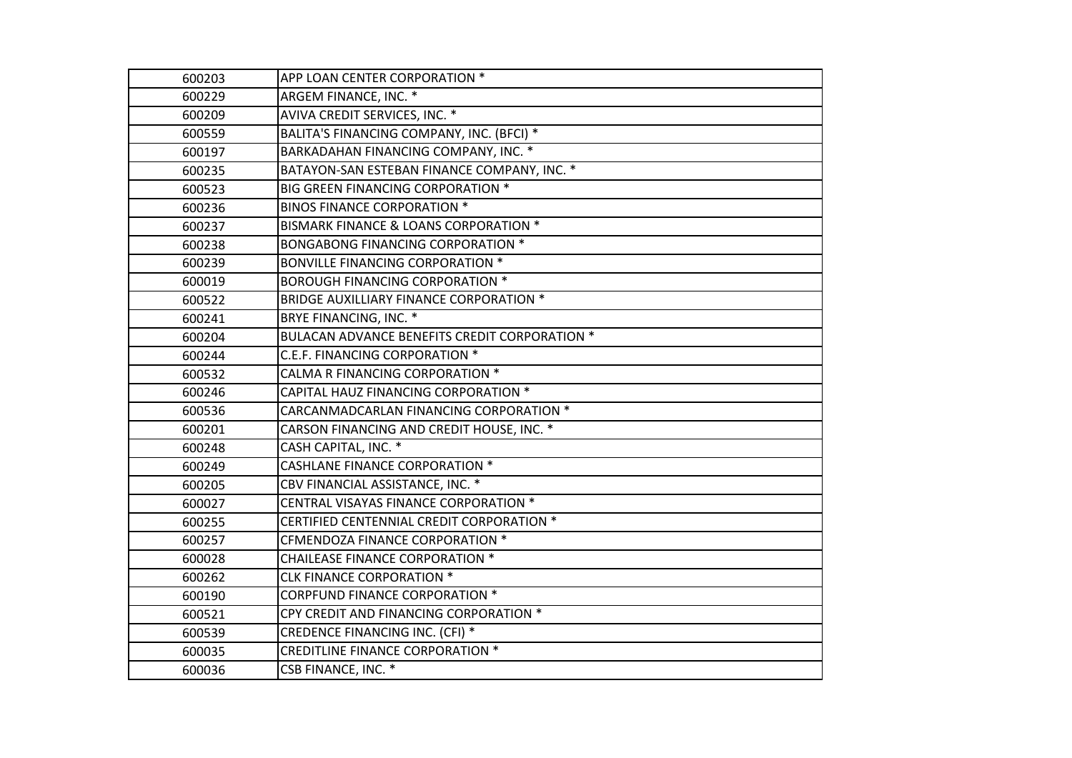| | |
|---|---|
| 600203 | APP LOAN CENTER CORPORATION * |
| 600229 | ARGEM FINANCE, INC. * |
| 600209 | AVIVA CREDIT SERVICES, INC. * |
| 600559 | BALITA'S FINANCING COMPANY, INC. (BFCI) * |
| 600197 | BARKADAHAN FINANCING COMPANY, INC. * |
| 600235 | BATAYON-SAN ESTEBAN FINANCE COMPANY, INC. * |
| 600523 | BIG GREEN FINANCING CORPORATION * |
| 600236 | BINOS FINANCE CORPORATION * |
| 600237 | BISMARK FINANCE & LOANS CORPORATION * |
| 600238 | BONGABONG FINANCING CORPORATION * |
| 600239 | BONVILLE FINANCING CORPORATION * |
| 600019 | BOROUGH FINANCING CORPORATION * |
| 600522 | BRIDGE AUXILLIARY FINANCE CORPORATION * |
| 600241 | BRYE FINANCING, INC. * |
| 600204 | BULACAN ADVANCE BENEFITS CREDIT CORPORATION * |
| 600244 | C.E.F. FINANCING CORPORATION * |
| 600532 | CALMA R FINANCING CORPORATION * |
| 600246 | CAPITAL HAUZ FINANCING CORPORATION * |
| 600536 | CARCANMADCARLAN FINANCING CORPORATION * |
| 600201 | CARSON FINANCING AND CREDIT HOUSE, INC. * |
| 600248 | CASH CAPITAL, INC. * |
| 600249 | CASHLANE FINANCE CORPORATION * |
| 600205 | CBV FINANCIAL ASSISTANCE, INC. * |
| 600027 | CENTRAL VISAYAS FINANCE CORPORATION * |
| 600255 | CERTIFIED CENTENNIAL CREDIT CORPORATION * |
| 600257 | CFMENDOZA FINANCE CORPORATION * |
| 600028 | CHAILEASE FINANCE CORPORATION * |
| 600262 | CLK FINANCE CORPORATION * |
| 600190 | CORPFUND FINANCE CORPORATION * |
| 600521 | CPY CREDIT AND FINANCING CORPORATION * |
| 600539 | CREDENCE FINANCING INC. (CFI) * |
| 600035 | CREDITLINE FINANCE CORPORATION * |
| 600036 | CSB FINANCE, INC. * |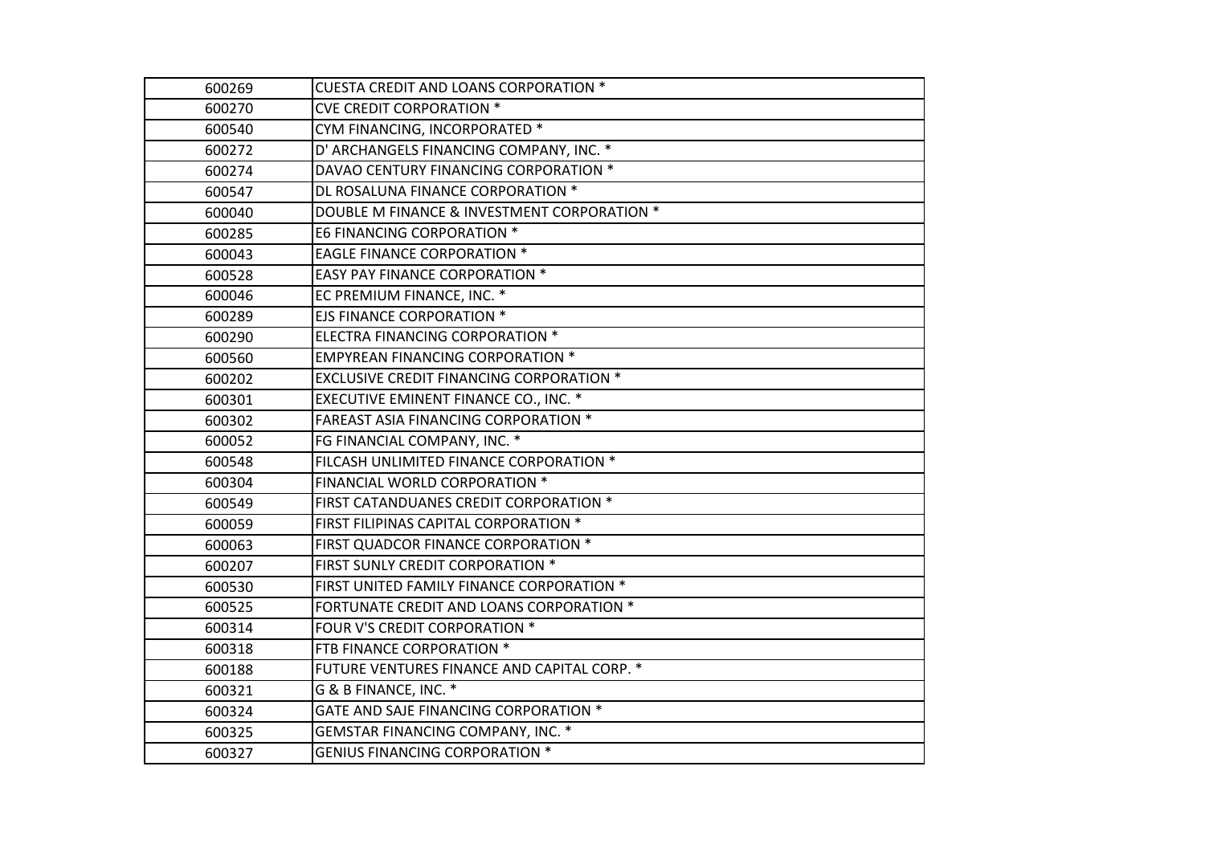| | |
|---|---|
| 600269 | CUESTA CREDIT AND LOANS CORPORATION * |
| 600270 | CVE CREDIT CORPORATION * |
| 600540 | CYM FINANCING, INCORPORATED * |
| 600272 | D' ARCHANGELS FINANCING COMPANY, INC. * |
| 600274 | DAVAO CENTURY FINANCING CORPORATION * |
| 600547 | DL ROSALUNA FINANCE CORPORATION * |
| 600040 | DOUBLE M FINANCE & INVESTMENT CORPORATION * |
| 600285 | E6 FINANCING CORPORATION * |
| 600043 | EAGLE FINANCE CORPORATION * |
| 600528 | EASY PAY FINANCE CORPORATION * |
| 600046 | EC PREMIUM FINANCE, INC. * |
| 600289 | EJS FINANCE CORPORATION * |
| 600290 | ELECTRA FINANCING CORPORATION * |
| 600560 | EMPYREAN FINANCING CORPORATION * |
| 600202 | EXCLUSIVE CREDIT FINANCING CORPORATION * |
| 600301 | EXECUTIVE EMINENT FINANCE CO., INC. * |
| 600302 | FAREAST ASIA FINANCING CORPORATION * |
| 600052 | FG FINANCIAL COMPANY, INC. * |
| 600548 | FILCASH UNLIMITED FINANCE CORPORATION * |
| 600304 | FINANCIAL WORLD CORPORATION * |
| 600549 | FIRST CATANDUANES CREDIT CORPORATION * |
| 600059 | FIRST FILIPINAS CAPITAL CORPORATION * |
| 600063 | FIRST QUADCOR FINANCE CORPORATION * |
| 600207 | FIRST SUNLY CREDIT CORPORATION * |
| 600530 | FIRST UNITED FAMILY FINANCE CORPORATION * |
| 600525 | FORTUNATE CREDIT AND LOANS CORPORATION * |
| 600314 | FOUR V'S CREDIT CORPORATION * |
| 600318 | FTB FINANCE CORPORATION * |
| 600188 | FUTURE VENTURES FINANCE AND CAPITAL CORP. * |
| 600321 | G & B FINANCE, INC. * |
| 600324 | GATE AND SAJE FINANCING CORPORATION * |
| 600325 | GEMSTAR FINANCING COMPANY, INC. * |
| 600327 | GENIUS FINANCING CORPORATION * |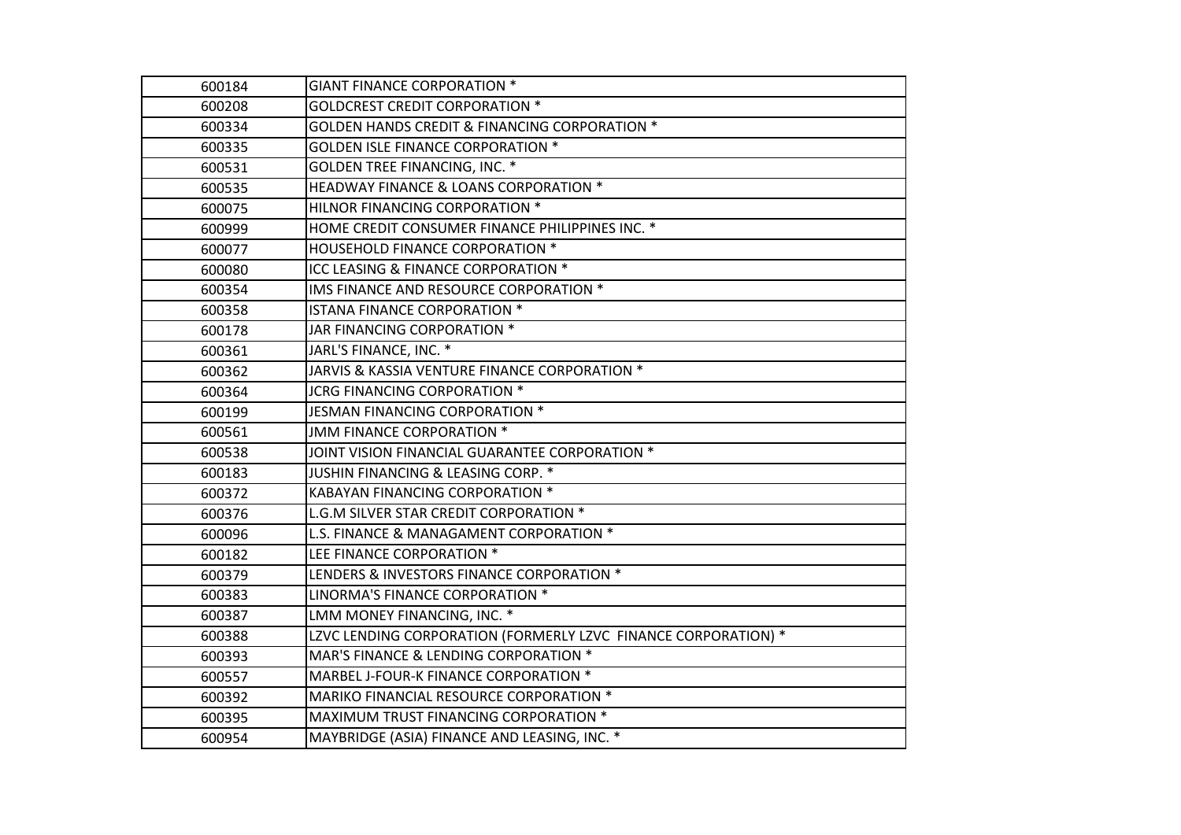| 600184 | GIANT FINANCE CORPORATION * |
|---|---|
| 600208 | GOLDCREST CREDIT CORPORATION * |
| 600334 | GOLDEN HANDS CREDIT & FINANCING CORPORATION * |
| 600335 | GOLDEN ISLE FINANCE CORPORATION * |
| 600531 | GOLDEN TREE FINANCING, INC. * |
| 600535 | HEADWAY FINANCE & LOANS CORPORATION * |
| 600075 | HILNOR FINANCING CORPORATION * |
| 600999 | HOME CREDIT CONSUMER FINANCE PHILIPPINES INC. * |
| 600077 | HOUSEHOLD FINANCE CORPORATION * |
| 600080 | ICC LEASING & FINANCE CORPORATION * |
| 600354 | IMS FINANCE AND RESOURCE CORPORATION * |
| 600358 | ISTANA FINANCE CORPORATION * |
| 600178 | JAR FINANCING CORPORATION * |
| 600361 | JARL'S FINANCE, INC. * |
| 600362 | JARVIS & KASSIA VENTURE FINANCE CORPORATION * |
| 600364 | JCRG FINANCING CORPORATION * |
| 600199 | JESMAN FINANCING CORPORATION * |
| 600561 | JMM FINANCE CORPORATION * |
| 600538 | JOINT VISION FINANCIAL GUARANTEE CORPORATION * |
| 600183 | JUSHIN FINANCING & LEASING CORP. * |
| 600372 | KABAYAN FINANCING CORPORATION * |
| 600376 | L.G.M SILVER STAR CREDIT CORPORATION * |
| 600096 | L.S. FINANCE & MANAGAMENT CORPORATION * |
| 600182 | LEE FINANCE CORPORATION * |
| 600379 | LENDERS & INVESTORS FINANCE CORPORATION * |
| 600383 | LINORMA'S FINANCE CORPORATION * |
| 600387 | LMM MONEY FINANCING, INC. * |
| 600388 | LZVC LENDING CORPORATION (FORMERLY LZVC FINANCE CORPORATION) * |
| 600393 | MAR'S FINANCE & LENDING CORPORATION * |
| 600557 | MARBEL J-FOUR-K FINANCE CORPORATION * |
| 600392 | MARIKO FINANCIAL RESOURCE CORPORATION * |
| 600395 | MAXIMUM TRUST FINANCING CORPORATION * |
| 600954 | MAYBRIDGE (ASIA) FINANCE AND LEASING, INC. * |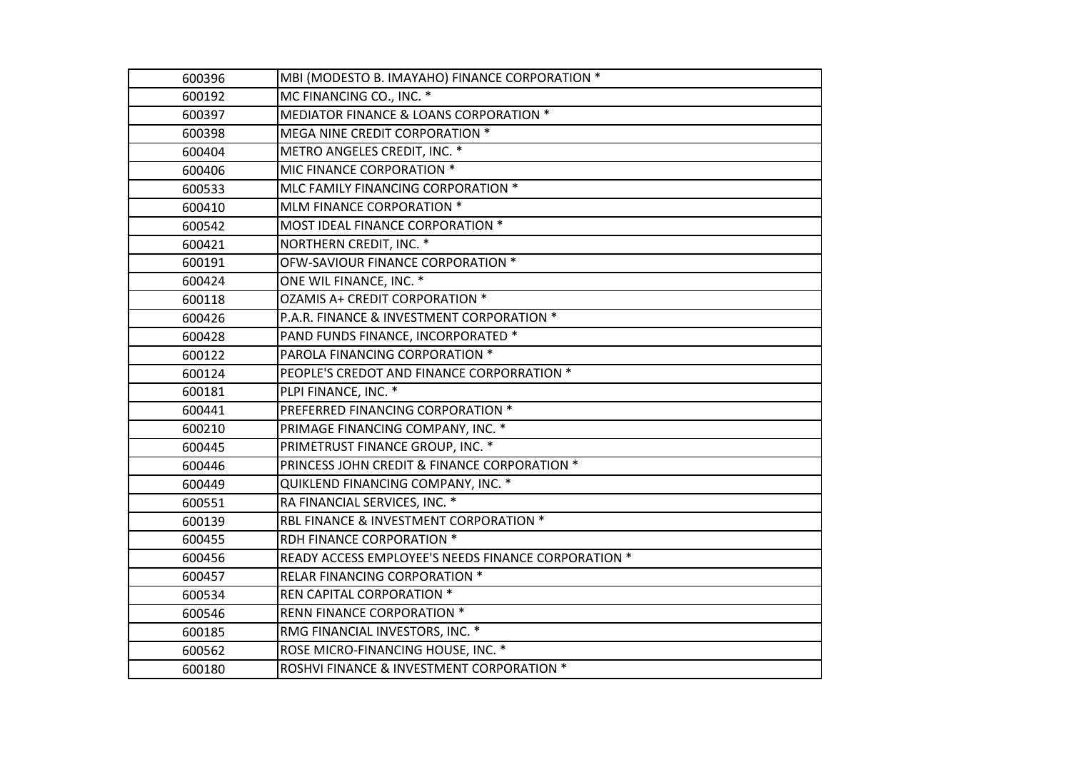| 600396 | MBI (MODESTO B. IMAYAHO) FINANCE CORPORATION * |
|---|---|
| 600192 | MC FINANCING CO., INC. * |
| 600397 | MEDIATOR FINANCE & LOANS CORPORATION * |
| 600398 | MEGA NINE CREDIT CORPORATION * |
| 600404 | METRO ANGELES CREDIT, INC. * |
| 600406 | MIC FINANCE CORPORATION * |
| 600533 | MLC FAMILY FINANCING CORPORATION * |
| 600410 | MLM FINANCE CORPORATION * |
| 600542 | MOST IDEAL FINANCE CORPORATION * |
| 600421 | NORTHERN CREDIT, INC. * |
| 600191 | OFW-SAVIOUR FINANCE CORPORATION * |
| 600424 | ONE WIL FINANCE, INC. * |
| 600118 | OZAMIS A+ CREDIT CORPORATION * |
| 600426 | P.A.R. FINANCE & INVESTMENT CORPORATION * |
| 600428 | PAND FUNDS FINANCE, INCORPORATED * |
| 600122 | PAROLA FINANCING CORPORATION * |
| 600124 | PEOPLE'S CREDOT AND FINANCE CORPORRATION * |
| 600181 | PLPI FINANCE, INC. * |
| 600441 | PREFERRED FINANCING CORPORATION * |
| 600210 | PRIMAGE FINANCING COMPANY, INC. * |
| 600445 | PRIMETRUST FINANCE GROUP, INC. * |
| 600446 | PRINCESS JOHN CREDIT & FINANCE CORPORATION * |
| 600449 | QUIKLEND FINANCING COMPANY, INC. * |
| 600551 | RA FINANCIAL SERVICES, INC. * |
| 600139 | RBL FINANCE & INVESTMENT CORPORATION * |
| 600455 | RDH FINANCE CORPORATION * |
| 600456 | READY ACCESS EMPLOYEE'S NEEDS FINANCE CORPORATION * |
| 600457 | RELAR FINANCING CORPORATION * |
| 600534 | REN CAPITAL CORPORATION * |
| 600546 | RENN FINANCE CORPORATION * |
| 600185 | RMG FINANCIAL INVESTORS, INC. * |
| 600562 | ROSE MICRO-FINANCING HOUSE, INC. * |
| 600180 | ROSHVI FINANCE & INVESTMENT CORPORATION * |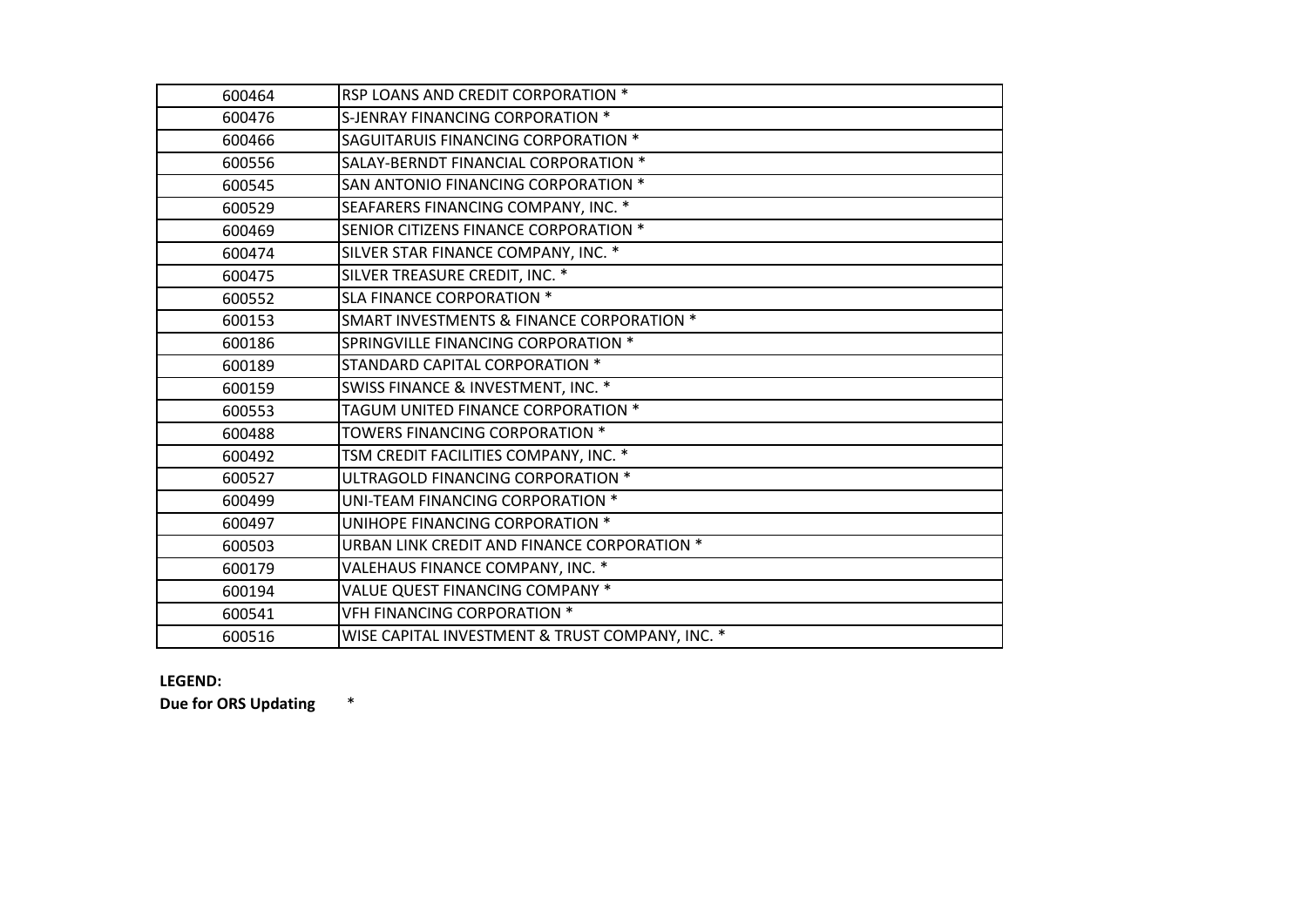| | |
|---|---|
| 600464 | RSP LOANS AND CREDIT CORPORATION * |
| 600476 | S-JENRAY FINANCING CORPORATION * |
| 600466 | SAGUITARUIS FINANCING CORPORATION * |
| 600556 | SALAY-BERNDT FINANCIAL CORPORATION * |
| 600545 | SAN ANTONIO FINANCING CORPORATION * |
| 600529 | SEAFARERS FINANCING COMPANY, INC. * |
| 600469 | SENIOR CITIZENS FINANCE CORPORATION * |
| 600474 | SILVER STAR FINANCE COMPANY, INC. * |
| 600475 | SILVER TREASURE CREDIT, INC. * |
| 600552 | SLA FINANCE CORPORATION * |
| 600153 | SMART INVESTMENTS & FINANCE CORPORATION * |
| 600186 | SPRINGVILLE FINANCING CORPORATION * |
| 600189 | STANDARD CAPITAL CORPORATION * |
| 600159 | SWISS FINANCE & INVESTMENT, INC. * |
| 600553 | TAGUM UNITED FINANCE CORPORATION * |
| 600488 | TOWERS FINANCING CORPORATION * |
| 600492 | TSM CREDIT FACILITIES COMPANY, INC. * |
| 600527 | ULTRAGOLD FINANCING CORPORATION * |
| 600499 | UNI-TEAM FINANCING CORPORATION * |
| 600497 | UNIHOPE FINANCING CORPORATION * |
| 600503 | URBAN LINK CREDIT AND FINANCE CORPORATION * |
| 600179 | VALEHAUS FINANCE COMPANY, INC. * |
| 600194 | VALUE QUEST FINANCING COMPANY * |
| 600541 | VFH FINANCING CORPORATION * |
| 600516 | WISE CAPITAL INVESTMENT & TRUST COMPANY, INC. * |

**LEGEND:**

**Due for ORS Updating** *